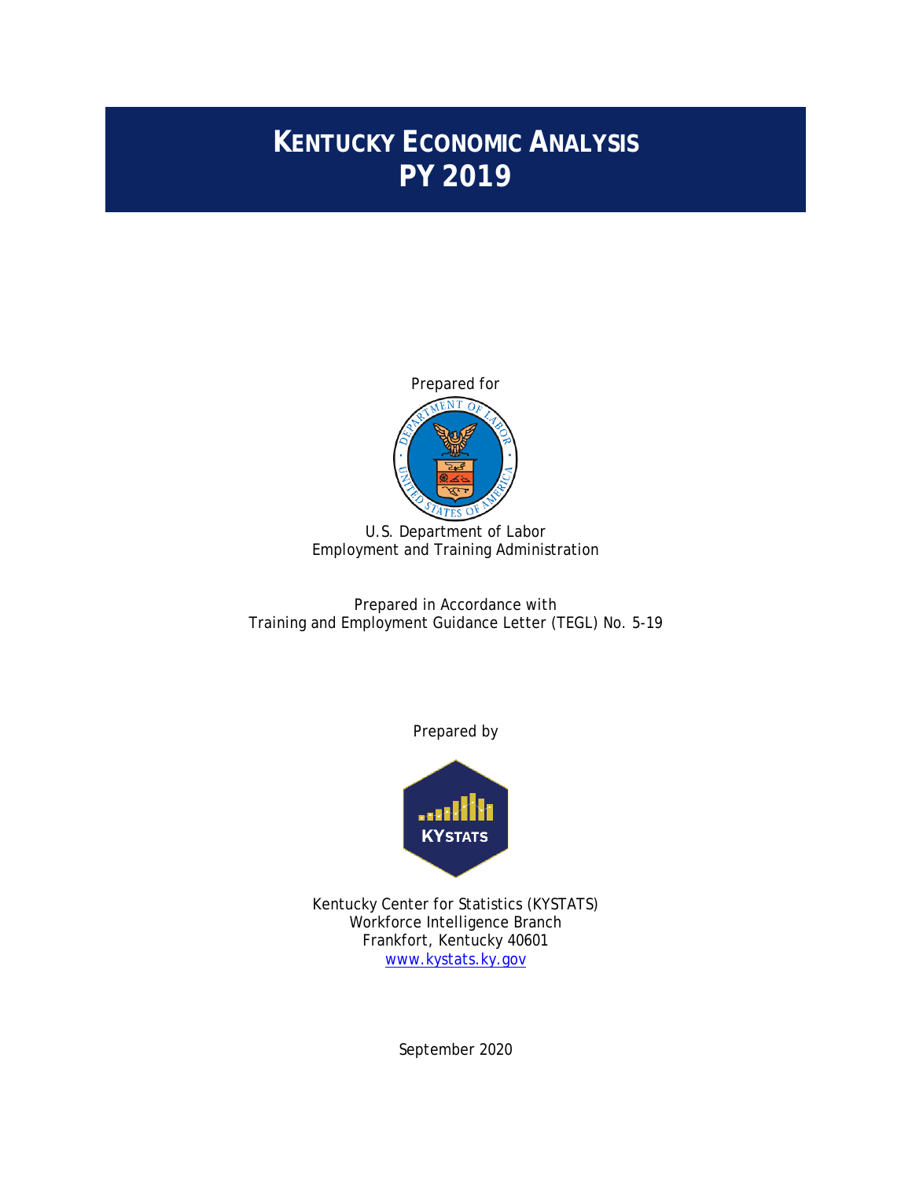# KENTUCKY ECONOMIC ANALYSIS
# PY 2019

Prepared for

U.S. Department of Labor
Employment and Training Administration

Prepared in Accordance with
Training and Employment Guidance Letter (TEGL) No. 5-19

Prepared by

Kentucky Center for Statistics (KYSTATS)
Workforce Intelligence Branch
Frankfort, Kentucky 40601
[www.kystats.ky.gov](http://www.kystats.ky.gov)

September 2020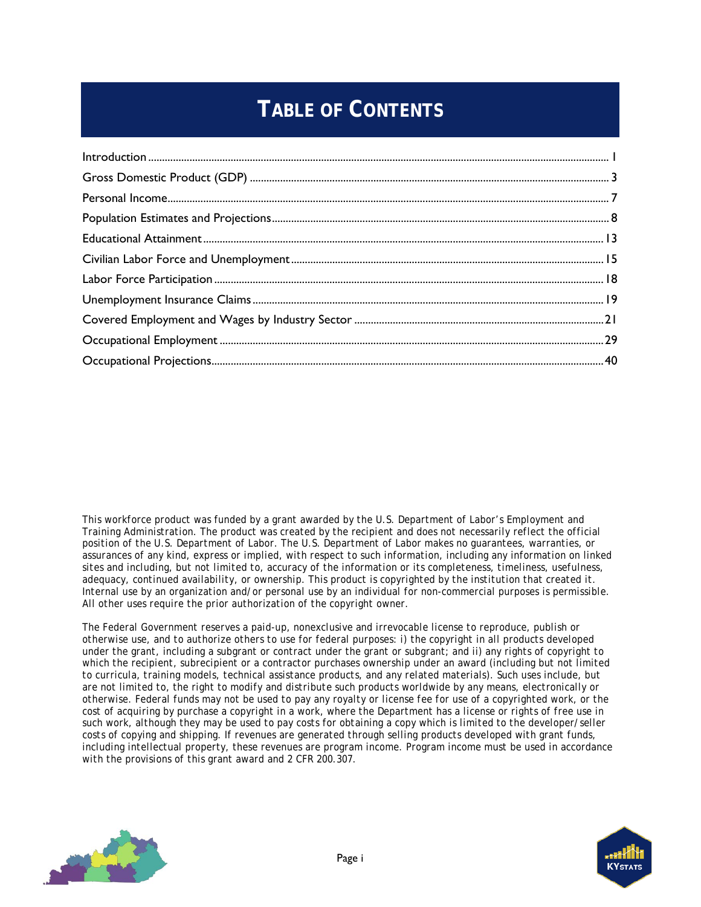# TABLE OF CONTENTS

| Section | Page |
| --- | --- |
| Introduction | 1 |
| Gross Domestic Product (GDP) | 3 |
| Personal Income | 7 |
| Population Estimates and Projections | 8 |
| Educational Attainment | 13 |
| Civilian Labor Force and Unemployment | 15 |
| Labor Force Participation | 18 |
| Unemployment Insurance Claims | 19 |
| Covered Employment and Wages by Industry Sector | 21 |
| Occupational Employment | 29 |
| Occupational Projections | 40 |

This workforce product was funded by a grant awarded by the U.S. Department of Labor's Employment and Training Administration. The product was created by the recipient and does not necessarily reflect the official position of the U.S. Department of Labor. The U.S. Department of Labor makes no guarantees, warranties, or assurances of any kind, express or implied, with respect to such information, including any information on linked sites and including, but not limited to, accuracy of the information or its completeness, timeliness, usefulness, adequacy, continued availability, or ownership. This product is copyrighted by the institution that created it. Internal use by an organization and/or personal use by an individual for non-commercial purposes is permissible. All other uses require the prior authorization of the copyright owner.

The Federal Government reserves a paid-up, nonexclusive and irrevocable license to reproduce, publish or otherwise use, and to authorize others to use for federal purposes: i) the copyright in all products developed under the grant, including a subgrant or contract under the grant or subgrant; and ii) any rights of copyright to which the recipient, subrecipient or a contractor purchases ownership under an award (including but not limited to curricula, training models, technical assistance products, and any related materials). Such uses include, but are not limited to, the right to modify and distribute such products worldwide by any means, electronically or otherwise. Federal funds may not be used to pay any royalty or license fee for use of a copyrighted work, or the cost of acquiring by purchase a copyright in a work, where the Department has a license or rights of free use in such work, although they may be used to pay costs for obtaining a copy which is limited to the developer/seller costs of copying and shipping. If revenues are generated through selling products developed with grant funds, including intellectual property, these revenues are program income. Program income must be used in accordance with the provisions of this grant award and 2 CFR 200.307.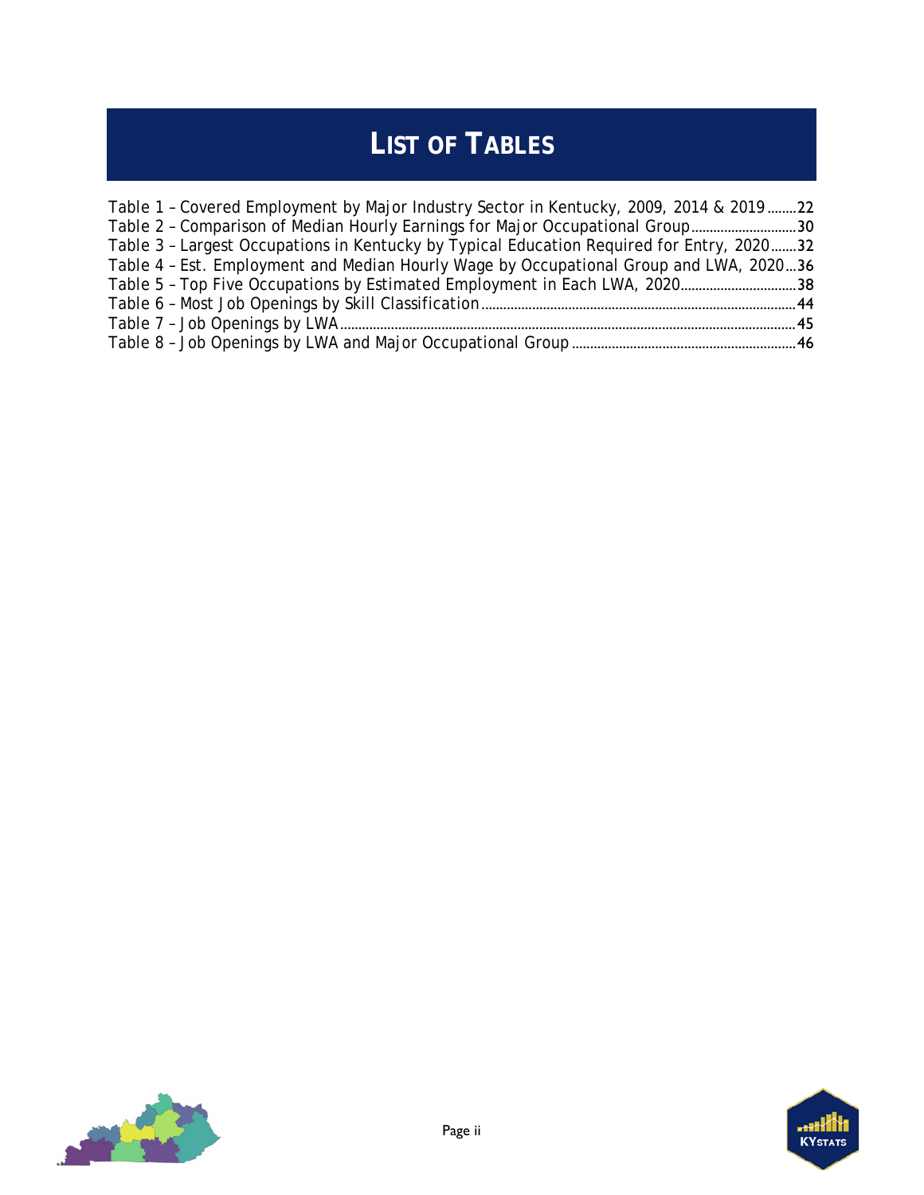# LIST OF TABLES

Table 1 – Covered Employment by Major Industry Sector in Kentucky, 2009, 2014 & 2019........22
Table 2 – Comparison of Median Hourly Earnings for Major Occupational Group.............................30
Table 3 – Largest Occupations in Kentucky by Typical Education Required for Entry, 2020.......32
Table 4 – Est. Employment and Median Hourly Wage by Occupational Group and LWA, 2020...36
Table 5 – Top Five Occupations by Estimated Employment in Each LWA, 2020................................38
Table 6 – Most Job Openings by Skill Classification.......................................................................................44
Table 7 – Job Openings by LWA.............................................................................................................................45
Table 8 – Job Openings by LWA and Major Occupational Group.............................................................46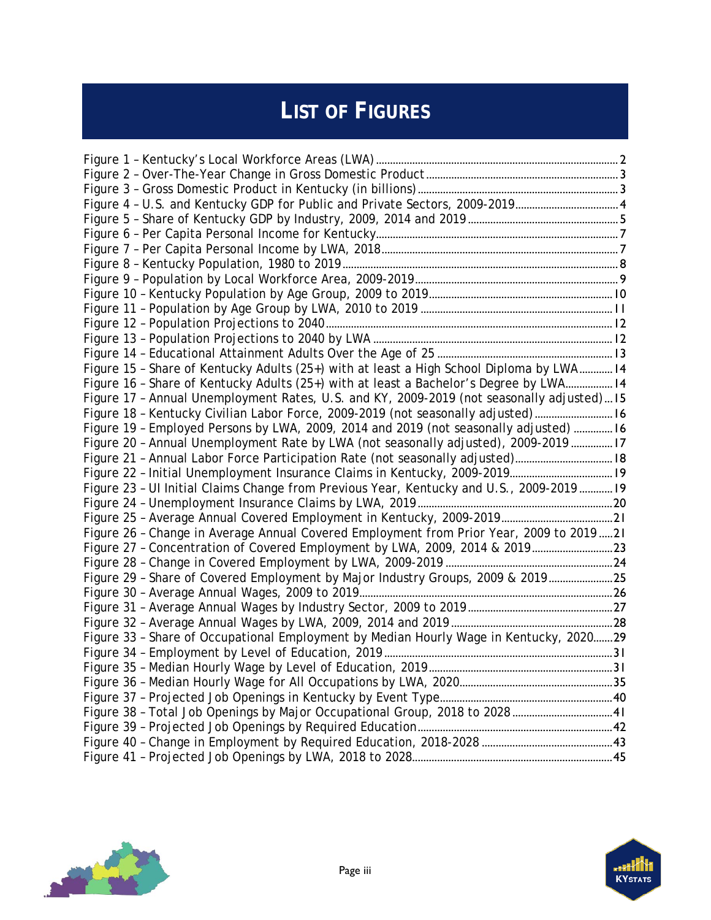# LIST OF FIGURES

Figure 1 – Kentucky's Local Workforce Areas (LWA) ........................................................... 2
Figure 2 – Over-The-Year Change in Gross Domestic Product ........................................... 3
Figure 3 – Gross Domestic Product in Kentucky (in billions) ............................................. 3
Figure 4 – U.S. and Kentucky GDP for Public and Private Sectors, 2009-2019 .................. 4
Figure 5 – Share of Kentucky GDP by Industry, 2009, 2014 and 2019 ................................ 5
Figure 6 – Per Capita Personal Income for Kentucky .......................................................... 7
Figure 7 – Per Capita Personal Income by LWA, 2018 ........................................................ 7
Figure 8 – Kentucky Population, 1980 to 2019 ................................................................... 8
Figure 9 – Population by Local Workforce Area, 2009-2019 ............................................... 9
Figure 10 – Kentucky Population by Age Group, 2009 to 2019 ......................................... 10
Figure 11 – Population by Age Group by LWA, 2010 to 2019 ........................................... 11
Figure 12 – Population Projections to 2040 ..................................................................... 12
Figure 13 – Population Projections to 2040 by LWA ........................................................ 12
Figure 14 – Educational Attainment Adults Over the Age of 25 ....................................... 13
Figure 15 – Share of Kentucky Adults (25+) with at least a High School Diploma by LWA ............ 14
Figure 16 – Share of Kentucky Adults (25+) with at least a Bachelor's Degree by LWA ................ 14
Figure 17 – Annual Unemployment Rates, U.S. and KY, 2009-2019 (not seasonally adjusted) ... 15
Figure 18 – Kentucky Civilian Labor Force, 2009-2019 (not seasonally adjusted) ............ 16
Figure 19 – Employed Persons by LWA, 2009, 2014 and 2019 (not seasonally adjusted) ........... 16
Figure 20 – Annual Unemployment Rate by LWA (not seasonally adjusted), 2009-2019 ............ 17
Figure 21 – Annual Labor Force Participation Rate (not seasonally adjusted) .................. 18
Figure 22 – Initial Unemployment Insurance Claims in Kentucky, 2009-2019 .................. 19
Figure 23 – UI Initial Claims Change from Previous Year, Kentucky and U.S., 2009-2019 ............ 19
Figure 24 – Unemployment Insurance Claims by LWA, 2019 ............................................ 20
Figure 25 – Average Annual Covered Employment in Kentucky, 2009-2019 ...................... 21
Figure 26 – Change in Average Annual Covered Employment from Prior Year, 2009 to 2019 ..... 21
Figure 27 – Concentration of Covered Employment by LWA, 2009, 2014 & 2019 ............... 23
Figure 28 – Change in Covered Employment by LWA, 2009-2019 ..................................... 24
Figure 29 – Share of Covered Employment by Major Industry Groups, 2009 & 2019 .......... 25
Figure 30 – Average Annual Wages, 2009 to 2019 ............................................................ 26
Figure 31 – Average Annual Wages by Industry Sector, 2009 to 2019 .............................. 27
Figure 32 – Average Annual Wages by LWA, 2009, 2014 and 2019 ................................... 28
Figure 33 – Share of Occupational Employment by Median Hourly Wage in Kentucky, 2020 ....... 29
Figure 34 – Employment by Level of Education, 2019 ....................................................... 31
Figure 35 – Median Hourly Wage by Level of Education, 2019 .......................................... 31
Figure 36 – Median Hourly Wage for All Occupations by LWA, 2020 ................................ 35
Figure 37 – Projected Job Openings in Kentucky by Event Type ....................................... 40
Figure 38 – Total Job Openings by Major Occupational Group, 2018 to 2028 .................... 41
Figure 39 – Projected Job Openings by Required Education ............................................. 42
Figure 40 – Change in Employment by Required Education, 2018-2028 ............................ 43
Figure 41 – Projected Job Openings by LWA, 2018 to 2028 ............................................... 45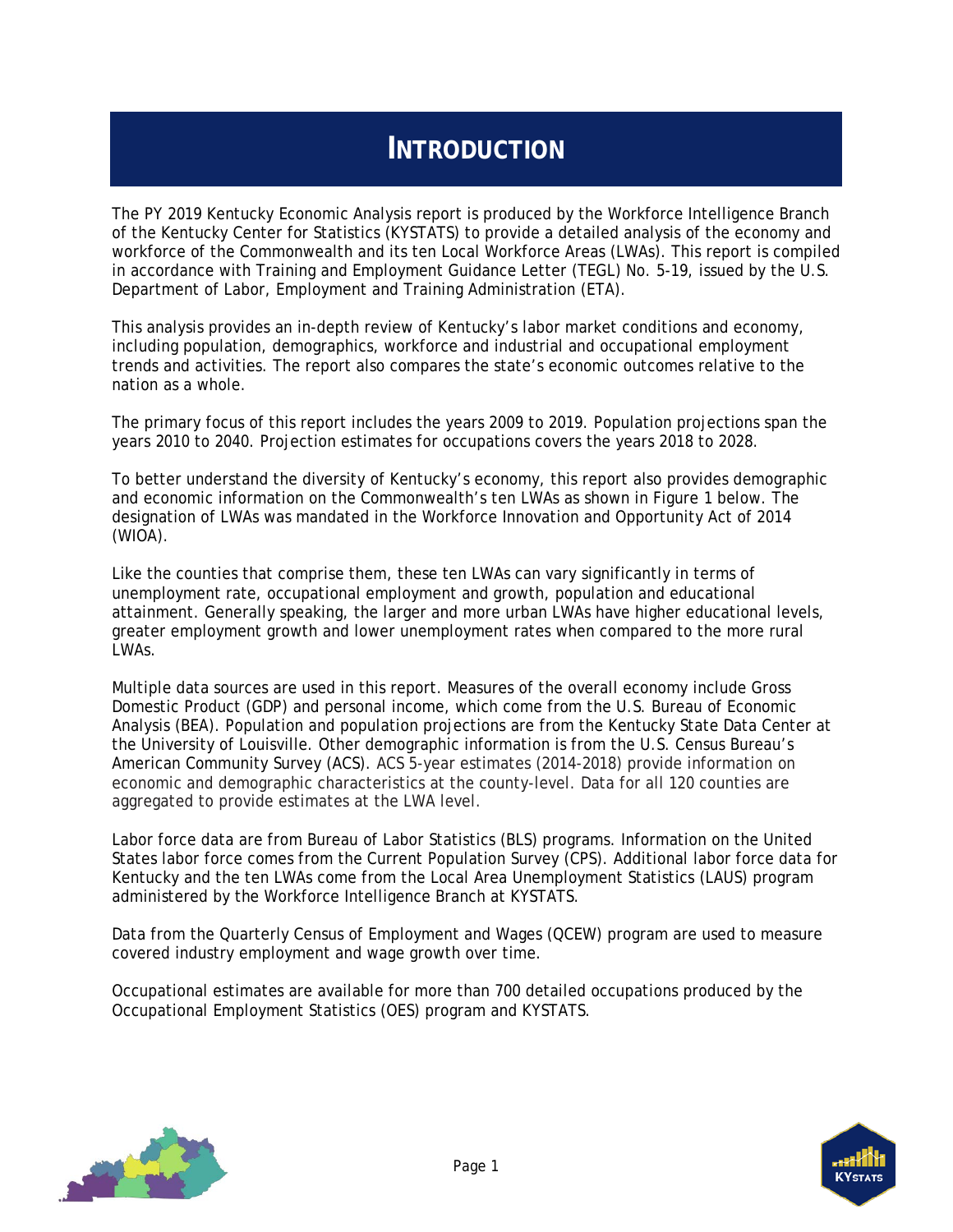# INTRODUCTION

The PY 2019 Kentucky Economic Analysis report is produced by the Workforce Intelligence Branch of the Kentucky Center for Statistics (KYSTATS) to provide a detailed analysis of the economy and workforce of the Commonwealth and its ten Local Workforce Areas (LWAs). This report is compiled in accordance with Training and Employment Guidance Letter (TEGL) No. 5-19, issued by the U.S. Department of Labor, Employment and Training Administration (ETA).

This analysis provides an in-depth review of Kentucky's labor market conditions and economy, including population, demographics, workforce and industrial and occupational employment trends and activities. The report also compares the state's economic outcomes relative to the nation as a whole.

The primary focus of this report includes the years 2009 to 2019. Population projections span the years 2010 to 2040. Projection estimates for occupations covers the years 2018 to 2028.

To better understand the diversity of Kentucky's economy, this report also provides demographic and economic information on the Commonwealth's ten LWAs as shown in Figure 1 below. The designation of LWAs was mandated in the Workforce Innovation and Opportunity Act of 2014 (WIOA).

Like the counties that comprise them, these ten LWAs can vary significantly in terms of unemployment rate, occupational employment and growth, population and educational attainment. Generally speaking, the larger and more urban LWAs have higher educational levels, greater employment growth and lower unemployment rates when compared to the more rural LWAs.

Multiple data sources are used in this report. Measures of the overall economy include Gross Domestic Product (GDP) and personal income, which come from the U.S. Bureau of Economic Analysis (BEA). Population and population projections are from the Kentucky State Data Center at the University of Louisville. Other demographic information is from the U.S. Census Bureau's American Community Survey (ACS). ACS 5-year estimates (2014-2018) provide information on economic and demographic characteristics at the county-level. Data for all 120 counties are aggregated to provide estimates at the LWA level.

Labor force data are from Bureau of Labor Statistics (BLS) programs. Information on the United States labor force comes from the Current Population Survey (CPS). Additional labor force data for Kentucky and the ten LWAs come from the Local Area Unemployment Statistics (LAUS) program administered by the Workforce Intelligence Branch at KYSTATS.

Data from the Quarterly Census of Employment and Wages (QCEW) program are used to measure covered industry employment and wage growth over time.

Occupational estimates are available for more than 700 detailed occupations produced by the Occupational Employment Statistics (OES) program and KYSTATS.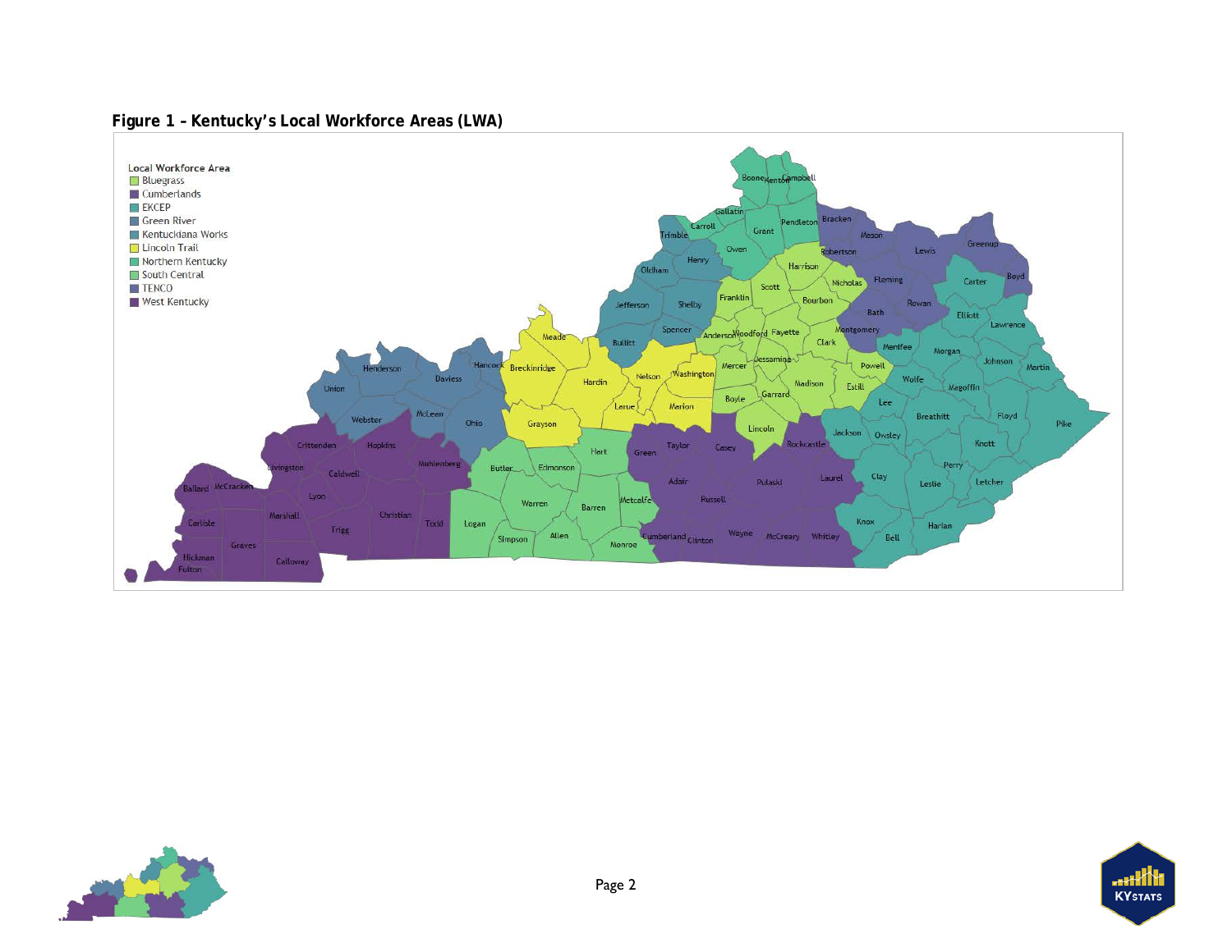**Figure 1 – Kentucky's Local Workforce Areas (LWA)**

Local Workforce Area
- Bluegrass
- Cumberlands
- EKCEP
- Green River
- Kentuckiana Works
- Lincoln Trail
- Northern Kentucky
- South Central
- TENCO
- West Kentucky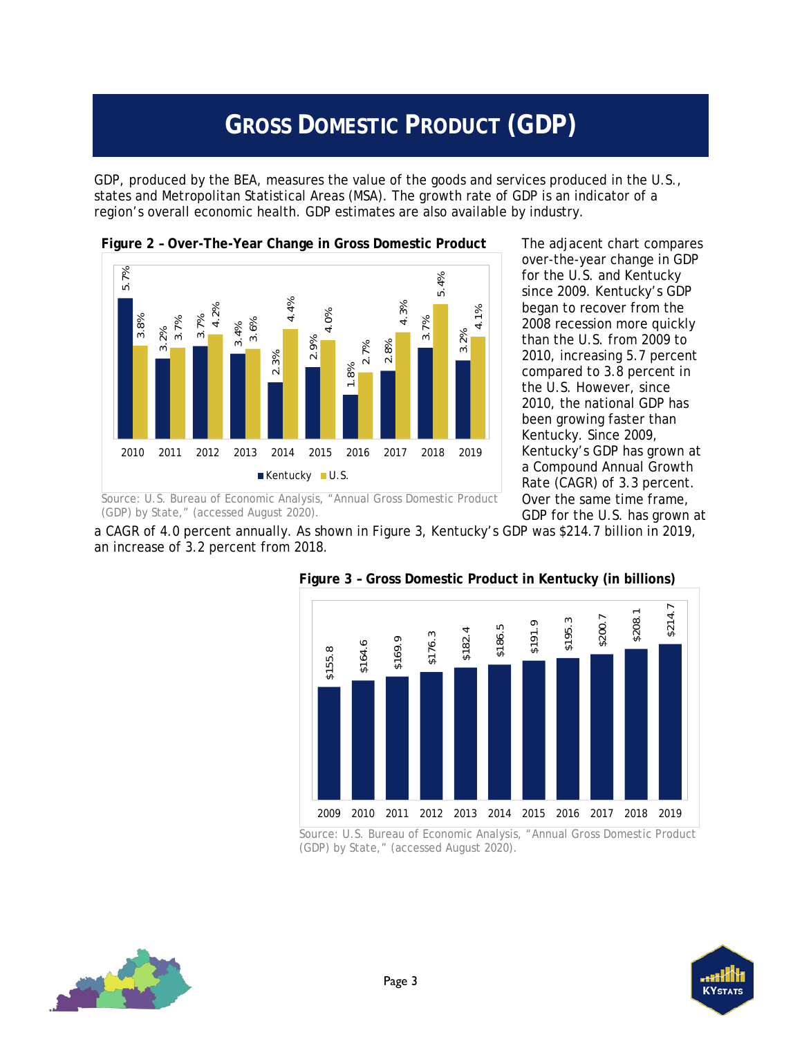# GROSS DOMESTIC PRODUCT (GDP)

GDP, produced by the BEA, measures the value of the goods and services produced in the U.S., states and Metropolitan Statistical Areas (MSA). The growth rate of GDP is an indicator of a region's overall economic health. GDP estimates are also available by industry.

**Figure 2 – Over-The-Year Change in Gross Domestic Product**

| Year | Kentucky | U.S. |
|---|---|---|
| 2010 | 5.7% | 3.8% |
| 2011 | 3.2% | 3.7% |
| 2012 | 3.7% | 4.2% |
| 2013 | 3.4% | 3.6% |
| 2014 | 2.3% | 4.4% |
| 2015 | 2.9% | 4.0% |
| 2016 | 1.8% | 2.7% |
| 2017 | 2.8% | 4.3% |
| 2018 | 3.7% | 5.4% |
| 2019 | 3.2% | 4.1% |

Source: U.S. Bureau of Economic Analysis, "Annual Gross Domestic Product (GDP) by State," (accessed August 2020).

The adjacent chart compares over-the-year change in GDP for the U.S. and Kentucky since 2009. Kentucky's GDP began to recover from the 2008 recession more quickly than the U.S. from 2009 to 2010, increasing 5.7 percent compared to 3.8 percent in the U.S. However, since 2010, the national GDP has been growing faster than Kentucky. Since 2009, Kentucky's GDP has grown at a Compound Annual Growth Rate (CAGR) of 3.3 percent. Over the same time frame, GDP for the U.S. has grown at a CAGR of 4.0 percent annually. As shown in Figure 3, Kentucky's GDP was $214.7 billion in 2019, an increase of 3.2 percent from 2018.

**Figure 3 – Gross Domestic Product in Kentucky (in billions)**

| Year | GDP |
|---|---|
| 2009 | $155.8 |
| 2010 | $164.6 |
| 2011 | $169.9 |
| 2012 | $176.3 |
| 2013 | $182.4 |
| 2014 | $186.5 |
| 2015 | $191.9 |
| 2016 | $195.3 |
| 2017 | $200.7 |
| 2018 | $208.1 |
| 2019 | $214.7 |

Source: U.S. Bureau of Economic Analysis, "Annual Gross Domestic Product (GDP) by State," (accessed August 2020).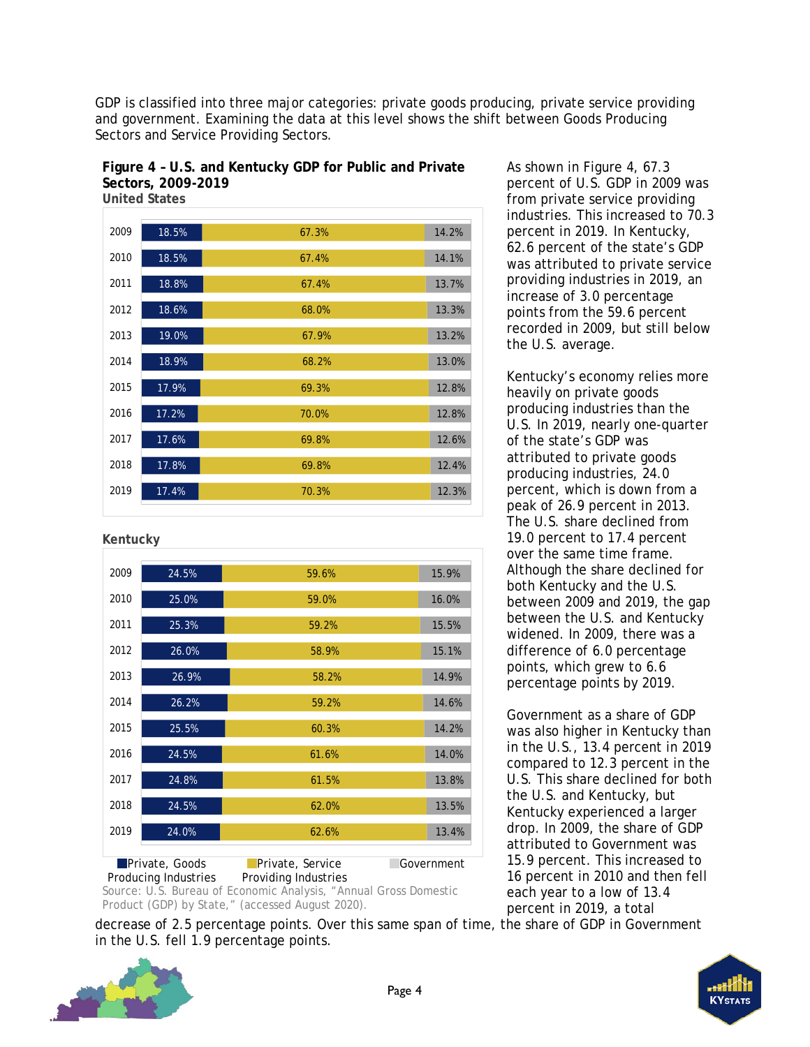GDP is classified into three major categories: private goods producing, private service providing and government. Examining the data at this level shows the shift between Goods Producing Sectors and Service Providing Sectors.

**Figure 4 – U.S. and Kentucky GDP for Public and Private Sectors, 2009-2019**

**United States**

| Year | Private, Goods Producing Industries | Private, Service Providing Industries | Government |
|---|---|---|---|
| 2009 | 18.5% | 67.3% | 14.2% |
| 2010 | 18.5% | 67.4% | 14.1% |
| 2011 | 18.8% | 67.4% | 13.7% |
| 2012 | 18.6% | 68.0% | 13.3% |
| 2013 | 19.0% | 67.9% | 13.2% |
| 2014 | 18.9% | 68.2% | 13.0% |
| 2015 | 17.9% | 69.3% | 12.8% |
| 2016 | 17.2% | 70.0% | 12.8% |
| 2017 | 17.6% | 69.8% | 12.6% |
| 2018 | 17.8% | 69.8% | 12.4% |
| 2019 | 17.4% | 70.3% | 12.3% |

**Kentucky**

| Year | Private, Goods Producing Industries | Private, Service Providing Industries | Government |
|---|---|---|---|
| 2009 | 24.5% | 59.6% | 15.9% |
| 2010 | 25.0% | 59.0% | 16.0% |
| 2011 | 25.3% | 59.2% | 15.5% |
| 2012 | 26.0% | 58.9% | 15.1% |
| 2013 | 26.9% | 58.2% | 14.9% |
| 2014 | 26.2% | 59.2% | 14.6% |
| 2015 | 25.5% | 60.3% | 14.2% |
| 2016 | 24.5% | 61.6% | 14.0% |
| 2017 | 24.8% | 61.5% | 13.8% |
| 2018 | 24.5% | 62.0% | 13.5% |
| 2019 | 24.0% | 62.6% | 13.4% |

Source: U.S. Bureau of Economic Analysis, "Annual Gross Domestic Product (GDP) by State," (accessed August 2020).

As shown in Figure 4, 67.3 percent of U.S. GDP in 2009 was from private service providing industries. This increased to 70.3 percent in 2019. In Kentucky, 62.6 percent of the state's GDP was attributed to private service providing industries in 2019, an increase of 3.0 percentage points from the 59.6 percent recorded in 2009, but still below the U.S. average.

Kentucky's economy relies more heavily on private goods producing industries than the U.S. In 2019, nearly one-quarter of the state's GDP was attributed to private goods producing industries, 24.0 percent, which is down from a peak of 26.9 percent in 2013. The U.S. share declined from 19.0 percent to 17.4 percent over the same time frame. Although the share declined for both Kentucky and the U.S. between 2009 and 2019, the gap between the U.S. and Kentucky widened. In 2009, there was a difference of 6.0 percentage points, which grew to 6.6 percentage points by 2019.

Government as a share of GDP was also higher in Kentucky than in the U.S., 13.4 percent in 2019 compared to 12.3 percent in the U.S. This share declined for both the U.S. and Kentucky, but Kentucky experienced a larger drop. In 2009, the share of GDP attributed to Government was 15.9 percent. This increased to 16 percent in 2010 and then fell each year to a low of 13.4 percent in 2019, a total decrease of 2.5 percentage points. Over this same span of time, the share of GDP in Government in the U.S. fell 1.9 percentage points.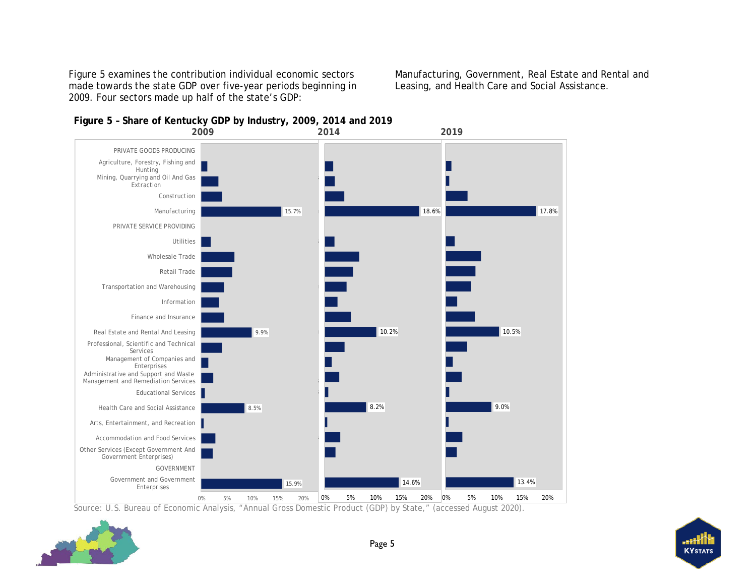Figure 5 examines the contribution individual economic sectors made towards the state GDP over five-year periods beginning in 2009. Four sectors made up half of the state's GDP: Manufacturing, Government, Real Estate and Rental and Leasing, and Health Care and Social Assistance.

**Figure 5 – Share of Kentucky GDP by Industry, 2009, 2014 and 2019**

| Industry | 2009 | 2014 | 2019 |
| --- | --- | --- | --- |
| PRIVATE GOODS PRODUCING | | | |
| Agriculture, Forestry, Fishing and Hunting | | | |
| Mining, Quarrying and Oil And Gas Extraction | | | |
| Construction | | | |
| Manufacturing | 15.7% | 18.6% | 17.8% |
| PRIVATE SERVICE PROVIDING | | | |
| Utilities | | | |
| Wholesale Trade | | | |
| Retail Trade | | | |
| Transportation and Warehousing | | | |
| Information | | | |
| Finance and Insurance | | | |
| Real Estate and Rental And Leasing | 9.9% | 10.2% | 10.5% |
| Professional, Scientific and Technical Services | | | |
| Management of Companies and Enterprises | | | |
| Administrative and Support and Waste Management and Remediation Services | | | |
| Educational Services | | | |
| Health Care and Social Assistance | 8.5% | 8.2% | 9.0% |
| Arts, Entertainment, and Recreation | | | |
| Accommodation and Food Services | | | |
| Other Services (Except Government And Government Enterprises) | | | |
| GOVERNMENT | | | |
| Government and Government Enterprises | 15.9% | 14.6% | 13.4% |

Source: U.S. Bureau of Economic Analysis, "Annual Gross Domestic Product (GDP) by State," (accessed August 2020).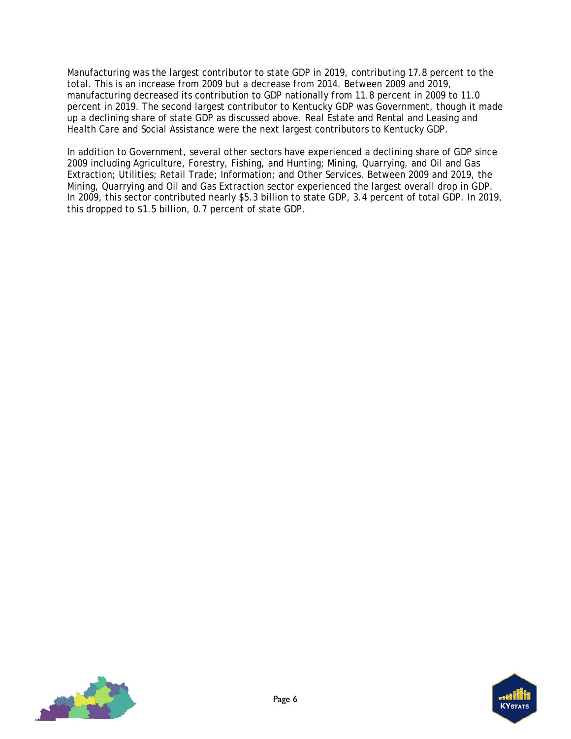Manufacturing was the largest contributor to state GDP in 2019, contributing 17.8 percent to the total. This is an increase from 2009 but a decrease from 2014. Between 2009 and 2019, manufacturing decreased its contribution to GDP nationally from 11.8 percent in 2009 to 11.0 percent in 2019. The second largest contributor to Kentucky GDP was Government, though it made up a declining share of state GDP as discussed above. Real Estate and Rental and Leasing and Health Care and Social Assistance were the next largest contributors to Kentucky GDP.

In addition to Government, several other sectors have experienced a declining share of GDP since 2009 including Agriculture, Forestry, Fishing, and Hunting; Mining, Quarrying, and Oil and Gas Extraction; Utilities; Retail Trade; Information; and Other Services. Between 2009 and 2019, the Mining, Quarrying and Oil and Gas Extraction sector experienced the largest overall drop in GDP. In 2009, this sector contributed nearly $5.3 billion to state GDP, 3.4 percent of total GDP. In 2019, this dropped to $1.5 billion, 0.7 percent of state GDP.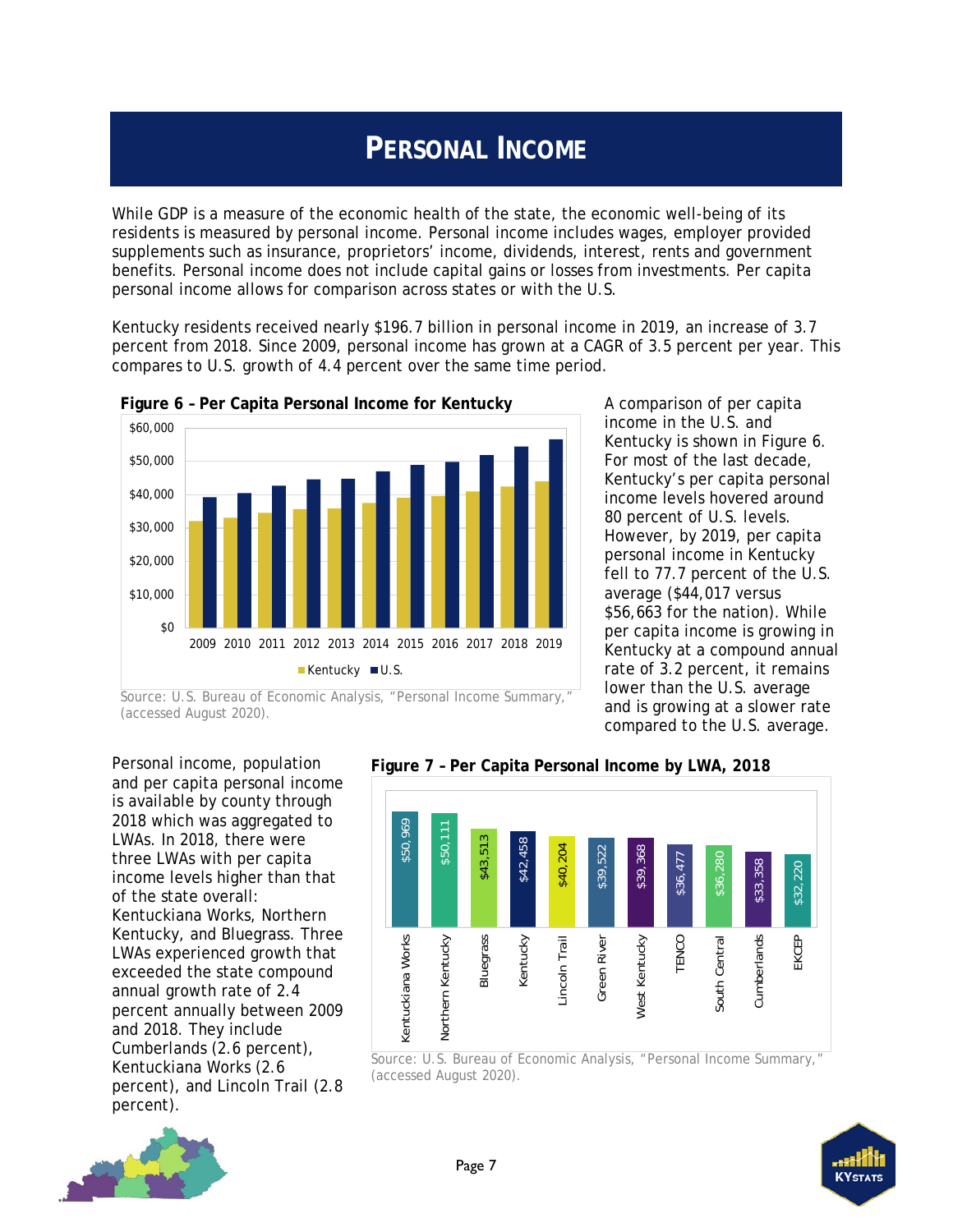# PERSONAL INCOME

While GDP is a measure of the economic health of the state, the economic well-being of its residents is measured by personal income. Personal income includes wages, employer provided supplements such as insurance, proprietors' income, dividends, interest, rents and government benefits. Personal income does not include capital gains or losses from investments. Per capita personal income allows for comparison across states or with the U.S.

Kentucky residents received nearly $196.7 billion in personal income in 2019, an increase of 3.7 percent from 2018. Since 2009, personal income has grown at a CAGR of 3.5 percent per year. This compares to U.S. growth of 4.4 percent over the same time period.

**Figure 6 – Per Capita Personal Income for Kentucky**

Source: U.S. Bureau of Economic Analysis, "Personal Income Summary," (accessed August 2020).

A comparison of per capita income in the U.S. and Kentucky is shown in Figure 6. For most of the last decade, Kentucky's per capita personal income levels hovered around 80 percent of U.S. levels. However, by 2019, per capita personal income in Kentucky fell to 77.7 percent of the U.S. average ($44,017 versus $56,663 for the nation). While per capita income is growing in Kentucky at a compound annual rate of 3.2 percent, it remains lower than the U.S. average and is growing at a slower rate compared to the U.S. average.

Personal income, population and per capita personal income is available by county through 2018 which was aggregated to LWAs. In 2018, there were three LWAs with per capita income levels higher than that of the state overall: Kentuckiana Works, Northern Kentucky, and Bluegrass. Three LWAs experienced growth that exceeded the state compound annual growth rate of 2.4 percent annually between 2009 and 2018. They include Cumberlands (2.6 percent), Kentuckiana Works (2.6 percent), and Lincoln Trail (2.8 percent).

**Figure 7 – Per Capita Personal Income by LWA, 2018**

| LWA | Per Capita Personal Income |
|---|---|
| Kentuckiana Works | $50,969 |
| Northern Kentucky | $50,111 |
| Bluegrass | $43,513 |
| Kentucky | $42,458 |
| Lincoln Trail | $40,204 |
| Green River | $39,522 |
| West Kentucky | $39,368 |
| TENCO | $36,477 |
| South Central | $36,280 |
| Cumberlands | $33,358 |
| EKCEP | $32,220 |

Source: U.S. Bureau of Economic Analysis, "Personal Income Summary," (accessed August 2020).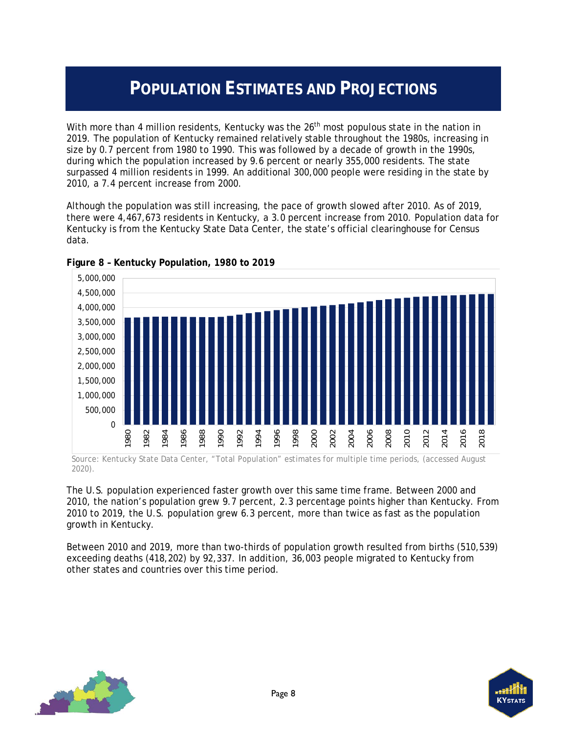# POPULATION ESTIMATES AND PROJECTIONS

With more than 4 million residents, Kentucky was the 26th most populous state in the nation in 2019. The population of Kentucky remained relatively stable throughout the 1980s, increasing in size by 0.7 percent from 1980 to 1990. This was followed by a decade of growth in the 1990s, during which the population increased by 9.6 percent or nearly 355,000 residents. The state surpassed 4 million residents in 1999. An additional 300,000 people were residing in the state by 2010, a 7.4 percent increase from 2000.

Although the population was still increasing, the pace of growth slowed after 2010. As of 2019, there were 4,467,673 residents in Kentucky, a 3.0 percent increase from 2010. Population data for Kentucky is from the Kentucky State Data Center, the state's official clearinghouse for Census data.

**Figure 8 – Kentucky Population, 1980 to 2019**

Source: Kentucky State Data Center, "Total Population" estimates for multiple time periods, (accessed August 2020).

The U.S. population experienced faster growth over this same time frame. Between 2000 and 2010, the nation's population grew 9.7 percent, 2.3 percentage points higher than Kentucky. From 2010 to 2019, the U.S. population grew 6.3 percent, more than twice as fast as the population growth in Kentucky.

Between 2010 and 2019, more than two-thirds of population growth resulted from births (510,539) exceeding deaths (418,202) by 92,337. In addition, 36,003 people migrated to Kentucky from other states and countries over this time period.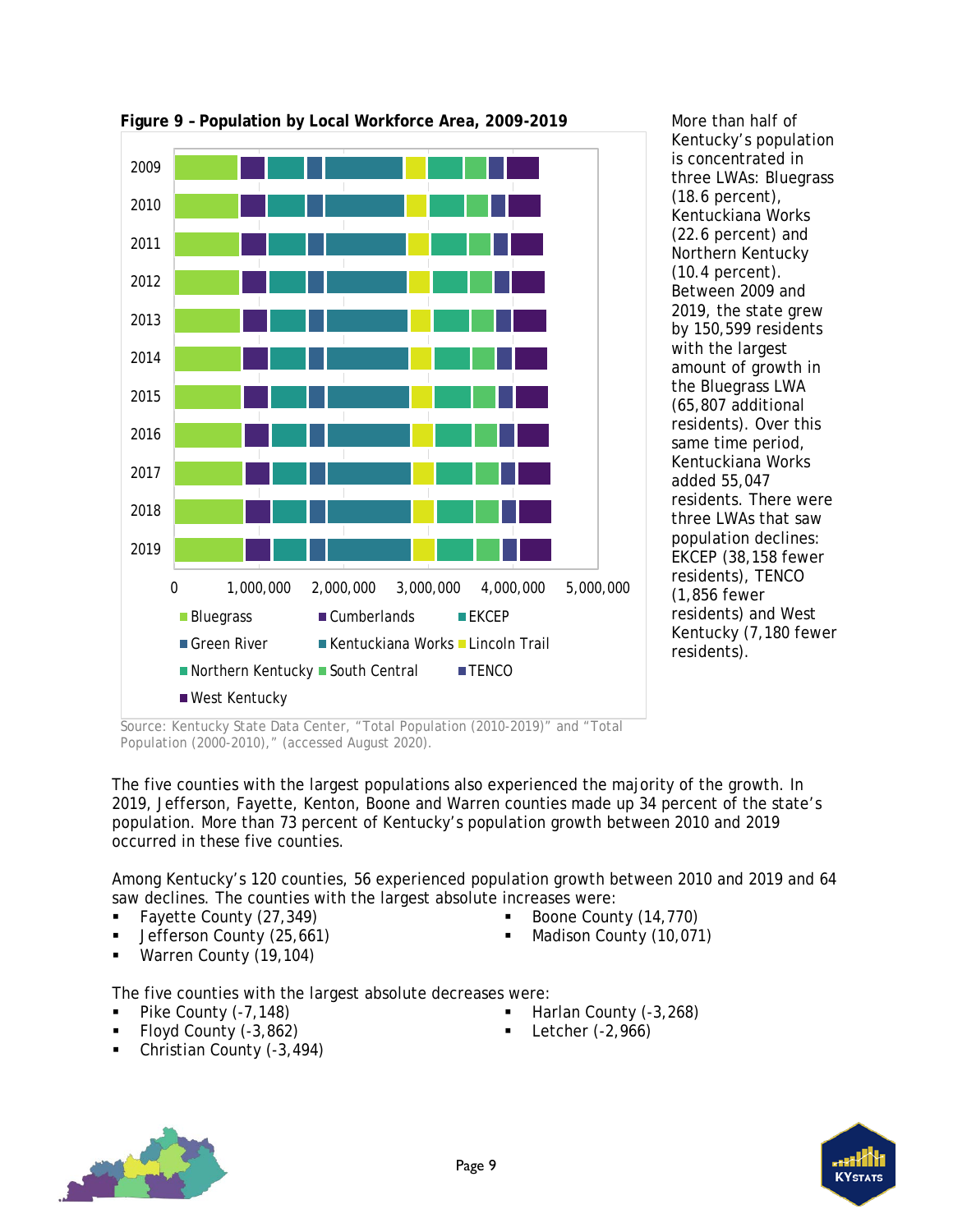**Figure 9 – Population by Local Workforce Area, 2009-2019**

Source: Kentucky State Data Center, "Total Population (2010-2019)" and "Total Population (2000-2010)," (accessed August 2020).

More than half of Kentucky's population is concentrated in three LWAs: Bluegrass (18.6 percent), Kentuckiana Works (22.6 percent) and Northern Kentucky (10.4 percent). Between 2009 and 2019, the state grew by 150,599 residents with the largest amount of growth in the Bluegrass LWA (65,807 additional residents). Over this same time period, Kentuckiana Works added 55,047 residents. There were three LWAs that saw population declines: EKCEP (38,158 fewer residents), TENCO (1,856 fewer residents) and West Kentucky (7,180 fewer residents).

The five counties with the largest populations also experienced the majority of the growth. In 2019, Jefferson, Fayette, Kenton, Boone and Warren counties made up 34 percent of the state's population. More than 73 percent of Kentucky's population growth between 2010 and 2019 occurred in these five counties.

Among Kentucky's 120 counties, 56 experienced population growth between 2010 and 2019 and 64 saw declines. The counties with the largest absolute increases were:

- Fayette County (27,349)
- Jefferson County (25,661)
- Warren County (19,104)
- Boone County (14,770)
- Madison County (10,071)

The five counties with the largest absolute decreases were:

- Pike County (-7,148)
- Floyd County (-3,862)
- Christian County (-3,494)
- Harlan County (-3,268)
- Letcher (-2,966)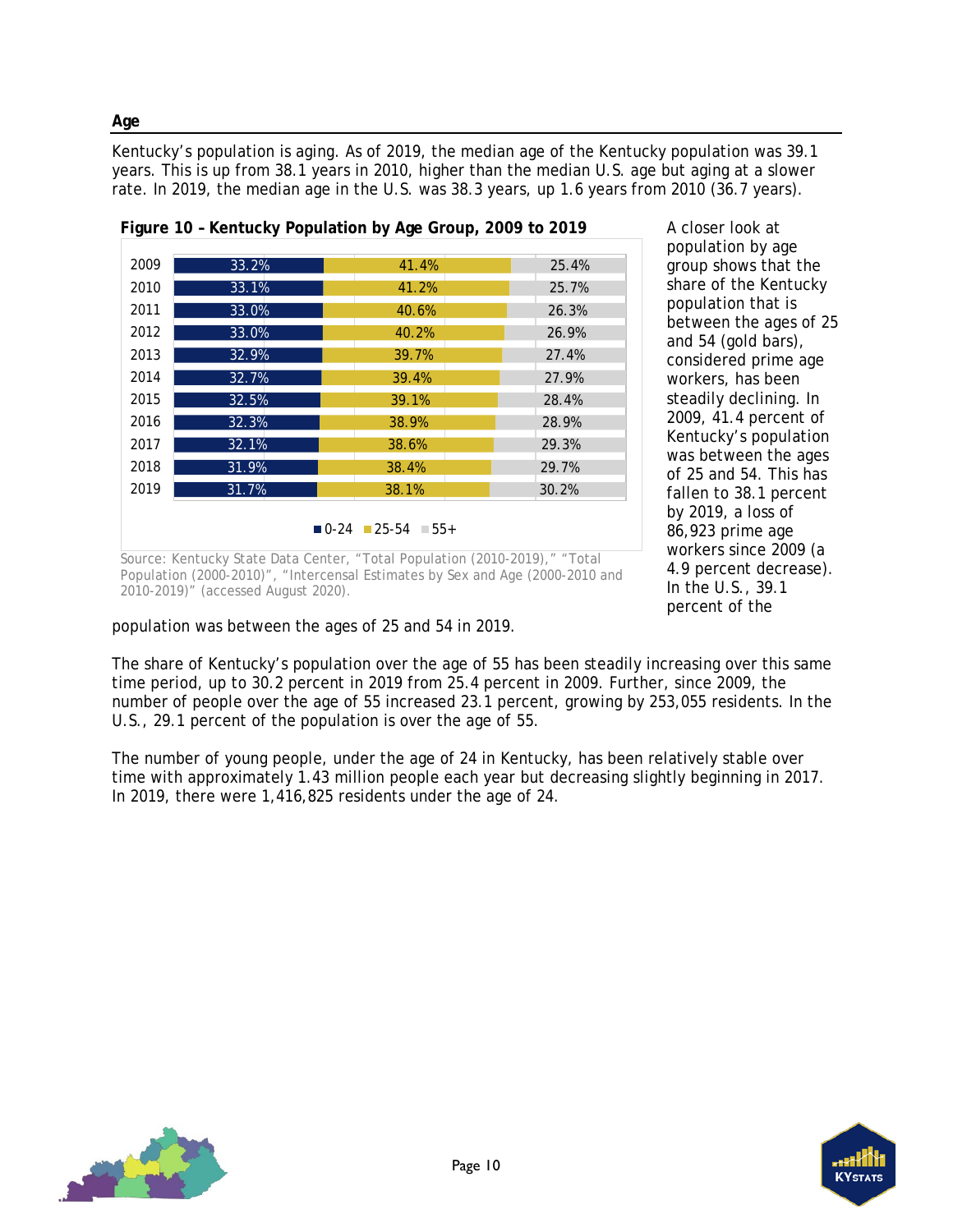## Age

Kentucky's population is aging. As of 2019, the median age of the Kentucky population was 39.1 years. This is up from 38.1 years in 2010, higher than the median U.S. age but aging at a slower rate. In 2019, the median age in the U.S. was 38.3 years, up 1.6 years from 2010 (36.7 years).

**Figure 10 – Kentucky Population by Age Group, 2009 to 2019**

| Year | 0-24 | 25-54 | 55+ |
|---|---|---|---|
| 2009 | 33.2% | 41.4% | 25.4% |
| 2010 | 33.1% | 41.2% | 25.7% |
| 2011 | 33.0% | 40.6% | 26.3% |
| 2012 | 33.0% | 40.2% | 26.9% |
| 2013 | 32.9% | 39.7% | 27.4% |
| 2014 | 32.7% | 39.4% | 27.9% |
| 2015 | 32.5% | 39.1% | 28.4% |
| 2016 | 32.3% | 38.9% | 28.9% |
| 2017 | 32.1% | 38.6% | 29.3% |
| 2018 | 31.9% | 38.4% | 29.7% |
| 2019 | 31.7% | 38.1% | 30.2% |

Source: Kentucky State Data Center, "Total Population (2010-2019)," "Total Population (2000-2010)", "Intercensal Estimates by Sex and Age (2000-2010 and 2010-2019)" (accessed August 2020).

A closer look at population by age group shows that the share of the Kentucky population that is between the ages of 25 and 54 (gold bars), considered prime age workers, has been steadily declining. In 2009, 41.4 percent of Kentucky's population was between the ages of 25 and 54. This has fallen to 38.1 percent by 2019, a loss of 86,923 prime age workers since 2009 (a 4.9 percent decrease). In the U.S., 39.1 percent of the population was between the ages of 25 and 54 in 2019.

The share of Kentucky's population over the age of 55 has been steadily increasing over this same time period, up to 30.2 percent in 2019 from 25.4 percent in 2009. Further, since 2009, the number of people over the age of 55 increased 23.1 percent, growing by 253,055 residents. In the U.S., 29.1 percent of the population is over the age of 55.

The number of young people, under the age of 24 in Kentucky, has been relatively stable over time with approximately 1.43 million people each year but decreasing slightly beginning in 2017. In 2019, there were 1,416,825 residents under the age of 24.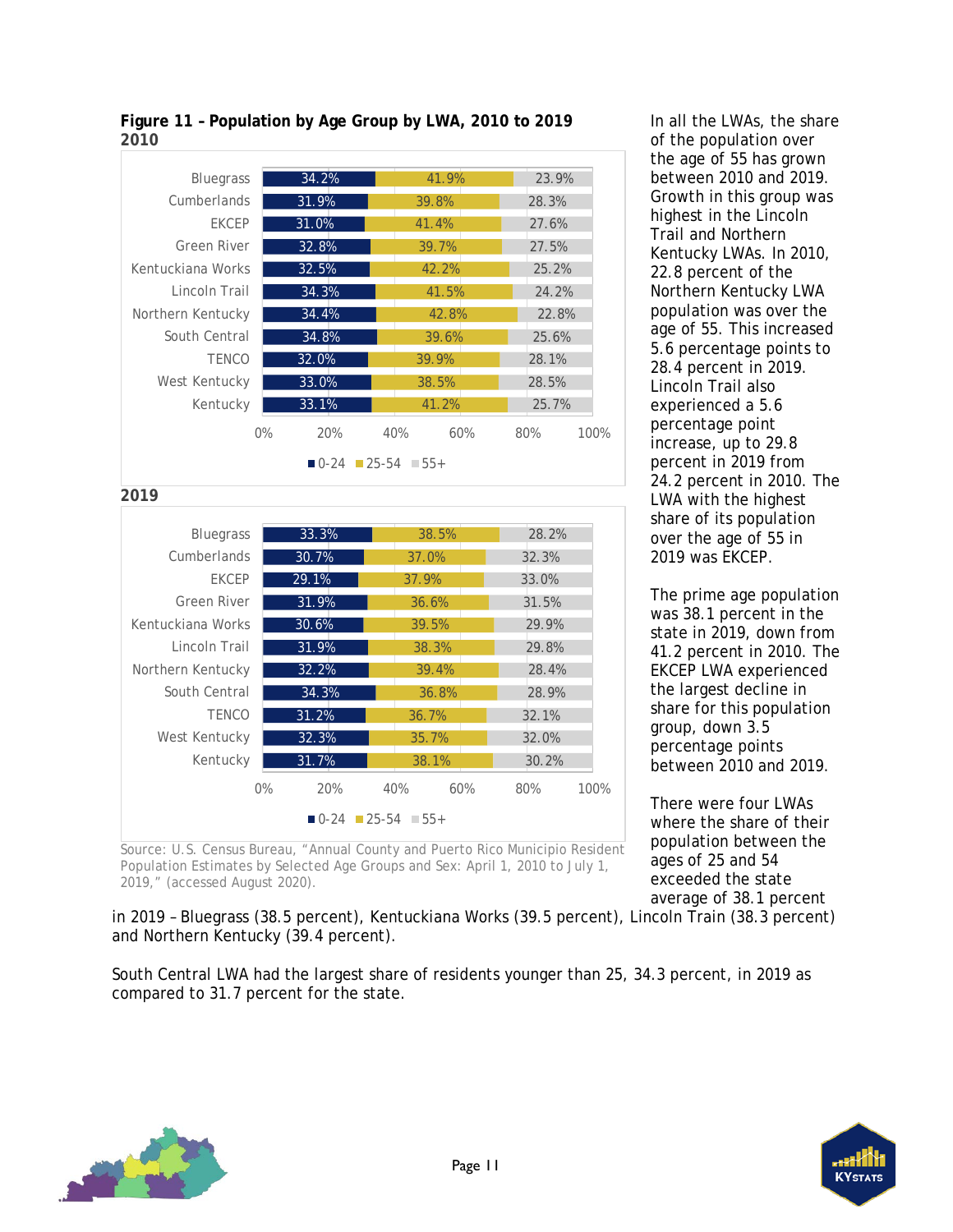**Figure 11 – Population by Age Group by LWA, 2010 to 2019**

**2010**

| LWA | 0-24 | 25-54 | 55+ |
|---|---|---|---|
| Bluegrass | 34.2% | 41.9% | 23.9% |
| Cumberlands | 31.9% | 39.8% | 28.3% |
| EKCEP | 31.0% | 41.4% | 27.6% |
| Green River | 32.8% | 39.7% | 27.5% |
| Kentuckiana Works | 32.5% | 42.2% | 25.2% |
| Lincoln Trail | 34.3% | 41.5% | 24.2% |
| Northern Kentucky | 34.4% | 42.8% | 22.8% |
| South Central | 34.8% | 39.6% | 25.6% |
| TENCO | 32.0% | 39.9% | 28.1% |
| West Kentucky | 33.0% | 38.5% | 28.5% |
| Kentucky | 33.1% | 41.2% | 25.7% |

**2019**

| LWA | 0-24 | 25-54 | 55+ |
|---|---|---|---|
| Bluegrass | 33.3% | 38.5% | 28.2% |
| Cumberlands | 30.7% | 37.0% | 32.3% |
| EKCEP | 29.1% | 37.9% | 33.0% |
| Green River | 31.9% | 36.6% | 31.5% |
| Kentuckiana Works | 30.6% | 39.5% | 29.9% |
| Lincoln Trail | 31.9% | 38.3% | 29.8% |
| Northern Kentucky | 32.2% | 39.4% | 28.4% |
| South Central | 34.3% | 36.8% | 28.9% |
| TENCO | 31.2% | 36.7% | 32.1% |
| West Kentucky | 32.3% | 35.7% | 32.0% |
| Kentucky | 31.7% | 38.1% | 30.2% |

Source: U.S. Census Bureau, "Annual County and Puerto Rico Municipio Resident Population Estimates by Selected Age Groups and Sex: April 1, 2010 to July 1, 2019," (accessed August 2020).

In all the LWAs, the share of the population over the age of 55 has grown between 2010 and 2019. Growth in this group was highest in the Lincoln Trail and Northern Kentucky LWAs. In 2010, 22.8 percent of the Northern Kentucky LWA population was over the age of 55. This increased 5.6 percentage points to 28.4 percent in 2019. Lincoln Trail also experienced a 5.6 percentage point increase, up to 29.8 percent in 2019 from 24.2 percent in 2010. The LWA with the highest share of its population over the age of 55 in 2019 was EKCEP.

The prime age population was 38.1 percent in the state in 2019, down from 41.2 percent in 2010. The EKCEP LWA experienced the largest decline in share for this population group, down 3.5 percentage points between 2010 and 2019.

There were four LWAs where the share of their population between the ages of 25 and 54 exceeded the state average of 38.1 percent in 2019 – Bluegrass (38.5 percent), Kentuckiana Works (39.5 percent), Lincoln Train (38.3 percent) and Northern Kentucky (39.4 percent).

South Central LWA had the largest share of residents younger than 25, 34.3 percent, in 2019 as compared to 31.7 percent for the state.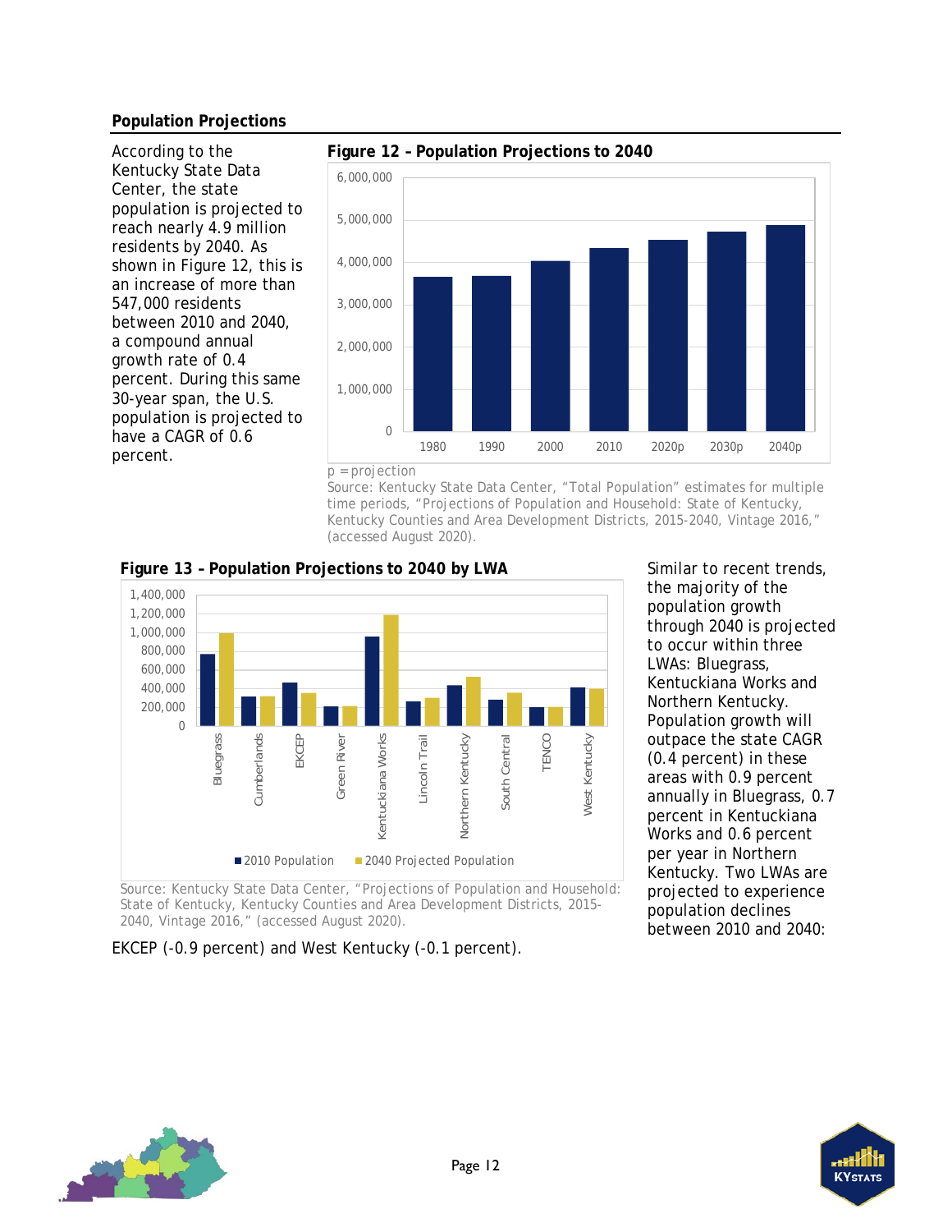## Population Projections

According to the Kentucky State Data Center, the state population is projected to reach nearly 4.9 million residents by 2040. As shown in Figure 12, this is an increase of more than 547,000 residents between 2010 and 2040, a compound annual growth rate of 0.4 percent. During this same 30-year span, the U.S. population is projected to have a CAGR of 0.6 percent.

**Figure 12 – Population Projections to 2040**

p = projection

Source: Kentucky State Data Center, "Total Population" estimates for multiple time periods, "Projections of Population and Household: State of Kentucky, Kentucky Counties and Area Development Districts, 2015-2040, Vintage 2016," (accessed August 2020).

**Figure 13 – Population Projections to 2040 by LWA**

Source: Kentucky State Data Center, "Projections of Population and Household: State of Kentucky, Kentucky Counties and Area Development Districts, 2015-2040, Vintage 2016," (accessed August 2020).

Similar to recent trends, the majority of the population growth through 2040 is projected to occur within three LWAs: Bluegrass, Kentuckiana Works and Northern Kentucky. Population growth will outpace the state CAGR (0.4 percent) in these areas with 0.9 percent annually in Bluegrass, 0.7 percent in Kentuckiana Works and 0.6 percent per year in Northern Kentucky. Two LWAs are projected to experience population declines between 2010 and 2040: EKCEP (-0.9 percent) and West Kentucky (-0.1 percent).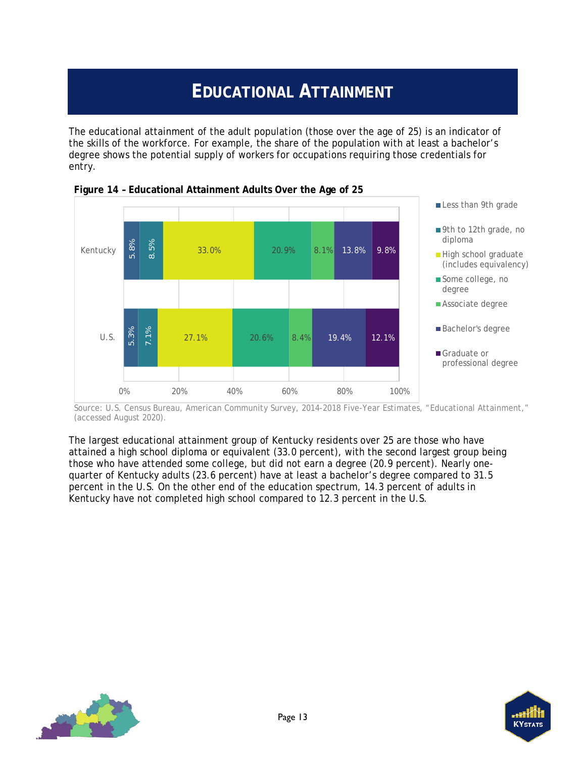# EDUCATIONAL ATTAINMENT

The educational attainment of the adult population (those over the age of 25) is an indicator of the skills of the workforce. For example, the share of the population with at least a bachelor's degree shows the potential supply of workers for occupations requiring those credentials for entry.

**Figure 14 – Educational Attainment Adults Over the Age of 25**

| | Less than 9th grade | 9th to 12th grade, no diploma | High school graduate (includes equivalency) | Some college, no degree | Associate degree | Bachelor's degree | Graduate or professional degree |
|---|---|---|---|---|---|---|---|
| Kentucky | 5.8% | 8.5% | 33.0% | 20.9% | 8.1% | 13.8% | 9.8% |
| U.S. | 5.3% | 7.1% | 27.1% | 20.6% | 8.4% | 19.4% | 12.1% |

Source: U.S. Census Bureau, American Community Survey, 2014-2018 Five-Year Estimates, "Educational Attainment," (accessed August 2020).

The largest educational attainment group of Kentucky residents over 25 are those who have attained a high school diploma or equivalent (33.0 percent), with the second largest group being those who have attended some college, but did not earn a degree (20.9 percent). Nearly one-quarter of Kentucky adults (23.6 percent) have at least a bachelor's degree compared to 31.5 percent in the U.S. On the other end of the education spectrum, 14.3 percent of adults in Kentucky have not completed high school compared to 12.3 percent in the U.S.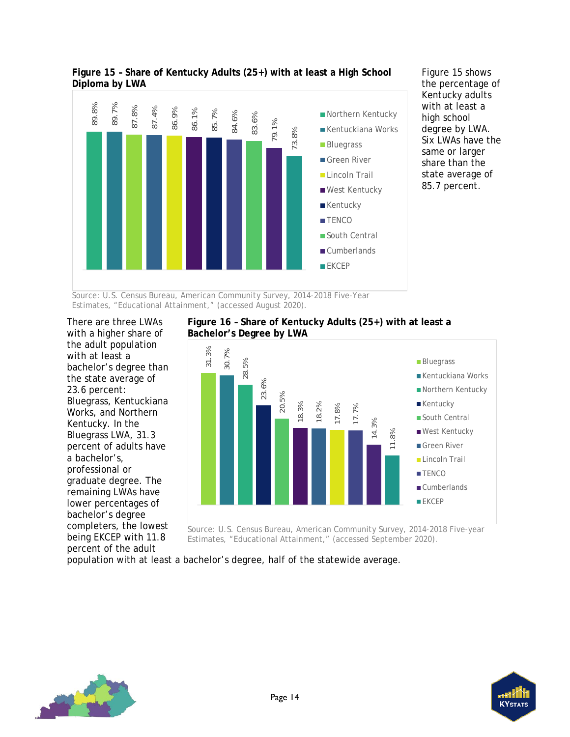**Figure 15 – Share of Kentucky Adults (25+) with at least a High School Diploma by LWA**

| LWA | Share |
|---|---|
| Northern Kentucky | 89.8% |
| Kentuckiana Works | 89.7% |
| Bluegrass | 87.8% |
| Green River | 87.4% |
| Lincoln Trail | 86.9% |
| West Kentucky | 86.1% |
| Kentucky | 85.7% |
| TENCO | 84.6% |
| South Central | 83.6% |
| Cumberlands | 79.1% |
| EKCEP | 73.8% |

Source: U.S. Census Bureau, American Community Survey, 2014-2018 Five-Year Estimates, "Educational Attainment," (accessed August 2020).

Figure 15 shows the percentage of Kentucky adults with at least a high school degree by LWA. Six LWAs have the same or larger share than the state average of 85.7 percent.

**Figure 16 – Share of Kentucky Adults (25+) with at least a Bachelor's Degree by LWA**

| LWA | Share |
|---|---|
| Bluegrass | 31.3% |
| Kentuckiana Works | 30.7% |
| Northern Kentucky | 28.5% |
| Kentucky | 23.6% |
| South Central | 20.5% |
| West Kentucky | 18.3% |
| Green River | 18.2% |
| Lincoln Trail | 17.8% |
| TENCO | 17.7% |
| Cumberlands | 14.3% |
| EKCEP | 11.8% |

Source: U.S. Census Bureau, American Community Survey, 2014-2018 Five-year Estimates, "Educational Attainment," (accessed September 2020).

There are three LWAs with a higher share of the adult population with at least a bachelor's degree than the state average of 23.6 percent: Bluegrass, Kentuckiana Works, and Northern Kentucky. In the Bluegrass LWA, 31.3 percent of adults have a bachelor's, professional or graduate degree. The remaining LWAs have lower percentages of bachelor's degree completers, the lowest being EKCEP with 11.8 percent of the adult population with at least a bachelor's degree, half of the statewide average.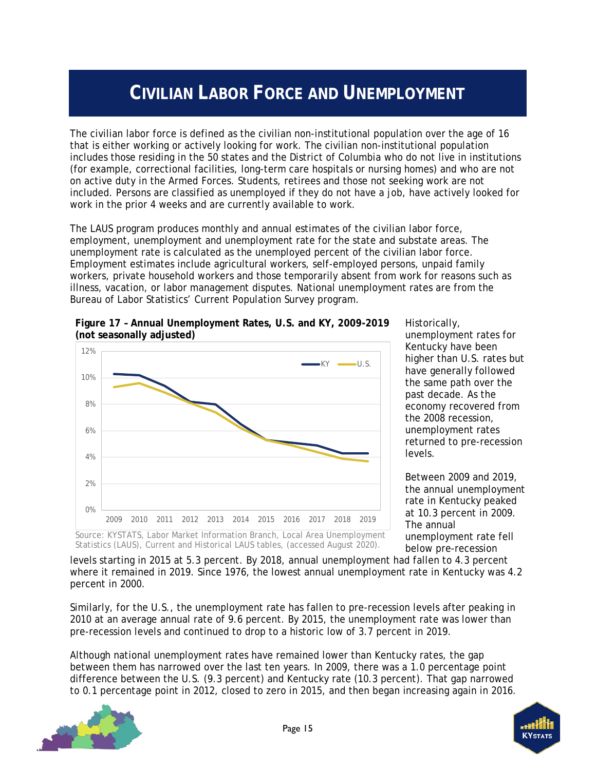# CIVILIAN LABOR FORCE AND UNEMPLOYMENT

The civilian labor force is defined as the civilian non-institutional population over the age of 16 that is either working or actively looking for work. The civilian non-institutional population includes those residing in the 50 states and the District of Columbia who do not live in institutions (for example, correctional facilities, long-term care hospitals or nursing homes) and who are not on active duty in the Armed Forces. Students, retirees and those not seeking work are not included. Persons are classified as unemployed if they do not have a job, have actively looked for work in the prior 4 weeks and are currently available to work.

The LAUS program produces monthly and annual estimates of the civilian labor force, employment, unemployment and unemployment rate for the state and substate areas. The unemployment rate is calculated as the unemployed percent of the civilian labor force. Employment estimates include agricultural workers, self-employed persons, unpaid family workers, private household workers and those temporarily absent from work for reasons such as illness, vacation, or labor management disputes. National unemployment rates are from the Bureau of Labor Statistics' Current Population Survey program.

**Figure 17 – Annual Unemployment Rates, U.S. and KY, 2009-2019 (not seasonally adjusted)**

Source: KYSTATS, Labor Market Information Branch, Local Area Unemployment Statistics (LAUS), Current and Historical LAUS tables, (accessed August 2020).

Historically, unemployment rates for Kentucky have been higher than U.S. rates but have generally followed the same path over the past decade. As the economy recovered from the 2008 recession, unemployment rates returned to pre-recession levels.

Between 2009 and 2019, the annual unemployment rate in Kentucky peaked at 10.3 percent in 2009. The annual unemployment rate fell below pre-recession levels starting in 2015 at 5.3 percent. By 2018, annual unemployment had fallen to 4.3 percent where it remained in 2019. Since 1976, the lowest annual unemployment rate in Kentucky was 4.2 percent in 2000.

Similarly, for the U.S., the unemployment rate has fallen to pre-recession levels after peaking in 2010 at an average annual rate of 9.6 percent. By 2015, the unemployment rate was lower than pre-recession levels and continued to drop to a historic low of 3.7 percent in 2019.

Although national unemployment rates have remained lower than Kentucky rates, the gap between them has narrowed over the last ten years. In 2009, there was a 1.0 percentage point difference between the U.S. (9.3 percent) and Kentucky rate (10.3 percent). That gap narrowed to 0.1 percentage point in 2012, closed to zero in 2015, and then began increasing again in 2016.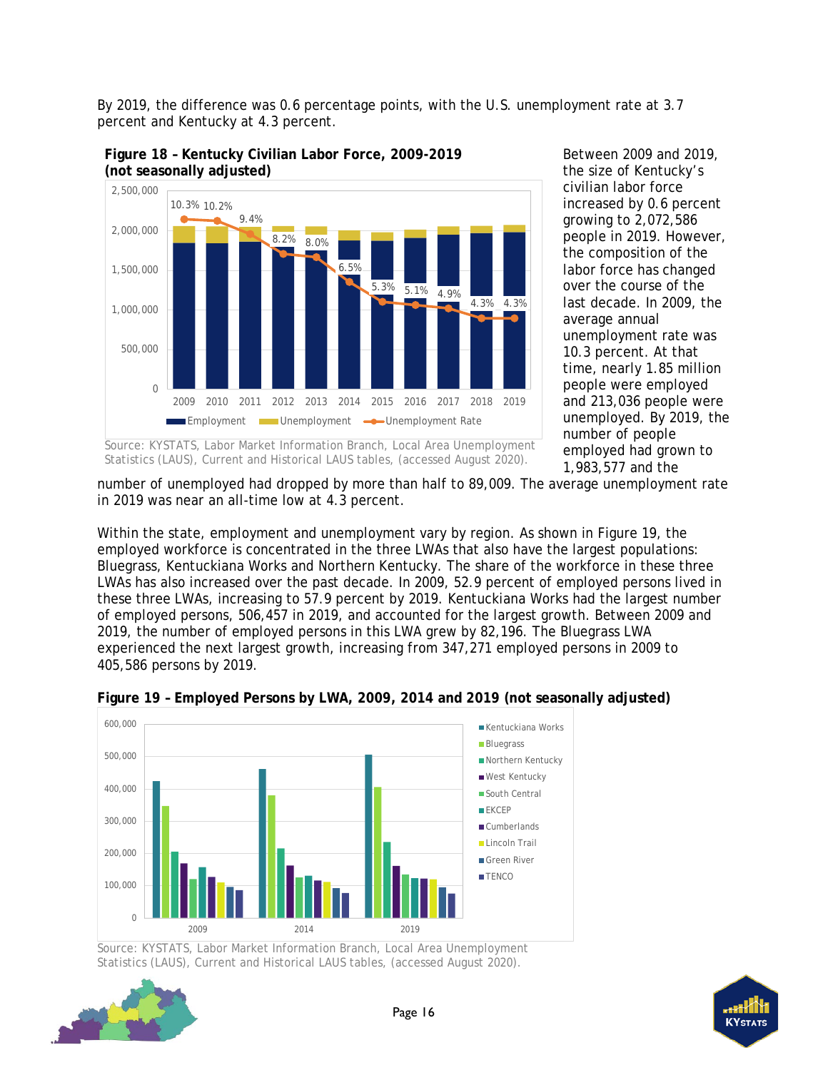By 2019, the difference was 0.6 percentage points, with the U.S. unemployment rate at 3.7 percent and Kentucky at 4.3 percent.

**Figure 18 – Kentucky Civilian Labor Force, 2009-2019 (not seasonally adjusted)**

Source: KYSTATS, Labor Market Information Branch, Local Area Unemployment Statistics (LAUS), Current and Historical LAUS tables, (accessed August 2020).

Between 2009 and 2019, the size of Kentucky's civilian labor force increased by 0.6 percent growing to 2,072,586 people in 2019. However, the composition of the labor force has changed over the course of the last decade. In 2009, the average annual unemployment rate was 10.3 percent. At that time, nearly 1.85 million people were employed and 213,036 people were unemployed. By 2019, the number of people employed had grown to 1,983,577 and the number of unemployed had dropped by more than half to 89,009. The average unemployment rate in 2019 was near an all-time low at 4.3 percent.

Within the state, employment and unemployment vary by region. As shown in Figure 19, the employed workforce is concentrated in the three LWAs that also have the largest populations: Bluegrass, Kentuckiana Works and Northern Kentucky. The share of the workforce in these three LWAs has also increased over the past decade. In 2009, 52.9 percent of employed persons lived in these three LWAs, increasing to 57.9 percent by 2019. Kentuckiana Works had the largest number of employed persons, 506,457 in 2019, and accounted for the largest growth. Between 2009 and 2019, the number of employed persons in this LWA grew by 82,196. The Bluegrass LWA experienced the next largest growth, increasing from 347,271 employed persons in 2009 to 405,586 persons by 2019.

**Figure 19 – Employed Persons by LWA, 2009, 2014 and 2019 (not seasonally adjusted)**

Source: KYSTATS, Labor Market Information Branch, Local Area Unemployment Statistics (LAUS), Current and Historical LAUS tables, (accessed August 2020).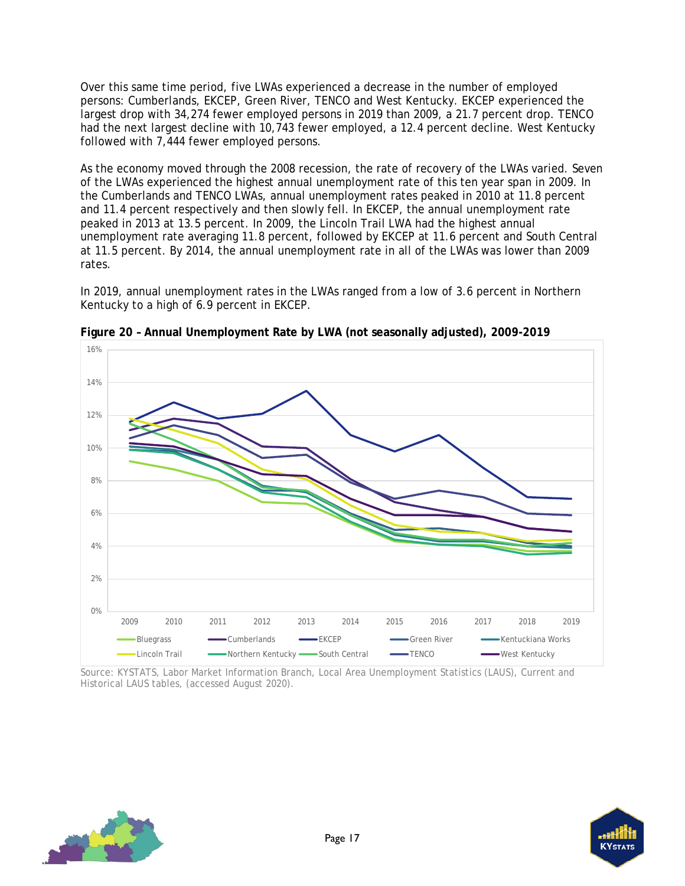Over this same time period, five LWAs experienced a decrease in the number of employed persons: Cumberlands, EKCEP, Green River, TENCO and West Kentucky. EKCEP experienced the largest drop with 34,274 fewer employed persons in 2019 than 2009, a 21.7 percent drop. TENCO had the next largest decline with 10,743 fewer employed, a 12.4 percent decline. West Kentucky followed with 7,444 fewer employed persons.

As the economy moved through the 2008 recession, the rate of recovery of the LWAs varied. Seven of the LWAs experienced the highest annual unemployment rate of this ten year span in 2009. In the Cumberlands and TENCO LWAs, annual unemployment rates peaked in 2010 at 11.8 percent and 11.4 percent respectively and then slowly fell. In EKCEP, the annual unemployment rate peaked in 2013 at 13.5 percent. In 2009, the Lincoln Trail LWA had the highest annual unemployment rate averaging 11.8 percent, followed by EKCEP at 11.6 percent and South Central at 11.5 percent. By 2014, the annual unemployment rate in all of the LWAs was lower than 2009 rates.

In 2019, annual unemployment rates in the LWAs ranged from a low of 3.6 percent in Northern Kentucky to a high of 6.9 percent in EKCEP.

**Figure 20 – Annual Unemployment Rate by LWA (not seasonally adjusted), 2009-2019**

Source: KYSTATS, Labor Market Information Branch, Local Area Unemployment Statistics (LAUS), Current and Historical LAUS tables, (accessed August 2020).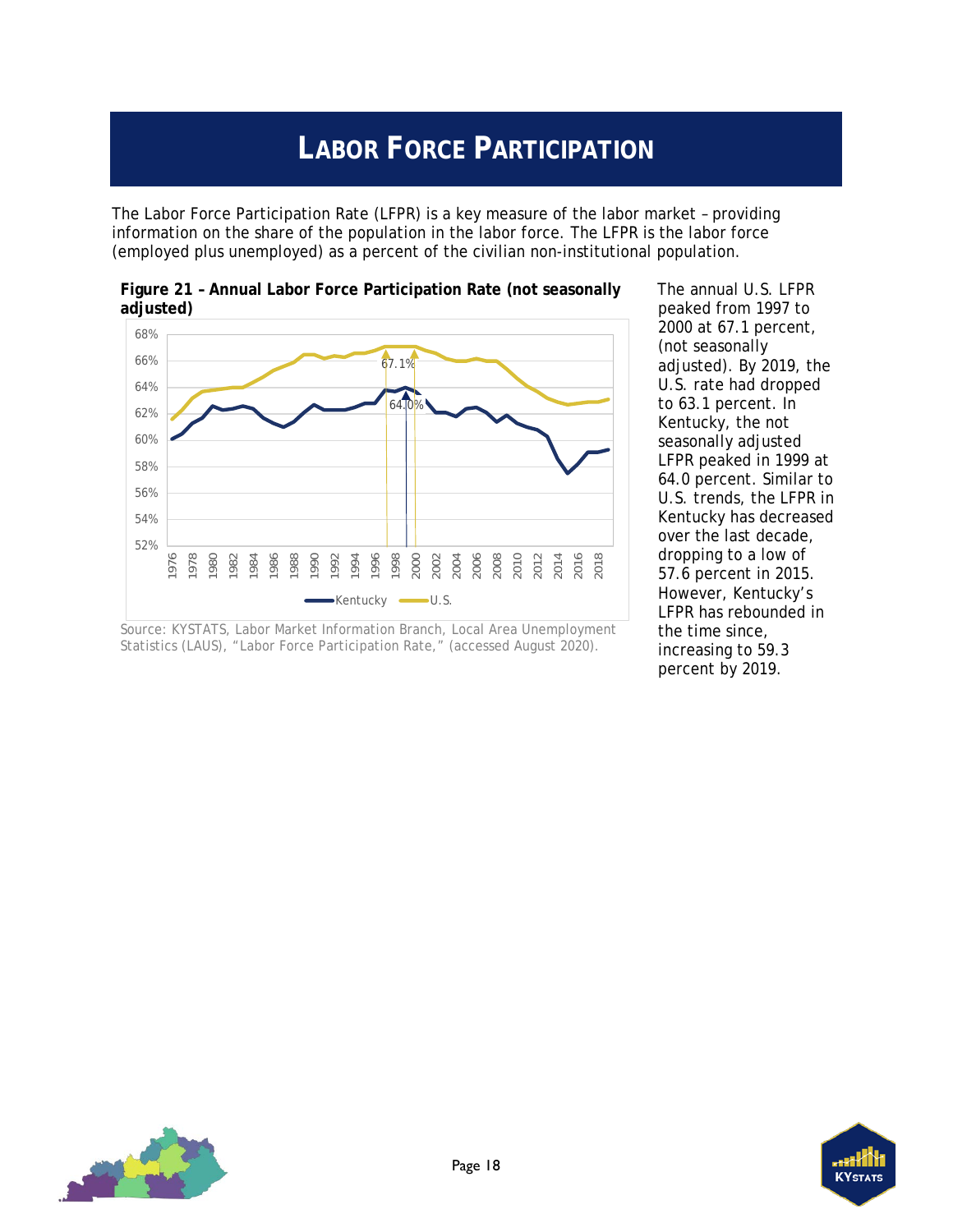# Labor Force Participation

The Labor Force Participation Rate (LFPR) is a key measure of the labor market – providing information on the share of the population in the labor force. The LFPR is the labor force (employed plus unemployed) as a percent of the civilian non-institutional population.

**Figure 21 – Annual Labor Force Participation Rate (not seasonally adjusted)**

Source: KYSTATS, Labor Market Information Branch, Local Area Unemployment Statistics (LAUS), "Labor Force Participation Rate," (accessed August 2020).

The annual U.S. LFPR peaked from 1997 to 2000 at 67.1 percent, (not seasonally adjusted). By 2019, the U.S. rate had dropped to 63.1 percent. In Kentucky, the not seasonally adjusted LFPR peaked in 1999 at 64.0 percent. Similar to U.S. trends, the LFPR in Kentucky has decreased over the last decade, dropping to a low of 57.6 percent in 2015. However, Kentucky's LFPR has rebounded in the time since, increasing to 59.3 percent by 2019.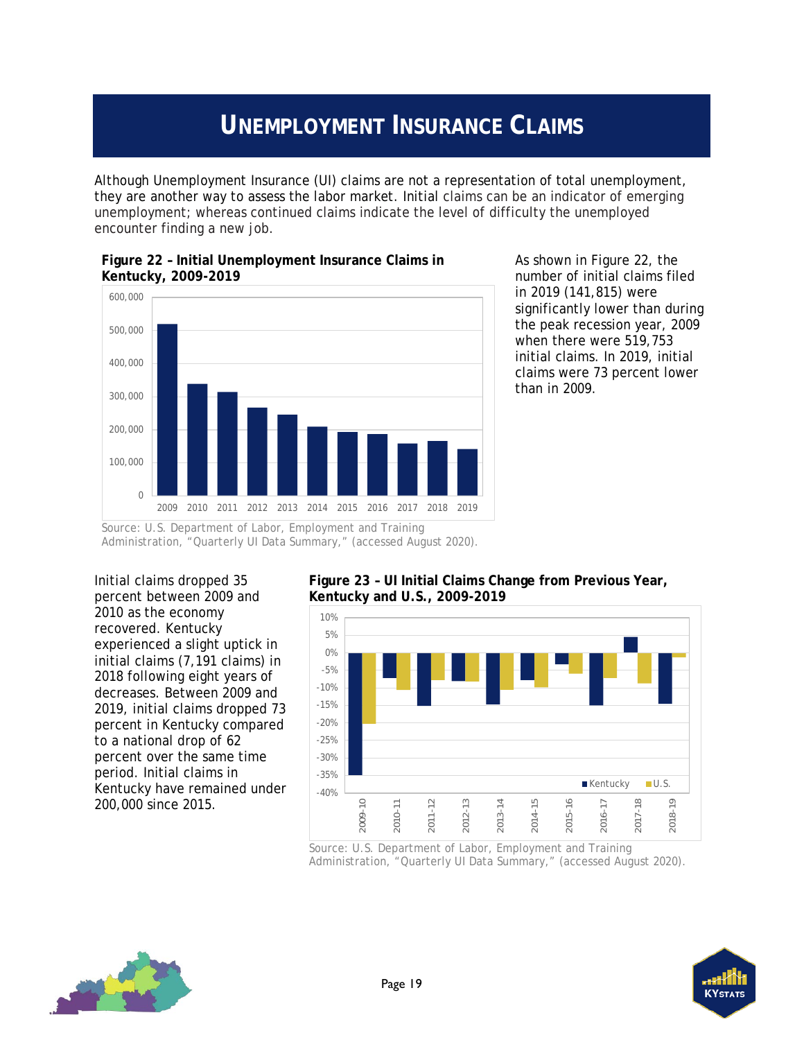# UNEMPLOYMENT INSURANCE CLAIMS

Although Unemployment Insurance (UI) claims are not a representation of total unemployment, they are another way to assess the labor market. Initial claims can be an indicator of emerging unemployment; whereas continued claims indicate the level of difficulty the unemployed encounter finding a new job.

**Figure 22 – Initial Unemployment Insurance Claims in Kentucky, 2009-2019**

Source: U.S. Department of Labor, Employment and Training Administration, "Quarterly UI Data Summary," (accessed August 2020).

As shown in Figure 22, the number of initial claims filed in 2019 (141,815) were significantly lower than during the peak recession year, 2009 when there were 519,753 initial claims. In 2019, initial claims were 73 percent lower than in 2009.

Initial claims dropped 35 percent between 2009 and 2010 as the economy recovered. Kentucky experienced a slight uptick in initial claims (7,191 claims) in 2018 following eight years of decreases. Between 2009 and 2019, initial claims dropped 73 percent in Kentucky compared to a national drop of 62 percent over the same time period. Initial claims in Kentucky have remained under 200,000 since 2015.

**Figure 23 – UI Initial Claims Change from Previous Year, Kentucky and U.S., 2009-2019**

Source: U.S. Department of Labor, Employment and Training Administration, "Quarterly UI Data Summary," (accessed August 2020).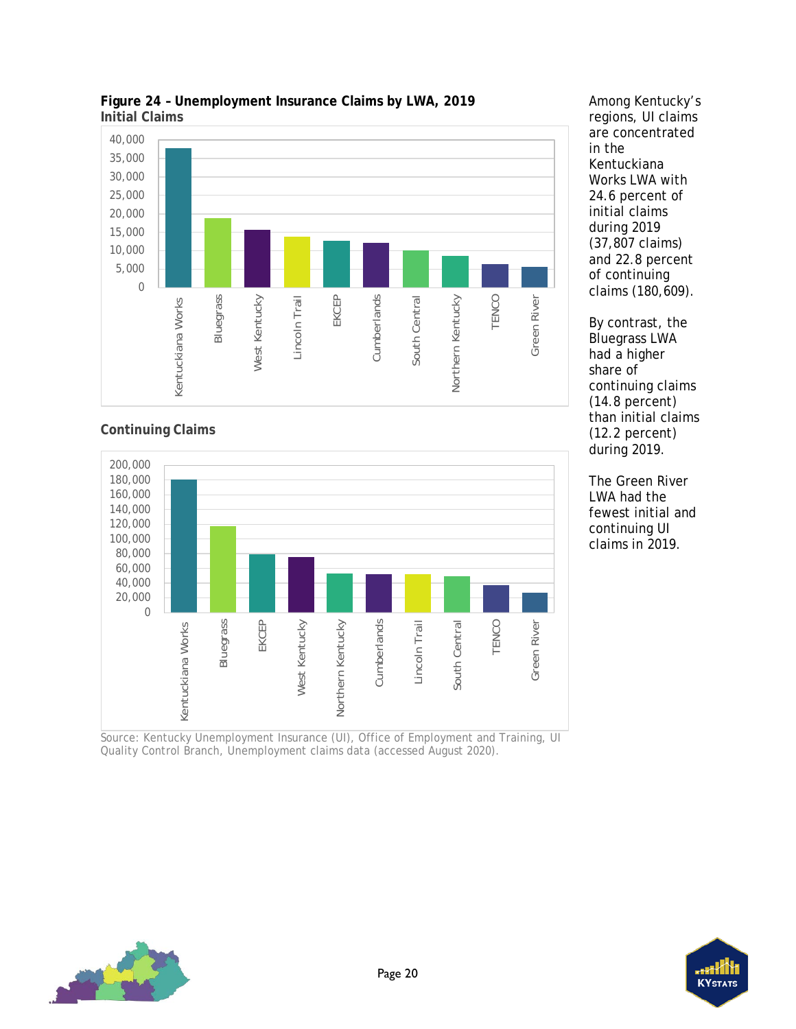**Figure 24 – Unemployment Insurance Claims by LWA, 2019**

**Initial Claims**

**Continuing Claims**

Source: Kentucky Unemployment Insurance (UI), Office of Employment and Training, UI Quality Control Branch, Unemployment claims data (accessed August 2020).

Among Kentucky's regions, UI claims are concentrated in the Kentuckiana Works LWA with 24.6 percent of initial claims during 2019 (37,807 claims) and 22.8 percent of continuing claims (180,609).

By contrast, the Bluegrass LWA had a higher share of continuing claims (14.8 percent) than initial claims (12.2 percent) during 2019.

The Green River LWA had the fewest initial and continuing UI claims in 2019.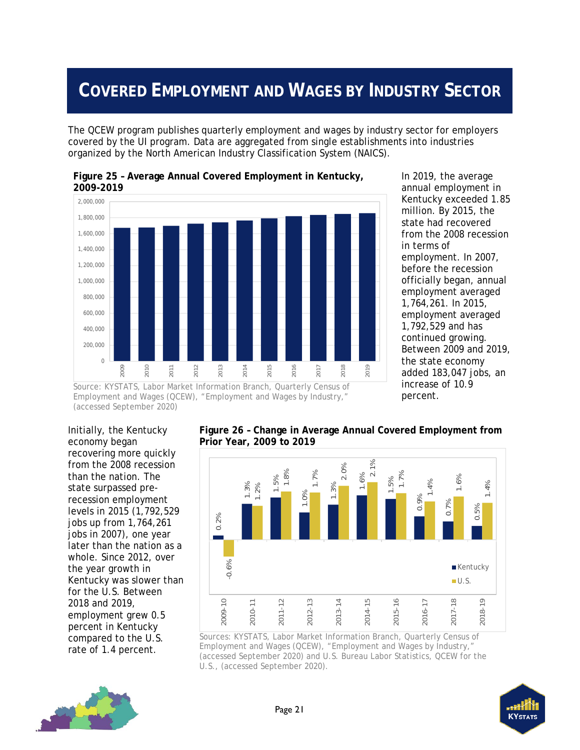# COVERED EMPLOYMENT AND WAGES BY INDUSTRY SECTOR

The QCEW program publishes quarterly employment and wages by industry sector for employers covered by the UI program. Data are aggregated from single establishments into industries organized by the North American Industry Classification System (NAICS).

**Figure 25 – Average Annual Covered Employment in Kentucky, 2009-2019**

Source: KYSTATS, Labor Market Information Branch, Quarterly Census of Employment and Wages (QCEW), "Employment and Wages by Industry," (accessed September 2020)

In 2019, the average annual employment in Kentucky exceeded 1.85 million. By 2015, the state had recovered from the 2008 recession in terms of employment. In 2007, before the recession officially began, annual employment averaged 1,764,261. In 2015, employment averaged 1,792,529 and has continued growing. Between 2009 and 2019, the state economy added 183,047 jobs, an increase of 10.9 percent.

Initially, the Kentucky economy began recovering more quickly from the 2008 recession than the nation. The state surpassed pre-recession employment levels in 2015 (1,792,529 jobs up from 1,764,261 jobs in 2007), one year later than the nation as a whole. Since 2012, over the year growth in Kentucky was slower than for the U.S. Between 2018 and 2019, employment grew 0.5 percent in Kentucky compared to the U.S. rate of 1.4 percent.

**Figure 26 – Change in Average Annual Covered Employment from Prior Year, 2009 to 2019**

| Period | Kentucky | U.S. |
|---|---|---|
| 2009-10 | 0.2% | -0.6% |
| 2010-11 | 1.3% | 1.2% |
| 2011-12 | 1.5% | 1.8% |
| 2012-13 | 1.0% | 1.7% |
| 2013-14 | 1.3% | 2.0% |
| 2014-15 | 1.6% | 2.1% |
| 2015-16 | 1.5% | 1.7% |
| 2016-17 | 0.9% | 1.4% |
| 2017-18 | 0.7% | 1.6% |
| 2018-19 | 0.5% | 1.4% |

Sources: KYSTATS, Labor Market Information Branch, Quarterly Census of Employment and Wages (QCEW), "Employment and Wages by Industry," (accessed September 2020) and U.S. Bureau Labor Statistics, QCEW for the U.S., (accessed September 2020).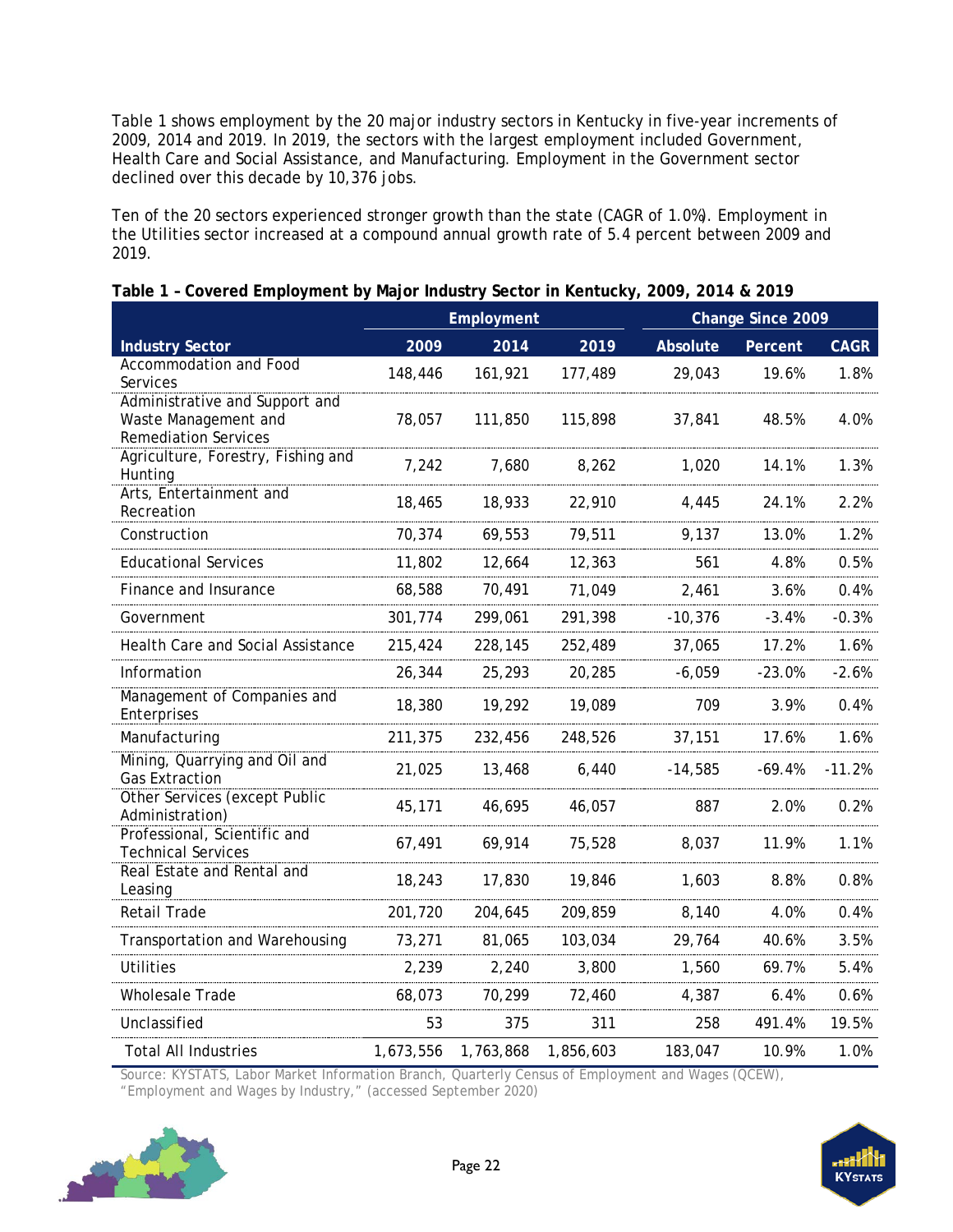Table 1 shows employment by the 20 major industry sectors in Kentucky in five-year increments of 2009, 2014 and 2019. In 2019, the sectors with the largest employment included Government, Health Care and Social Assistance, and Manufacturing. Employment in the Government sector declined over this decade by 10,376 jobs.

Ten of the 20 sectors experienced stronger growth than the state (CAGR of 1.0%). Employment in the Utilities sector increased at a compound annual growth rate of 5.4 percent between 2009 and 2019.

**Table 1 – Covered Employment by Major Industry Sector in Kentucky, 2009, 2014 & 2019**

| | Employment | | | Change Since 2009 | | |
|---|---|---|---|---|---|---|
| **Industry Sector** | **2009** | **2014** | **2019** | **Absolute** | **Percent** | **CAGR** |
| Accommodation and Food Services | 148,446 | 161,921 | 177,489 | 29,043 | 19.6% | 1.8% |
| Administrative and Support and Waste Management and Remediation Services | 78,057 | 111,850 | 115,898 | 37,841 | 48.5% | 4.0% |
| Agriculture, Forestry, Fishing and Hunting | 7,242 | 7,680 | 8,262 | 1,020 | 14.1% | 1.3% |
| Arts, Entertainment and Recreation | 18,465 | 18,933 | 22,910 | 4,445 | 24.1% | 2.2% |
| Construction | 70,374 | 69,553 | 79,511 | 9,137 | 13.0% | 1.2% |
| Educational Services | 11,802 | 12,664 | 12,363 | 561 | 4.8% | 0.5% |
| Finance and Insurance | 68,588 | 70,491 | 71,049 | 2,461 | 3.6% | 0.4% |
| Government | 301,774 | 299,061 | 291,398 | -10,376 | -3.4% | -0.3% |
| Health Care and Social Assistance | 215,424 | 228,145 | 252,489 | 37,065 | 17.2% | 1.6% |
| Information | 26,344 | 25,293 | 20,285 | -6,059 | -23.0% | -2.6% |
| Management of Companies and Enterprises | 18,380 | 19,292 | 19,089 | 709 | 3.9% | 0.4% |
| Manufacturing | 211,375 | 232,456 | 248,526 | 37,151 | 17.6% | 1.6% |
| Mining, Quarrying and Oil and Gas Extraction | 21,025 | 13,468 | 6,440 | -14,585 | -69.4% | -11.2% |
| Other Services (except Public Administration) | 45,171 | 46,695 | 46,057 | 887 | 2.0% | 0.2% |
| Professional, Scientific and Technical Services | 67,491 | 69,914 | 75,528 | 8,037 | 11.9% | 1.1% |
| Real Estate and Rental and Leasing | 18,243 | 17,830 | 19,846 | 1,603 | 8.8% | 0.8% |
| Retail Trade | 201,720 | 204,645 | 209,859 | 8,140 | 4.0% | 0.4% |
| Transportation and Warehousing | 73,271 | 81,065 | 103,034 | 29,764 | 40.6% | 3.5% |
| Utilities | 2,239 | 2,240 | 3,800 | 1,560 | 69.7% | 5.4% |
| Wholesale Trade | 68,073 | 70,299 | 72,460 | 4,387 | 6.4% | 0.6% |
| Unclassified | 53 | 375 | 311 | 258 | 491.4% | 19.5% |
| Total All Industries | 1,673,556 | 1,763,868 | 1,856,603 | 183,047 | 10.9% | 1.0% |

Source: KYSTATS, Labor Market Information Branch, Quarterly Census of Employment and Wages (QCEW), "Employment and Wages by Industry," (accessed September 2020)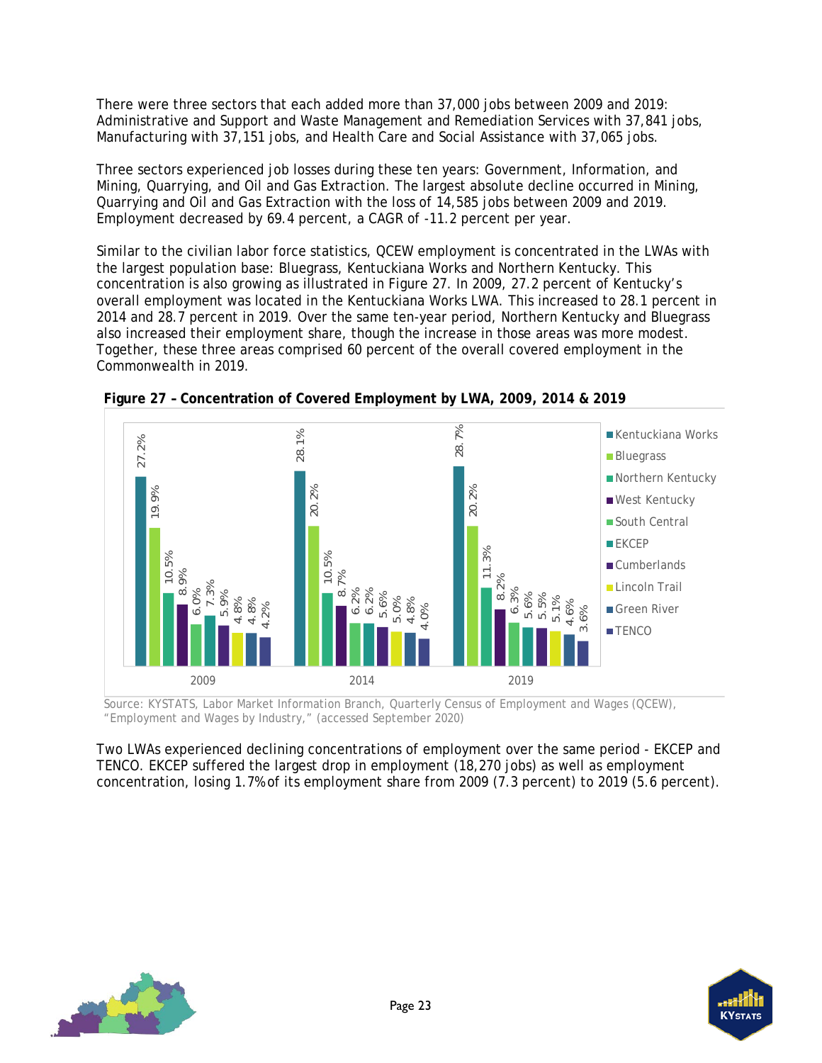There were three sectors that each added more than 37,000 jobs between 2009 and 2019: Administrative and Support and Waste Management and Remediation Services with 37,841 jobs, Manufacturing with 37,151 jobs, and Health Care and Social Assistance with 37,065 jobs.

Three sectors experienced job losses during these ten years: Government, Information, and Mining, Quarrying, and Oil and Gas Extraction. The largest absolute decline occurred in Mining, Quarrying and Oil and Gas Extraction with the loss of 14,585 jobs between 2009 and 2019. Employment decreased by 69.4 percent, a CAGR of -11.2 percent per year.

Similar to the civilian labor force statistics, QCEW employment is concentrated in the LWAs with the largest population base: Bluegrass, Kentuckiana Works and Northern Kentucky. This concentration is also growing as illustrated in Figure 27. In 2009, 27.2 percent of Kentucky's overall employment was located in the Kentuckiana Works LWA. This increased to 28.1 percent in 2014 and 28.7 percent in 2019. Over the same ten-year period, Northern Kentucky and Bluegrass also increased their employment share, though the increase in those areas was more modest. Together, these three areas comprised 60 percent of the overall covered employment in the Commonwealth in 2019.

**Figure 27 – Concentration of Covered Employment by LWA, 2009, 2014 & 2019**

| LWA | 2009 | 2014 | 2019 |
|---|---|---|---|
| Kentuckiana Works | 27.2% | 28.1% | 28.7% |
| Bluegrass | 19.9% | 20.2% | 20.2% |
| Northern Kentucky | 10.5% | 10.5% | 11.3% |
| West Kentucky | 8.9% | 8.7% | 8.2% |
| South Central | 6.0% | 6.2% | 6.3% |
| EKCEP | 7.3% | 6.2% | 5.6% |
| Cumberlands | 5.9% | 5.6% | 5.5% |
| Lincoln Trail | 4.8% | 5.0% | 5.1% |
| Green River | 4.8% | 4.8% | 4.6% |
| TENCO | 4.2% | 4.0% | 3.6% |

Source: KYSTATS, Labor Market Information Branch, Quarterly Census of Employment and Wages (QCEW), "Employment and Wages by Industry," (accessed September 2020)

Two LWAs experienced declining concentrations of employment over the same period - EKCEP and TENCO. EKCEP suffered the largest drop in employment (18,270 jobs) as well as employment concentration, losing 1.7% of its employment share from 2009 (7.3 percent) to 2019 (5.6 percent).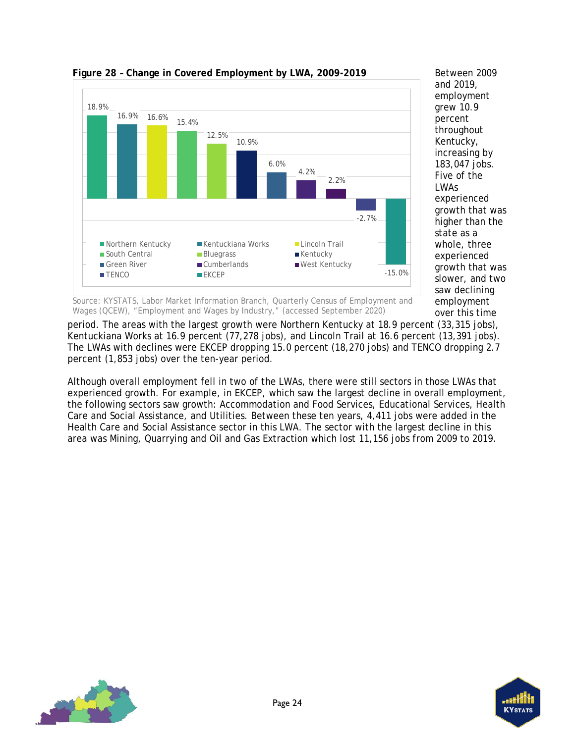**Figure 28 – Change in Covered Employment by LWA, 2009-2019**

| LWA | Change |
|---|---|
| Northern Kentucky | 18.9% |
| Kentuckiana Works | 16.9% |
| Lincoln Trail | 16.6% |
| South Central | 15.4% |
| Bluegrass | 12.5% |
| Kentucky | 10.9% |
| Green River | 6.0% |
| Cumberlands | 4.2% |
| West Kentucky | 2.2% |
| TENCO | -2.7% |
| EKCEP | -15.0% |

Source: KYSTATS, Labor Market Information Branch, Quarterly Census of Employment and Wages (QCEW), "Employment and Wages by Industry," (accessed September 2020)

Between 2009 and 2019, employment grew 10.9 percent throughout Kentucky, increasing by 183,047 jobs. Five of the LWAs experienced growth that was higher than the state as a whole, three experienced growth that was slower, and two saw declining employment over this time period. The areas with the largest growth were Northern Kentucky at 18.9 percent (33,315 jobs), Kentuckiana Works at 16.9 percent (77,278 jobs), and Lincoln Trail at 16.6 percent (13,391 jobs). The LWAs with declines were EKCEP dropping 15.0 percent (18,270 jobs) and TENCO dropping 2.7 percent (1,853 jobs) over the ten-year period.

Although overall employment fell in two of the LWAs, there were still sectors in those LWAs that experienced growth. For example, in EKCEP, which saw the largest decline in overall employment, the following sectors saw growth: Accommodation and Food Services, Educational Services, Health Care and Social Assistance, and Utilities. Between these ten years, 4,411 jobs were added in the Health Care and Social Assistance sector in this LWA. The sector with the largest decline in this area was Mining, Quarrying and Oil and Gas Extraction which lost 11,156 jobs from 2009 to 2019.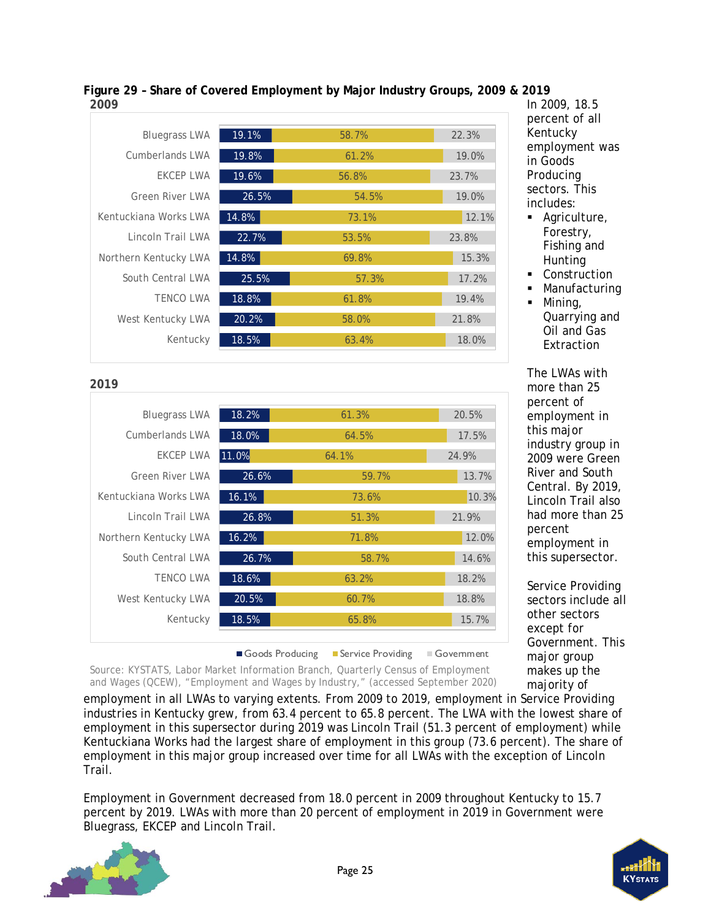**Figure 29 – Share of Covered Employment by Major Industry Groups, 2009 & 2019**

**2009**

| LWA | Goods Producing | Service Providing | Government |
|---|---|---|---|
| Bluegrass LWA | 19.1% | 58.7% | 22.3% |
| Cumberlands LWA | 19.8% | 61.2% | 19.0% |
| EKCEP LWA | 19.6% | 56.8% | 23.7% |
| Green River LWA | 26.5% | 54.5% | 19.0% |
| Kentuckiana Works LWA | 14.8% | 73.1% | 12.1% |
| Lincoln Trail LWA | 22.7% | 53.5% | 23.8% |
| Northern Kentucky LWA | 14.8% | 69.8% | 15.3% |
| South Central LWA | 25.5% | 57.3% | 17.2% |
| TENCO LWA | 18.8% | 61.8% | 19.4% |
| West Kentucky LWA | 20.2% | 58.0% | 21.8% |
| Kentucky | 18.5% | 63.4% | 18.0% |

**2019**

| LWA | Goods Producing | Service Providing | Government |
|---|---|---|---|
| Bluegrass LWA | 18.2% | 61.3% | 20.5% |
| Cumberlands LWA | 18.0% | 64.5% | 17.5% |
| EKCEP LWA | 11.0% | 64.1% | 24.9% |
| Green River LWA | 26.6% | 59.7% | 13.7% |
| Kentuckiana Works LWA | 16.1% | 73.6% | 10.3% |
| Lincoln Trail LWA | 26.8% | 51.3% | 21.9% |
| Northern Kentucky LWA | 16.2% | 71.8% | 12.0% |
| South Central LWA | 26.7% | 58.7% | 14.6% |
| TENCO LWA | 18.6% | 63.2% | 18.2% |
| West Kentucky LWA | 20.5% | 60.7% | 18.8% |
| Kentucky | 18.5% | 65.8% | 15.7% |

Source: KYSTATS, Labor Market Information Branch, Quarterly Census of Employment and Wages (QCEW), "Employment and Wages by Industry," (accessed September 2020)

In 2009, 18.5 percent of all Kentucky employment was in Goods Producing sectors. This includes:

- Agriculture, Forestry, Fishing and Hunting
- Construction
- Manufacturing
- Mining, Quarrying and Oil and Gas Extraction

The LWAs with more than 25 percent of employment in this major industry group in 2009 were Green River and South Central. By 2019, Lincoln Trail also had more than 25 percent employment in this supersector.

Service Providing sectors include all other sectors except for Government. This major group makes up the majority of employment in all LWAs to varying extents. From 2009 to 2019, employment in Service Providing industries in Kentucky grew, from 63.4 percent to 65.8 percent. The LWA with the lowest share of employment in this supersector during 2019 was Lincoln Trail (51.3 percent of employment) while Kentuckiana Works had the largest share of employment in this group (73.6 percent). The share of employment in this major group increased over time for all LWAs with the exception of Lincoln Trail.

Employment in Government decreased from 18.0 percent in 2009 throughout Kentucky to 15.7 percent by 2019. LWAs with more than 20 percent of employment in 2019 in Government were Bluegrass, EKCEP and Lincoln Trail.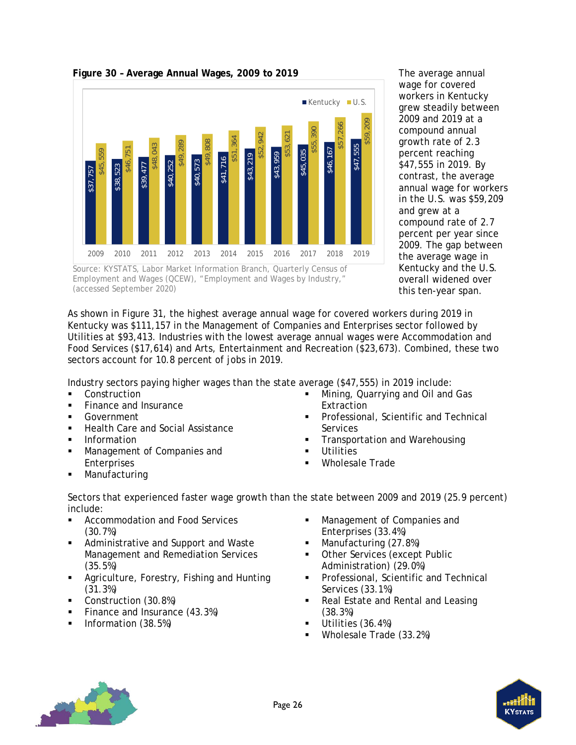**Figure 30 – Average Annual Wages, 2009 to 2019**

| Year | Kentucky | U.S. |
|---|---|---|
| 2009 | $37,757 | $45,559 |
| 2010 | $38,523 | $46,751 |
| 2011 | $39,477 | $48,043 |
| 2012 | $40,252 | $49,289 |
| 2013 | $40,573 | $49,808 |
| 2014 | $41,716 | $51,364 |
| 2015 | $43,219 | $52,942 |
| 2016 | $43,959 | $53,621 |
| 2017 | $45,035 | $55,390 |
| 2018 | $46,167 | $57,266 |
| 2019 | $47,555 | $59,209 |

Source: KYSTATS, Labor Market Information Branch, Quarterly Census of Employment and Wages (QCEW), "Employment and Wages by Industry," (accessed September 2020)

The average annual wage for covered workers in Kentucky grew steadily between 2009 and 2019 at a compound annual growth rate of 2.3 percent reaching $47,555 in 2019. By contrast, the average annual wage for workers in the U.S. was $59,209 and grew at a compound rate of 2.7 percent per year since 2009. The gap between the average wage in Kentucky and the U.S. overall widened over this ten-year span.

As shown in Figure 31, the highest average annual wage for covered workers during 2019 in Kentucky was $111,157 in the Management of Companies and Enterprises sector followed by Utilities at $93,413. Industries with the lowest average annual wages were Accommodation and Food Services ($17,614) and Arts, Entertainment and Recreation ($23,673). Combined, these two sectors account for 10.8 percent of jobs in 2019.

Industry sectors paying higher wages than the state average ($47,555) in 2019 include:

- Construction
- Finance and Insurance
- Government
- Health Care and Social Assistance
- Information
- Management of Companies and Enterprises
- Manufacturing
- Mining, Quarrying and Oil and Gas Extraction
- Professional, Scientific and Technical Services
- Transportation and Warehousing
- Utilities
- Wholesale Trade

Sectors that experienced faster wage growth than the state between 2009 and 2019 (25.9 percent) include:

- Accommodation and Food Services (30.7%)
- Administrative and Support and Waste Management and Remediation Services (35.5%)
- Agriculture, Forestry, Fishing and Hunting (31.3%)
- Construction (30.8%)
- Finance and Insurance (43.3%)
- Information (38.5%)
- Management of Companies and Enterprises (33.4%)
- Manufacturing (27.8%)
- Other Services (except Public Administration) (29.0%)
- Professional, Scientific and Technical Services (33.1%)
- Real Estate and Rental and Leasing (38.3%)
- Utilities (36.4%)
- Wholesale Trade (33.2%)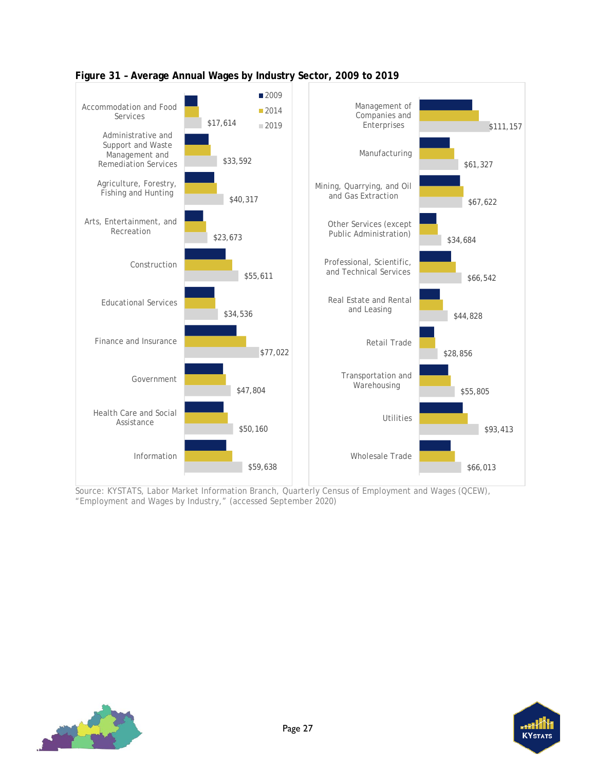**Figure 31 – Average Annual Wages by Industry Sector, 2009 to 2019**

| Industry Sector | 2019 Average Annual Wage |
| --- | --- |
| Accommodation and Food Services | $17,614 |
| Administrative and Support and Waste Management and Remediation Services | $33,592 |
| Agriculture, Forestry, Fishing and Hunting | $40,317 |
| Arts, Entertainment, and Recreation | $23,673 |
| Construction | $55,611 |
| Educational Services | $34,536 |
| Finance and Insurance | $77,022 |
| Government | $47,804 |
| Health Care and Social Assistance | $50,160 |
| Information | $59,638 |
| Management of Companies and Enterprises | $111,157 |
| Manufacturing | $61,327 |
| Mining, Quarrying, and Oil and Gas Extraction | $67,622 |
| Other Services (except Public Administration) | $34,684 |
| Professional, Scientific, and Technical Services | $66,542 |
| Real Estate and Rental and Leasing | $44,828 |
| Retail Trade | $28,856 |
| Transportation and Warehousing | $55,805 |
| Utilities | $93,413 |
| Wholesale Trade | $66,013 |

Source: KYSTATS, Labor Market Information Branch, Quarterly Census of Employment and Wages (QCEW), "Employment and Wages by Industry," (accessed September 2020)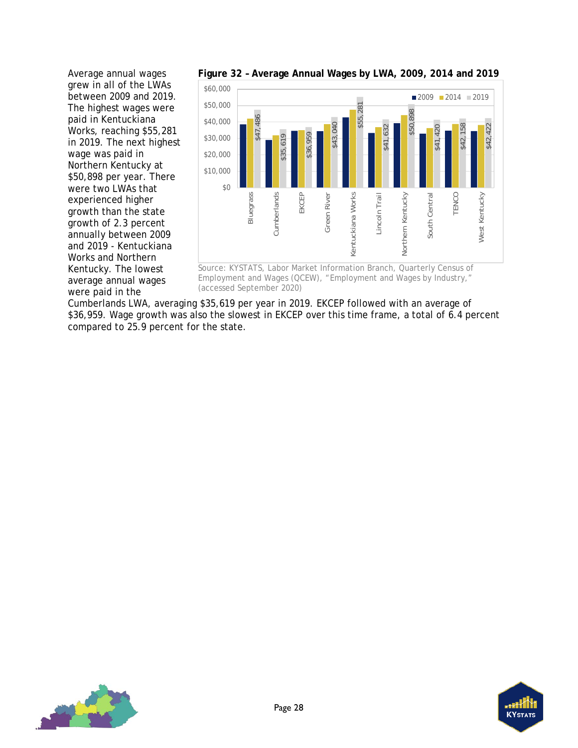Average annual wages grew in all of the LWAs between 2009 and 2019. The highest wages were paid in Kentuckiana Works, reaching $55,281 in 2019. The next highest wage was paid in Northern Kentucky at $50,898 per year. There were two LWAs that experienced higher growth than the state growth of 2.3 percent annually between 2009 and 2019 - Kentuckiana Works and Northern Kentucky. The lowest average annual wages were paid in the Cumberlands LWA, averaging $35,619 per year in 2019. EKCEP followed with an average of $36,959. Wage growth was also the slowest in EKCEP over this time frame, a total of 6.4 percent compared to 25.9 percent for the state.

**Figure 32 – Average Annual Wages by LWA, 2009, 2014 and 2019**

| LWA | 2019 |
|---|---|
| Bluegrass | $47,486 |
| Cumberlands | $35,619 |
| EKCEP | $36,959 |
| Green River | $43,040 |
| Kentuckiana Works | $55,281 |
| Lincoln Trail | $41,632 |
| Northern Kentucky | $50,898 |
| South Central | $41,420 |
| TENCO | $42,158 |
| West Kentucky | $42,422 |

Source: KYSTATS, Labor Market Information Branch, Quarterly Census of Employment and Wages (QCEW), "Employment and Wages by Industry," (accessed September 2020)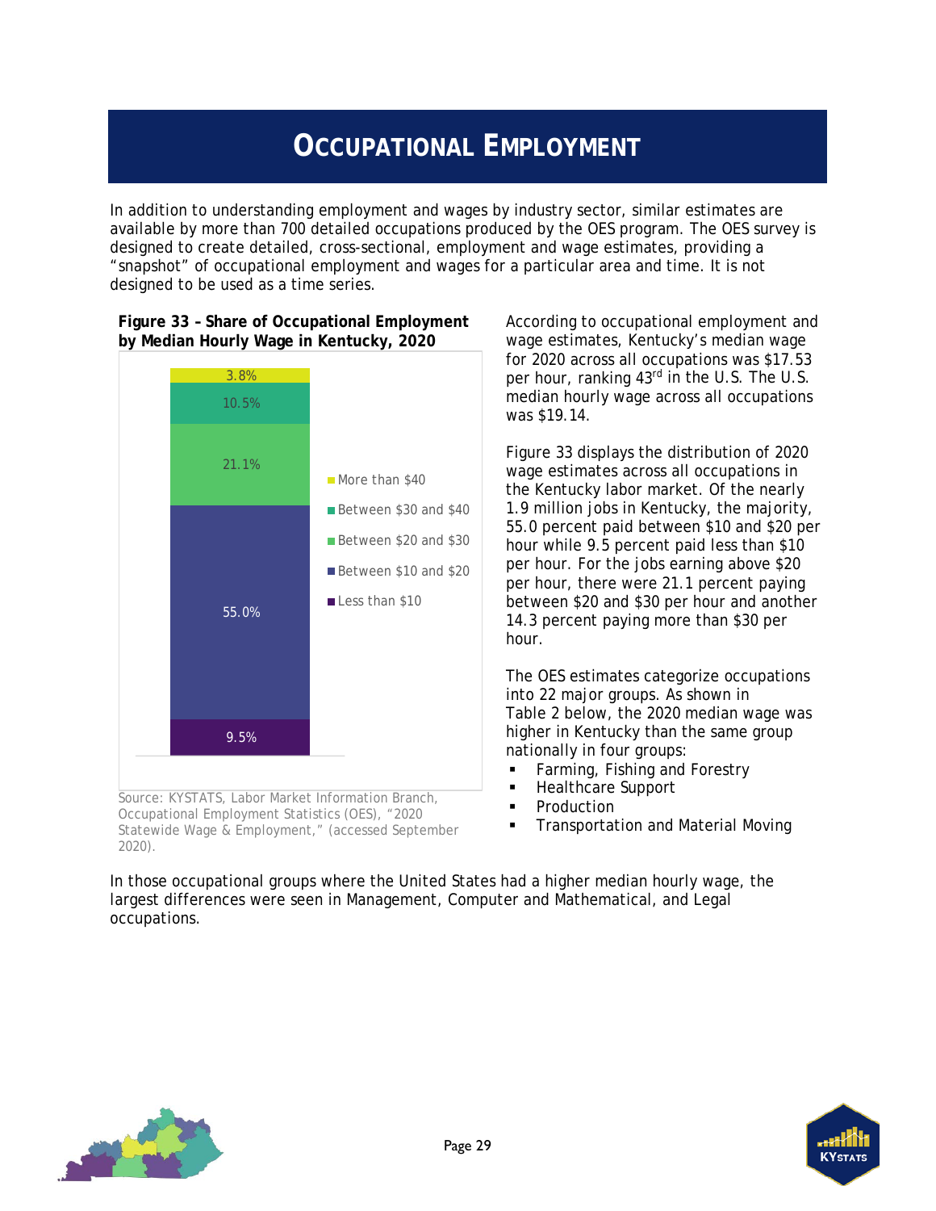# Occupational Employment

In addition to understanding employment and wages by industry sector, similar estimates are available by more than 700 detailed occupations produced by the OES program. The OES survey is designed to create detailed, cross-sectional, employment and wage estimates, providing a "snapshot" of occupational employment and wages for a particular area and time. It is not designed to be used as a time series.

**Figure 33 – Share of Occupational Employment by Median Hourly Wage in Kentucky, 2020**

| Median Hourly Wage | Share |
|---|---|
| More than $40 | 3.8% |
| Between $30 and $40 | 10.5% |
| Between $20 and $30 | 21.1% |
| Between $10 and $20 | 55.0% |
| Less than $10 | 9.5% |

Source: KYSTATS, Labor Market Information Branch, Occupational Employment Statistics (OES), "2020 Statewide Wage & Employment," (accessed September 2020).

According to occupational employment and wage estimates, Kentucky's median wage for 2020 across all occupations was $17.53 per hour, ranking 43rd in the U.S. The U.S. median hourly wage across all occupations was $19.14.

Figure 33 displays the distribution of 2020 wage estimates across all occupations in the Kentucky labor market. Of the nearly 1.9 million jobs in Kentucky, the majority, 55.0 percent paid between $10 and $20 per hour while 9.5 percent paid less than $10 per hour. For the jobs earning above $20 per hour, there were 21.1 percent paying between $20 and $30 per hour and another 14.3 percent paying more than $30 per hour.

The OES estimates categorize occupations into 22 major groups. As shown in Table 2 below, the 2020 median wage was higher in Kentucky than the same group nationally in four groups:

- Farming, Fishing and Forestry
- Healthcare Support
- Production
- Transportation and Material Moving

In those occupational groups where the United States had a higher median hourly wage, the largest differences were seen in Management, Computer and Mathematical, and Legal occupations.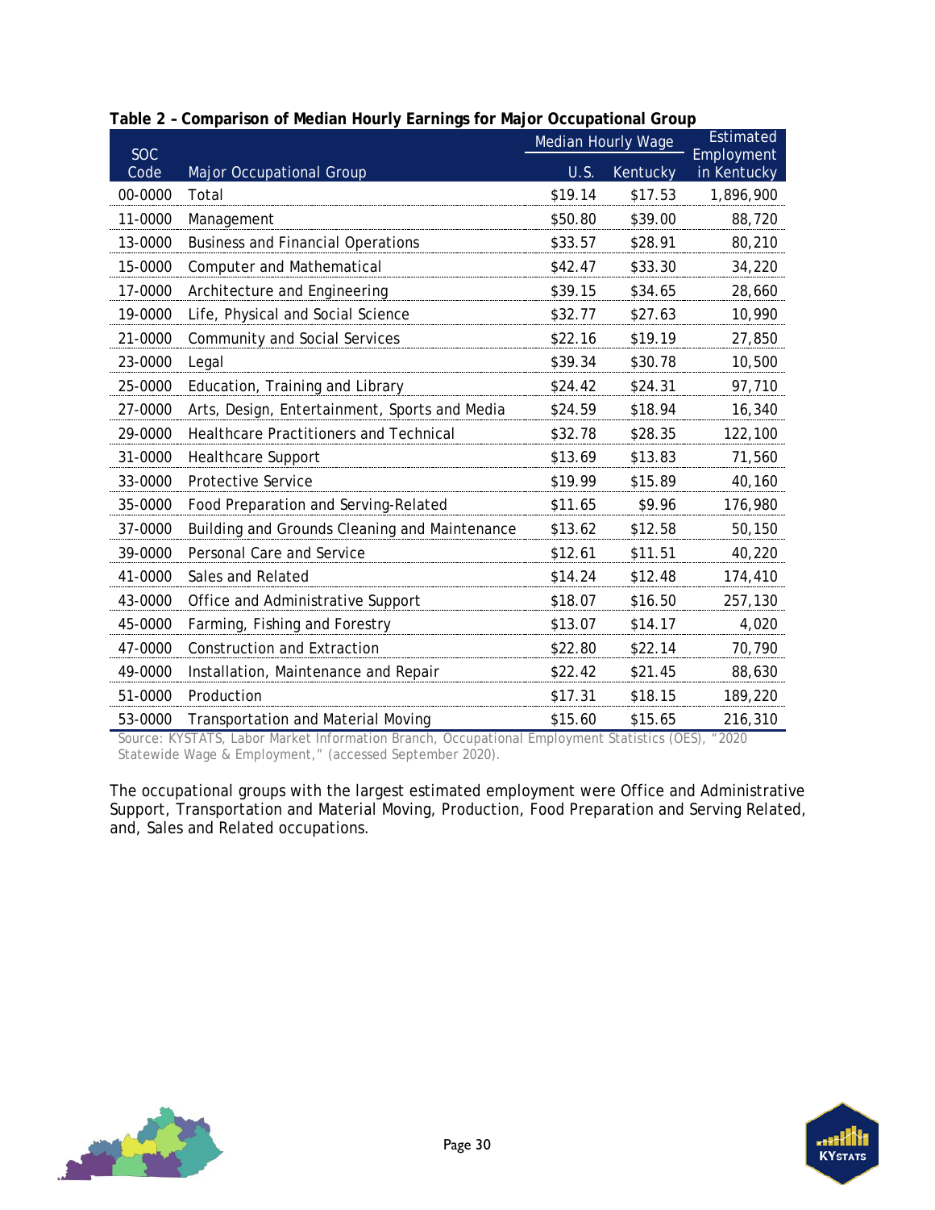**Table 2 – Comparison of Median Hourly Earnings for Major Occupational Group**

| SOC Code | Major Occupational Group | Median Hourly Wage | | Estimated Employment in Kentucky |
|---|---|---|---|---|
| | | U.S. | Kentucky | |
| 00-0000 | Total | $19.14 | $17.53 | 1,896,900 |
| 11-0000 | Management | $50.80 | $39.00 | 88,720 |
| 13-0000 | Business and Financial Operations | $33.57 | $28.91 | 80,210 |
| 15-0000 | Computer and Mathematical | $42.47 | $33.30 | 34,220 |
| 17-0000 | Architecture and Engineering | $39.15 | $34.65 | 28,660 |
| 19-0000 | Life, Physical and Social Science | $32.77 | $27.63 | 10,990 |
| 21-0000 | Community and Social Services | $22.16 | $19.19 | 27,850 |
| 23-0000 | Legal | $39.34 | $30.78 | 10,500 |
| 25-0000 | Education, Training and Library | $24.42 | $24.31 | 97,710 |
| 27-0000 | Arts, Design, Entertainment, Sports and Media | $24.59 | $18.94 | 16,340 |
| 29-0000 | Healthcare Practitioners and Technical | $32.78 | $28.35 | 122,100 |
| 31-0000 | Healthcare Support | $13.69 | $13.83 | 71,560 |
| 33-0000 | Protective Service | $19.99 | $15.89 | 40,160 |
| 35-0000 | Food Preparation and Serving-Related | $11.65 | $9.96 | 176,980 |
| 37-0000 | Building and Grounds Cleaning and Maintenance | $13.62 | $12.58 | 50,150 |
| 39-0000 | Personal Care and Service | $12.61 | $11.51 | 40,220 |
| 41-0000 | Sales and Related | $14.24 | $12.48 | 174,410 |
| 43-0000 | Office and Administrative Support | $18.07 | $16.50 | 257,130 |
| 45-0000 | Farming, Fishing and Forestry | $13.07 | $14.17 | 4,020 |
| 47-0000 | Construction and Extraction | $22.80 | $22.14 | 70,790 |
| 49-0000 | Installation, Maintenance and Repair | $22.42 | $21.45 | 88,630 |
| 51-0000 | Production | $17.31 | $18.15 | 189,220 |
| 53-0000 | Transportation and Material Moving | $15.60 | $15.65 | 216,310 |

Source: KYSTATS, Labor Market Information Branch, Occupational Employment Statistics (OES), "2020 Statewide Wage & Employment," (accessed September 2020).

The occupational groups with the largest estimated employment were Office and Administrative Support, Transportation and Material Moving, Production, Food Preparation and Serving Related, and, Sales and Related occupations.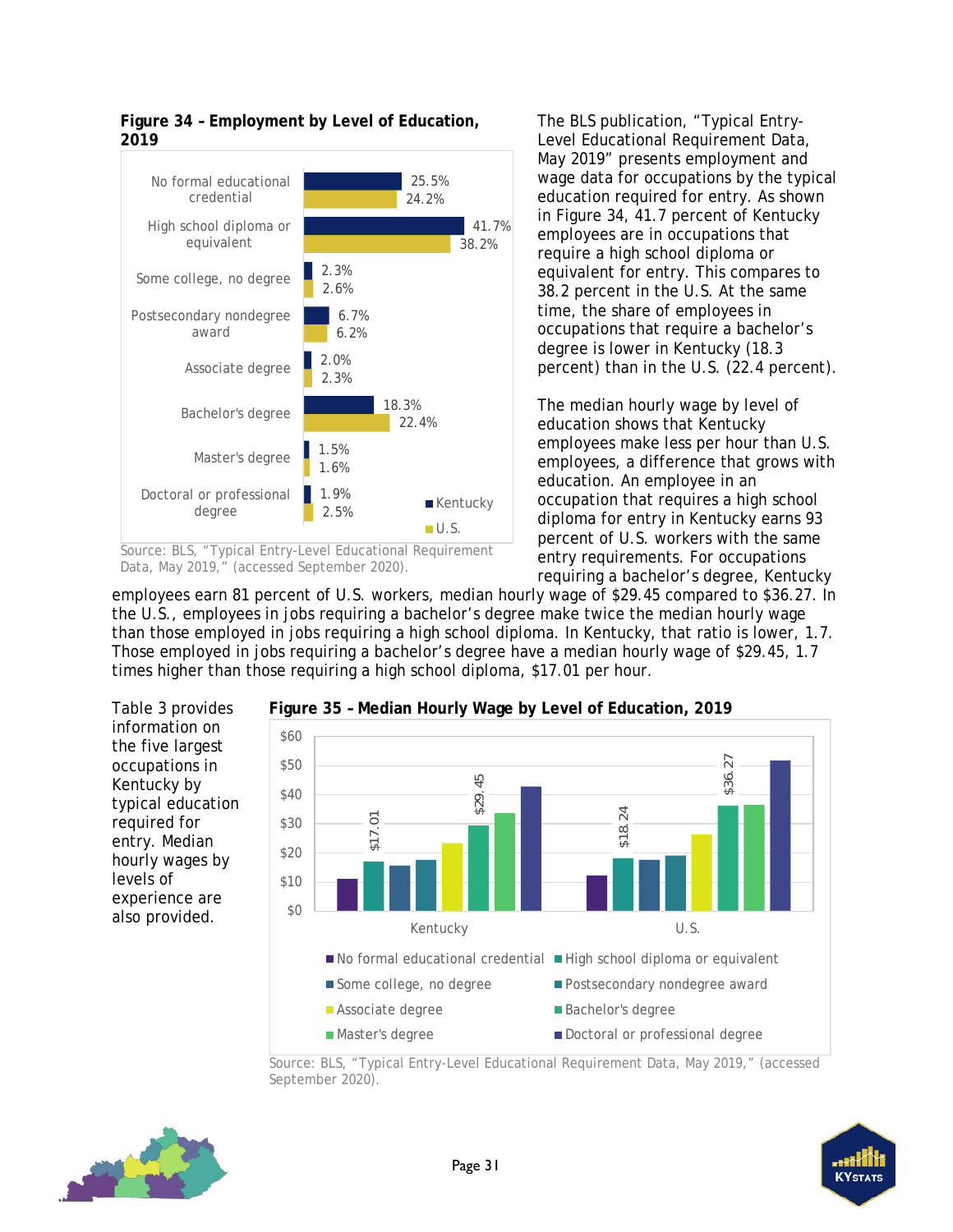**Figure 34 – Employment by Level of Education, 2019**

| Level of Education | Kentucky | U.S. |
|---|---|---|
| No formal educational credential | 25.5% | 24.2% |
| High school diploma or equivalent | 41.7% | 38.2% |
| Some college, no degree | 2.3% | 2.6% |
| Postsecondary nondegree award | 6.7% | 6.2% |
| Associate degree | 2.0% | 2.3% |
| Bachelor's degree | 18.3% | 22.4% |
| Master's degree | 1.5% | 1.6% |
| Doctoral or professional degree | 1.9% | 2.5% |

Source: BLS, "Typical Entry-Level Educational Requirement Data, May 2019," (accessed September 2020).

The BLS publication, "Typical Entry-Level Educational Requirement Data, May 2019" presents employment and wage data for occupations by the typical education required for entry. As shown in Figure 34, 41.7 percent of Kentucky employees are in occupations that require a high school diploma or equivalent for entry. This compares to 38.2 percent in the U.S. At the same time, the share of employees in occupations that require a bachelor's degree is lower in Kentucky (18.3 percent) than in the U.S. (22.4 percent).

The median hourly wage by level of education shows that Kentucky employees make less per hour than U.S. employees, a difference that grows with education. An employee in an occupation that requires a high school diploma for entry in Kentucky earns 93 percent of U.S. workers with the same entry requirements. For occupations requiring a bachelor's degree, Kentucky employees earn 81 percent of U.S. workers, median hourly wage of $29.45 compared to $36.27. In the U.S., employees in jobs requiring a bachelor's degree make twice the median hourly wage than those employed in jobs requiring a high school diploma. In Kentucky, that ratio is lower, 1.7. Those employed in jobs requiring a bachelor's degree have a median hourly wage of $29.45, 1.7 times higher than those requiring a high school diploma, $17.01 per hour.

Table 3 provides information on the five largest occupations in Kentucky by typical education required for entry. Median hourly wages by levels of experience are also provided.

**Figure 35 – Median Hourly Wage by Level of Education, 2019**

| Level of Education | Kentucky | U.S. |
|---|---|---|
| No formal educational credential | | |
| High school diploma or equivalent | $17.01 | $18.24 |
| Some college, no degree | | |
| Postsecondary nondegree award | | |
| Associate degree | | |
| Bachelor's degree | $29.45 | $36.27 |
| Master's degree | | |
| Doctoral or professional degree | | |

Source: BLS, "Typical Entry-Level Educational Requirement Data, May 2019," (accessed September 2020).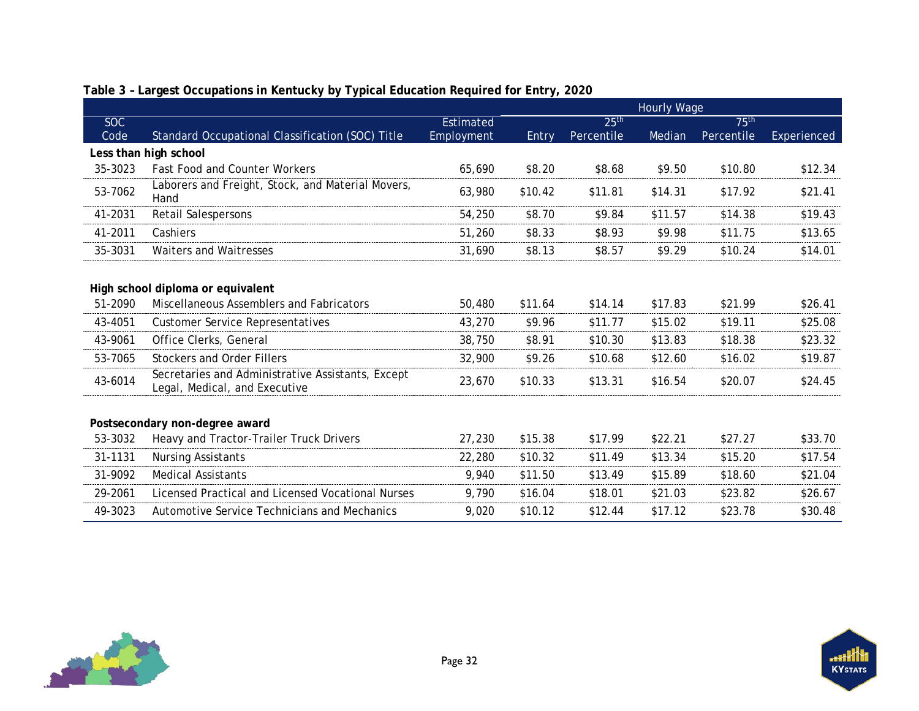**Table 3 – Largest Occupations in Kentucky by Typical Education Required for Entry, 2020**

| SOC Code | Standard Occupational Classification (SOC) Title | Estimated Employment | Hourly Wage | | | | |
|---|---|---|---|---|---|---|---|
| | | | Entry | 25th Percentile | Median | 75th Percentile | Experienced |
| **Less than high school** | | | | | | | |
| 35-3023 | Fast Food and Counter Workers | 65,690 | $8.20 | $8.68 | $9.50 | $10.80 | $12.34 |
| 53-7062 | Laborers and Freight, Stock, and Material Movers, Hand | 63,980 | $10.42 | $11.81 | $14.31 | $17.92 | $21.41 |
| 41-2031 | Retail Salespersons | 54,250 | $8.70 | $9.84 | $11.57 | $14.38 | $19.43 |
| 41-2011 | Cashiers | 51,260 | $8.33 | $8.93 | $9.98 | $11.75 | $13.65 |
| 35-3031 | Waiters and Waitresses | 31,690 | $8.13 | $8.57 | $9.29 | $10.24 | $14.01 |
| **High school diploma or equivalent** | | | | | | | |
| 51-2090 | Miscellaneous Assemblers and Fabricators | 50,480 | $11.64 | $14.14 | $17.83 | $21.99 | $26.41 |
| 43-4051 | Customer Service Representatives | 43,270 | $9.96 | $11.77 | $15.02 | $19.11 | $25.08 |
| 43-9061 | Office Clerks, General | 38,750 | $8.91 | $10.30 | $13.83 | $18.38 | $23.32 |
| 53-7065 | Stockers and Order Fillers | 32,900 | $9.26 | $10.68 | $12.60 | $16.02 | $19.87 |
| 43-6014 | Secretaries and Administrative Assistants, Except Legal, Medical, and Executive | 23,670 | $10.33 | $13.31 | $16.54 | $20.07 | $24.45 |
| **Postsecondary non-degree award** | | | | | | | |
| 53-3032 | Heavy and Tractor-Trailer Truck Drivers | 27,230 | $15.38 | $17.99 | $22.21 | $27.27 | $33.70 |
| 31-1131 | Nursing Assistants | 22,280 | $10.32 | $11.49 | $13.34 | $15.20 | $17.54 |
| 31-9092 | Medical Assistants | 9,940 | $11.50 | $13.49 | $15.89 | $18.60 | $21.04 |
| 29-2061 | Licensed Practical and Licensed Vocational Nurses | 9,790 | $16.04 | $18.01 | $21.03 | $23.82 | $26.67 |
| 49-3023 | Automotive Service Technicians and Mechanics | 9,020 | $10.12 | $12.44 | $17.12 | $23.78 | $30.48 |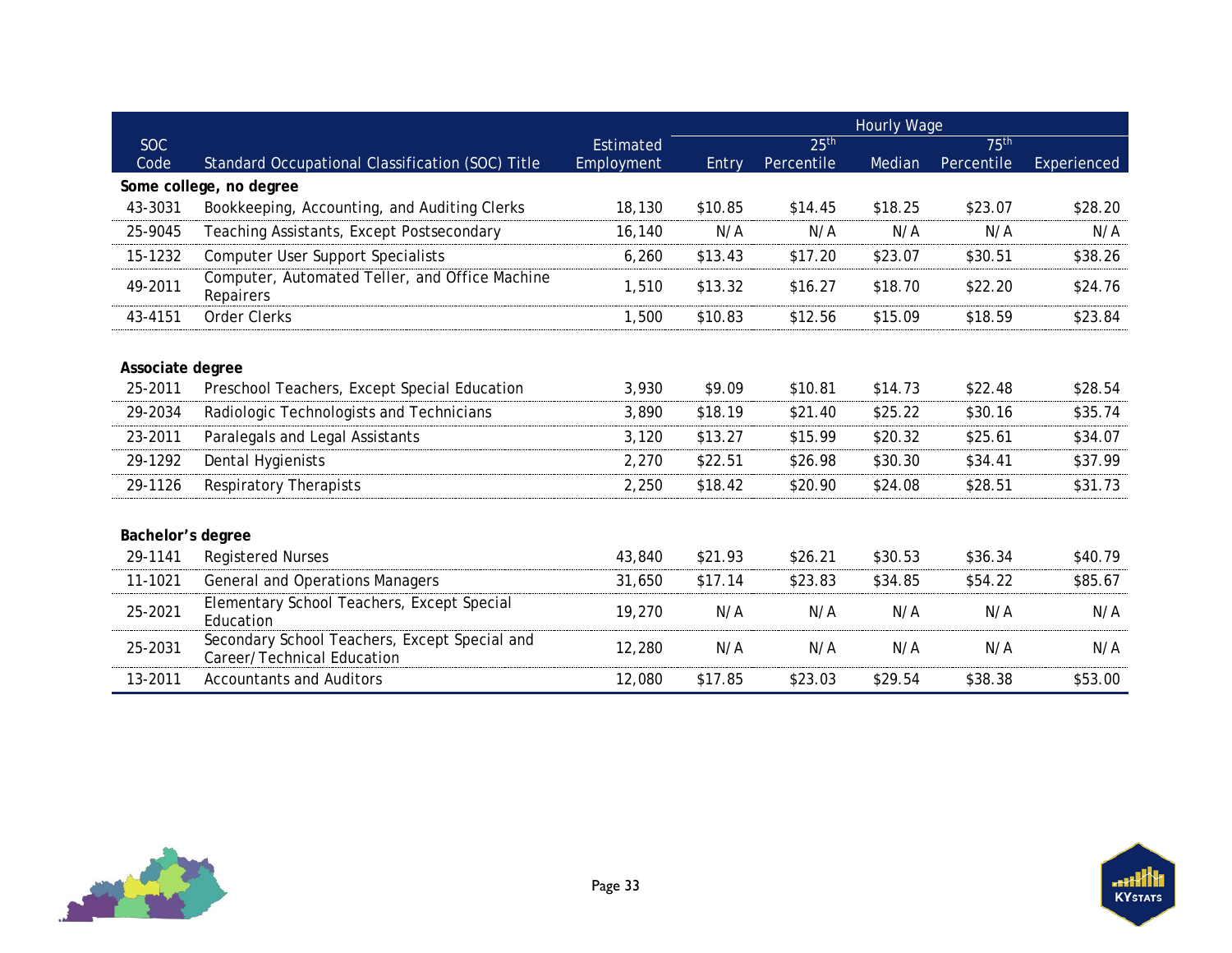| SOC Code | Standard Occupational Classification (SOC) Title | Estimated Employment | Hourly Wage | | | | |
|---|---|---|---|---|---|---|---|
| | | | Entry | 25th Percentile | Median | 75th Percentile | Experienced |
| **Some college, no degree** | | | | | | | |
| 43-3031 | Bookkeeping, Accounting, and Auditing Clerks | 18,130 | $10.85 | $14.45 | $18.25 | $23.07 | $28.20 |
| 25-9045 | Teaching Assistants, Except Postsecondary | 16,140 | N/A | N/A | N/A | N/A | N/A |
| 15-1232 | Computer User Support Specialists | 6,260 | $13.43 | $17.20 | $23.07 | $30.51 | $38.26 |
| 49-2011 | Computer, Automated Teller, and Office Machine Repairers | 1,510 | $13.32 | $16.27 | $18.70 | $22.20 | $24.76 |
| 43-4151 | Order Clerks | 1,500 | $10.83 | $12.56 | $15.09 | $18.59 | $23.84 |
| **Associate degree** | | | | | | | |
| 25-2011 | Preschool Teachers, Except Special Education | 3,930 | $9.09 | $10.81 | $14.73 | $22.48 | $28.54 |
| 29-2034 | Radiologic Technologists and Technicians | 3,890 | $18.19 | $21.40 | $25.22 | $30.16 | $35.74 |
| 23-2011 | Paralegals and Legal Assistants | 3,120 | $13.27 | $15.99 | $20.32 | $25.61 | $34.07 |
| 29-1292 | Dental Hygienists | 2,270 | $22.51 | $26.98 | $30.30 | $34.41 | $37.99 |
| 29-1126 | Respiratory Therapists | 2,250 | $18.42 | $20.90 | $24.08 | $28.51 | $31.73 |
| **Bachelor's degree** | | | | | | | |
| 29-1141 | Registered Nurses | 43,840 | $21.93 | $26.21 | $30.53 | $36.34 | $40.79 |
| 11-1021 | General and Operations Managers | 31,650 | $17.14 | $23.83 | $34.85 | $54.22 | $85.67 |
| 25-2021 | Elementary School Teachers, Except Special Education | 19,270 | N/A | N/A | N/A | N/A | N/A |
| 25-2031 | Secondary School Teachers, Except Special and Career/Technical Education | 12,280 | N/A | N/A | N/A | N/A | N/A |
| 13-2011 | Accountants and Auditors | 12,080 | $17.85 | $23.03 | $29.54 | $38.38 | $53.00 |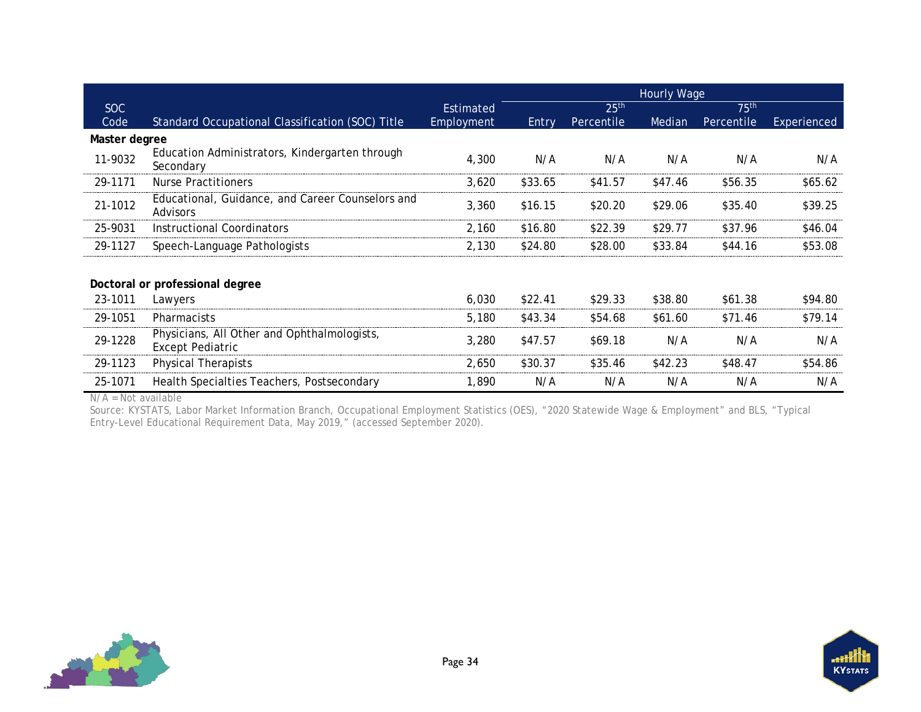| SOC Code | Standard Occupational Classification (SOC) Title | Estimated Employment | Hourly Wage | | | | |
|---|---|---|---|---|---|---|---|
| | | | Entry | 25th Percentile | Median | 75th Percentile | Experienced |
| **Master degree** | | | | | | | |
| 11-9032 | Education Administrators, Kindergarten through Secondary | 4,300 | N/A | N/A | N/A | N/A | N/A |
| 29-1171 | Nurse Practitioners | 3,620 | $33.65 | $41.57 | $47.46 | $56.35 | $65.62 |
| 21-1012 | Educational, Guidance, and Career Counselors and Advisors | 3,360 | $16.15 | $20.20 | $29.06 | $35.40 | $39.25 |
| 25-9031 | Instructional Coordinators | 2,160 | $16.80 | $22.39 | $29.77 | $37.96 | $46.04 |
| 29-1127 | Speech-Language Pathologists | 2,130 | $24.80 | $28.00 | $33.84 | $44.16 | $53.08 |
| **Doctoral or professional degree** | | | | | | | |
| 23-1011 | Lawyers | 6,030 | $22.41 | $29.33 | $38.80 | $61.38 | $94.80 |
| 29-1051 | Pharmacists | 5,180 | $43.34 | $54.68 | $61.60 | $71.46 | $79.14 |
| 29-1228 | Physicians, All Other and Ophthalmologists, Except Pediatric | 3,280 | $47.57 | $69.18 | N/A | N/A | N/A |
| 29-1123 | Physical Therapists | 2,650 | $30.37 | $35.46 | $42.23 | $48.47 | $54.86 |
| 25-1071 | Health Specialties Teachers, Postsecondary | 1,890 | N/A | N/A | N/A | N/A | N/A |

N/A = Not available

Source: KYSTATS, Labor Market Information Branch, Occupational Employment Statistics (OES), "2020 Statewide Wage & Employment" and BLS, "Typical Entry-Level Educational Requirement Data, May 2019," (accessed September 2020).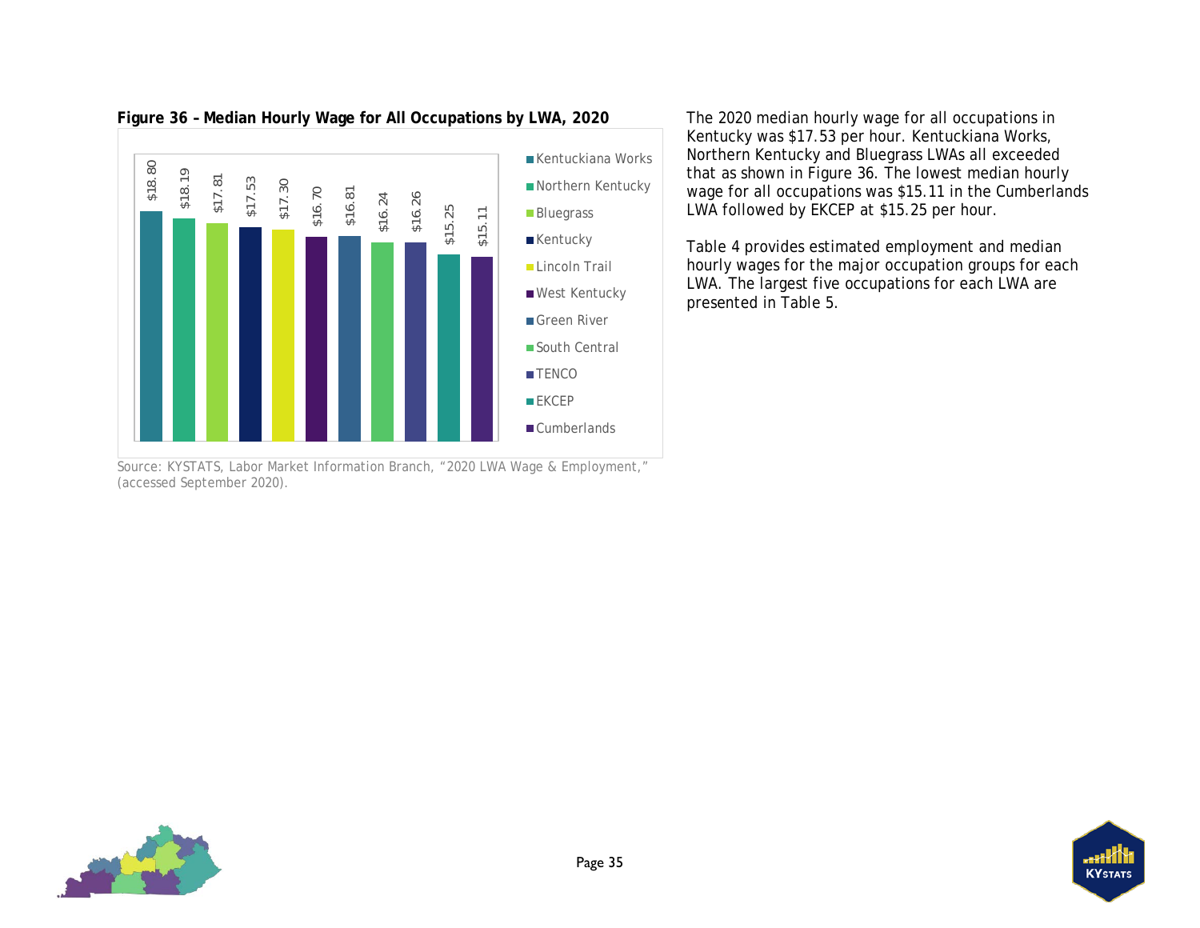**Figure 36 – Median Hourly Wage for All Occupations by LWA, 2020**

| LWA | Median Hourly Wage |
|---|---|
| Kentuckiana Works | $18.80 |
| Northern Kentucky | $18.19 |
| Bluegrass | $17.81 |
| Kentucky | $17.53 |
| Lincoln Trail | $17.30 |
| West Kentucky | $16.70 |
| Green River | $16.81 |
| South Central | $16.24 |
| TENCO | $16.26 |
| EKCEP | $15.25 |
| Cumberlands | $15.11 |

Source: KYSTATS, Labor Market Information Branch, "2020 LWA Wage & Employment," (accessed September 2020).

The 2020 median hourly wage for all occupations in Kentucky was $17.53 per hour. Kentuckiana Works, Northern Kentucky and Bluegrass LWAs all exceeded that as shown in Figure 36. The lowest median hourly wage for all occupations was $15.11 in the Cumberlands LWA followed by EKCEP at $15.25 per hour.

Table 4 provides estimated employment and median hourly wages for the major occupation groups for each LWA. The largest five occupations for each LWA are presented in Table 5.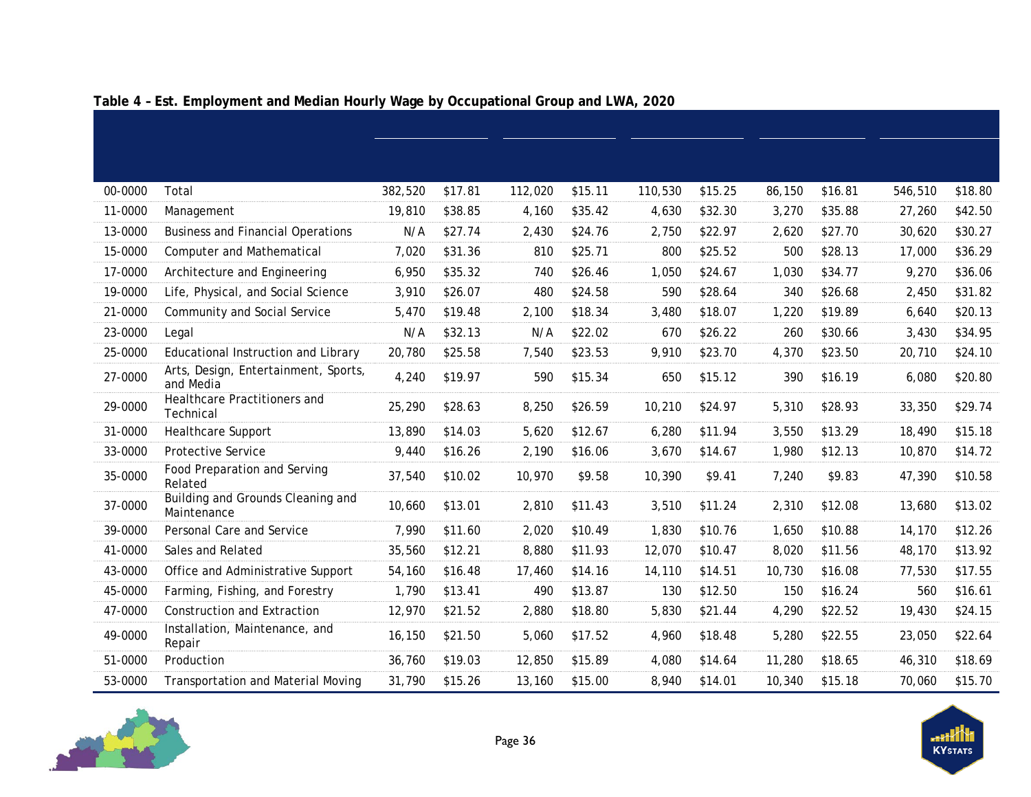**Table 4 – Est. Employment and Median Hourly Wage by Occupational Group and LWA, 2020**

| | | | | | | | | | | | |
|---|---|---|---|---|---|---|---|---|---|---|---|
| 00-0000 | Total | 382,520 | $17.81 | 112,020 | $15.11 | 110,530 | $15.25 | 86,150 | $16.81 | 546,510 | $18.80 |
| 11-0000 | Management | 19,810 | $38.85 | 4,160 | $35.42 | 4,630 | $32.30 | 3,270 | $35.88 | 27,260 | $42.50 |
| 13-0000 | Business and Financial Operations | N/A | $27.74 | 2,430 | $24.76 | 2,750 | $22.97 | 2,620 | $27.70 | 30,620 | $30.27 |
| 15-0000 | Computer and Mathematical | 7,020 | $31.36 | 810 | $25.71 | 800 | $25.52 | 500 | $28.13 | 17,000 | $36.29 |
| 17-0000 | Architecture and Engineering | 6,950 | $35.32 | 740 | $26.46 | 1,050 | $24.67 | 1,030 | $34.77 | 9,270 | $36.06 |
| 19-0000 | Life, Physical, and Social Science | 3,910 | $26.07 | 480 | $24.58 | 590 | $28.64 | 340 | $26.68 | 2,450 | $31.82 |
| 21-0000 | Community and Social Service | 5,470 | $19.48 | 2,100 | $18.34 | 3,480 | $18.07 | 1,220 | $19.89 | 6,640 | $20.13 |
| 23-0000 | Legal | N/A | $32.13 | N/A | $22.02 | 670 | $26.22 | 260 | $30.66 | 3,430 | $34.95 |
| 25-0000 | Educational Instruction and Library | 20,780 | $25.58 | 7,540 | $23.53 | 9,910 | $23.70 | 4,370 | $23.50 | 20,710 | $24.10 |
| 27-0000 | Arts, Design, Entertainment, Sports, and Media | 4,240 | $19.97 | 590 | $15.34 | 650 | $15.12 | 390 | $16.19 | 6,080 | $20.80 |
| 29-0000 | Healthcare Practitioners and Technical | 25,290 | $28.63 | 8,250 | $26.59 | 10,210 | $24.97 | 5,310 | $28.93 | 33,350 | $29.74 |
| 31-0000 | Healthcare Support | 13,890 | $14.03 | 5,620 | $12.67 | 6,280 | $11.94 | 3,550 | $13.29 | 18,490 | $15.18 |
| 33-0000 | Protective Service | 9,440 | $16.26 | 2,190 | $16.06 | 3,670 | $14.67 | 1,980 | $12.13 | 10,870 | $14.72 |
| 35-0000 | Food Preparation and Serving Related | 37,540 | $10.02 | 10,970 | $9.58 | 10,390 | $9.41 | 7,240 | $9.83 | 47,390 | $10.58 |
| 37-0000 | Building and Grounds Cleaning and Maintenance | 10,660 | $13.01 | 2,810 | $11.43 | 3,510 | $11.24 | 2,310 | $12.08 | 13,680 | $13.02 |
| 39-0000 | Personal Care and Service | 7,990 | $11.60 | 2,020 | $10.49 | 1,830 | $10.76 | 1,650 | $10.88 | 14,170 | $12.26 |
| 41-0000 | Sales and Related | 35,560 | $12.21 | 8,880 | $11.93 | 12,070 | $10.47 | 8,020 | $11.56 | 48,170 | $13.92 |
| 43-0000 | Office and Administrative Support | 54,160 | $16.48 | 17,460 | $14.16 | 14,110 | $14.51 | 10,730 | $16.08 | 77,530 | $17.55 |
| 45-0000 | Farming, Fishing, and Forestry | 1,790 | $13.41 | 490 | $13.87 | 130 | $12.50 | 150 | $16.24 | 560 | $16.61 |
| 47-0000 | Construction and Extraction | 12,970 | $21.52 | 2,880 | $18.80 | 5,830 | $21.44 | 4,290 | $22.52 | 19,430 | $24.15 |
| 49-0000 | Installation, Maintenance, and Repair | 16,150 | $21.50 | 5,060 | $17.52 | 4,960 | $18.48 | 5,280 | $22.55 | 23,050 | $22.64 |
| 51-0000 | Production | 36,760 | $19.03 | 12,850 | $15.89 | 4,080 | $14.64 | 11,280 | $18.65 | 46,310 | $18.69 |
| 53-0000 | Transportation and Material Moving | 31,790 | $15.26 | 13,160 | $15.00 | 8,940 | $14.01 | 10,340 | $15.18 | 70,060 | $15.70 |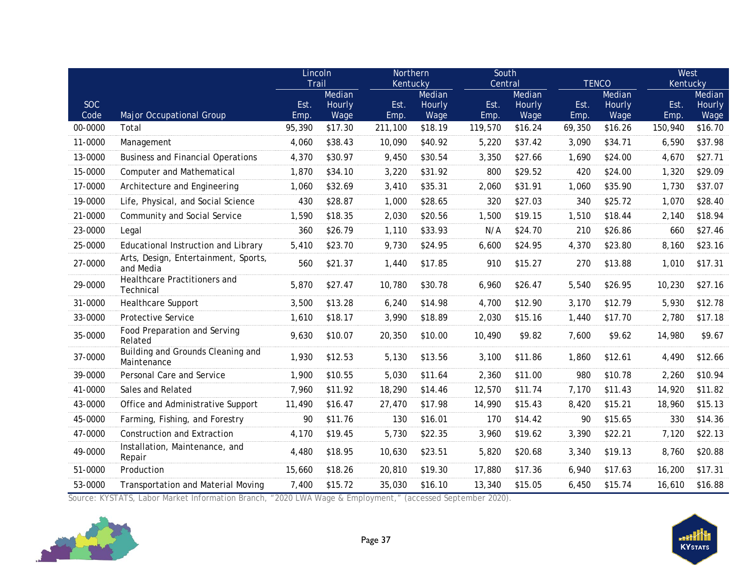| SOC Code | Major Occupational Group | Lincoln Trail | | Northern Kentucky | | South Central | | TENCO | | West Kentucky | |
|---|---|---|---|---|---|---|---|---|---|---|---|
| | | Est. Emp. | Median Hourly Wage | Est. Emp. | Median Hourly Wage | Est. Emp. | Median Hourly Wage | Est. Emp. | Median Hourly Wage | Est. Emp. | Median Hourly Wage |
| 00-0000 | Total | 95,390 | $17.30 | 211,100 | $18.19 | 119,570 | $16.24 | 69,350 | $16.26 | 150,940 | $16.70 |
| 11-0000 | Management | 4,060 | $38.43 | 10,090 | $40.92 | 5,220 | $37.42 | 3,090 | $34.71 | 6,590 | $37.98 |
| 13-0000 | Business and Financial Operations | 4,370 | $30.97 | 9,450 | $30.54 | 3,350 | $27.66 | 1,690 | $24.00 | 4,670 | $27.71 |
| 15-0000 | Computer and Mathematical | 1,870 | $34.10 | 3,220 | $31.92 | 800 | $29.52 | 420 | $24.00 | 1,320 | $29.09 |
| 17-0000 | Architecture and Engineering | 1,060 | $32.69 | 3,410 | $35.31 | 2,060 | $31.91 | 1,060 | $35.90 | 1,730 | $37.07 |
| 19-0000 | Life, Physical, and Social Science | 430 | $28.87 | 1,000 | $28.65 | 320 | $27.03 | 340 | $25.72 | 1,070 | $28.40 |
| 21-0000 | Community and Social Service | 1,590 | $18.35 | 2,030 | $20.56 | 1,500 | $19.15 | 1,510 | $18.44 | 2,140 | $18.94 |
| 23-0000 | Legal | 360 | $26.79 | 1,110 | $33.93 | N/A | $24.70 | 210 | $26.86 | 660 | $27.46 |
| 25-0000 | Educational Instruction and Library | 5,410 | $23.70 | 9,730 | $24.95 | 6,600 | $24.95 | 4,370 | $23.80 | 8,160 | $23.16 |
| 27-0000 | Arts, Design, Entertainment, Sports, and Media | 560 | $21.37 | 1,440 | $17.85 | 910 | $15.27 | 270 | $13.88 | 1,010 | $17.31 |
| 29-0000 | Healthcare Practitioners and Technical | 5,870 | $27.47 | 10,780 | $30.78 | 6,960 | $26.47 | 5,540 | $26.95 | 10,230 | $27.16 |
| 31-0000 | Healthcare Support | 3,500 | $13.28 | 6,240 | $14.98 | 4,700 | $12.90 | 3,170 | $12.79 | 5,930 | $12.78 |
| 33-0000 | Protective Service | 1,610 | $18.17 | 3,990 | $18.89 | 2,030 | $15.16 | 1,440 | $17.70 | 2,780 | $17.18 |
| 35-0000 | Food Preparation and Serving Related | 9,630 | $10.07 | 20,350 | $10.00 | 10,490 | $9.82 | 7,600 | $9.62 | 14,980 | $9.67 |
| 37-0000 | Building and Grounds Cleaning and Maintenance | 1,930 | $12.53 | 5,130 | $13.56 | 3,100 | $11.86 | 1,860 | $12.61 | 4,490 | $12.66 |
| 39-0000 | Personal Care and Service | 1,900 | $10.55 | 5,030 | $11.64 | 2,360 | $11.00 | 980 | $10.78 | 2,260 | $10.94 |
| 41-0000 | Sales and Related | 7,960 | $11.92 | 18,290 | $14.46 | 12,570 | $11.74 | 7,170 | $11.43 | 14,920 | $11.82 |
| 43-0000 | Office and Administrative Support | 11,490 | $16.47 | 27,470 | $17.98 | 14,990 | $15.43 | 8,420 | $15.21 | 18,960 | $15.13 |
| 45-0000 | Farming, Fishing, and Forestry | 90 | $11.76 | 130 | $16.01 | 170 | $14.42 | 90 | $15.65 | 330 | $14.36 |
| 47-0000 | Construction and Extraction | 4,170 | $19.45 | 5,730 | $22.35 | 3,960 | $19.62 | 3,390 | $22.21 | 7,120 | $22.13 |
| 49-0000 | Installation, Maintenance, and Repair | 4,480 | $18.95 | 10,630 | $23.51 | 5,820 | $20.68 | 3,340 | $19.13 | 8,760 | $20.88 |
| 51-0000 | Production | 15,660 | $18.26 | 20,810 | $19.30 | 17,880 | $17.36 | 6,940 | $17.63 | 16,200 | $17.31 |
| 53-0000 | Transportation and Material Moving | 7,400 | $15.72 | 35,030 | $16.10 | 13,340 | $15.05 | 6,450 | $15.74 | 16,610 | $16.88 |

Source: KYSTATS, Labor Market Information Branch, "2020 LWA Wage & Employment," (accessed September 2020).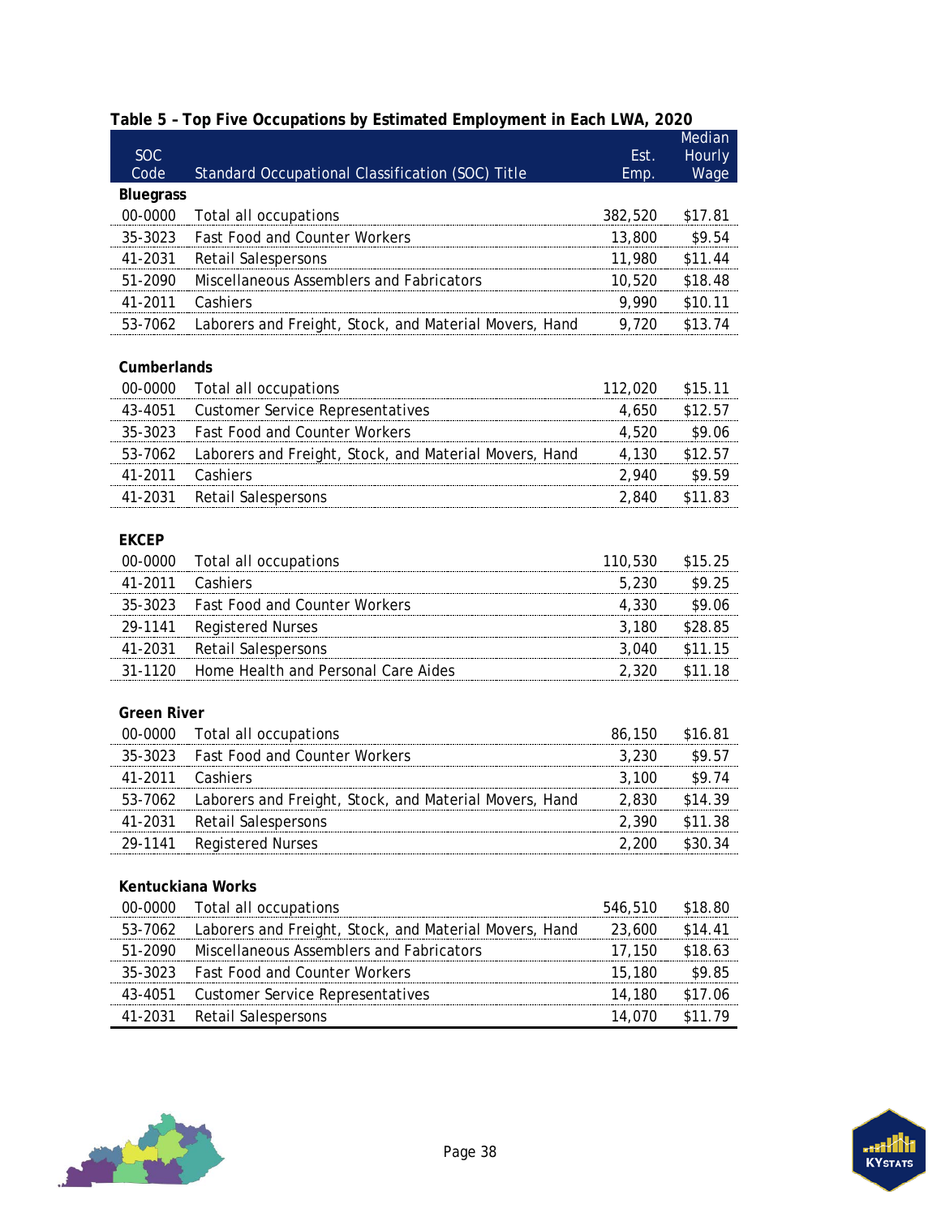**Table 5 – Top Five Occupations by Estimated Employment in Each LWA, 2020**

| SOC Code | Standard Occupational Classification (SOC) Title | Est. Emp. | Median Hourly Wage |
|---|---|---|---|
| **Bluegrass** | | | |
| 00-0000 | Total all occupations | 382,520 | $17.81 |
| 35-3023 | Fast Food and Counter Workers | 13,800 | $9.54 |
| 41-2031 | Retail Salespersons | 11,980 | $11.44 |
| 51-2090 | Miscellaneous Assemblers and Fabricators | 10,520 | $18.48 |
| 41-2011 | Cashiers | 9,990 | $10.11 |
| 53-7062 | Laborers and Freight, Stock, and Material Movers, Hand | 9,720 | $13.74 |
| **Cumberlands** | | | |
| 00-0000 | Total all occupations | 112,020 | $15.11 |
| 43-4051 | Customer Service Representatives | 4,650 | $12.57 |
| 35-3023 | Fast Food and Counter Workers | 4,520 | $9.06 |
| 53-7062 | Laborers and Freight, Stock, and Material Movers, Hand | 4,130 | $12.57 |
| 41-2011 | Cashiers | 2,940 | $9.59 |
| 41-2031 | Retail Salespersons | 2,840 | $11.83 |
| **EKCEP** | | | |
| 00-0000 | Total all occupations | 110,530 | $15.25 |
| 41-2011 | Cashiers | 5,230 | $9.25 |
| 35-3023 | Fast Food and Counter Workers | 4,330 | $9.06 |
| 29-1141 | Registered Nurses | 3,180 | $28.85 |
| 41-2031 | Retail Salespersons | 3,040 | $11.15 |
| 31-1120 | Home Health and Personal Care Aides | 2,320 | $11.18 |
| **Green River** | | | |
| 00-0000 | Total all occupations | 86,150 | $16.81 |
| 35-3023 | Fast Food and Counter Workers | 3,230 | $9.57 |
| 41-2011 | Cashiers | 3,100 | $9.74 |
| 53-7062 | Laborers and Freight, Stock, and Material Movers, Hand | 2,830 | $14.39 |
| 41-2031 | Retail Salespersons | 2,390 | $11.38 |
| 29-1141 | Registered Nurses | 2,200 | $30.34 |
| **Kentuckiana Works** | | | |
| 00-0000 | Total all occupations | 546,510 | $18.80 |
| 53-7062 | Laborers and Freight, Stock, and Material Movers, Hand | 23,600 | $14.41 |
| 51-2090 | Miscellaneous Assemblers and Fabricators | 17,150 | $18.63 |
| 35-3023 | Fast Food and Counter Workers | 15,180 | $9.85 |
| 43-4051 | Customer Service Representatives | 14,180 | $17.06 |
| 41-2031 | Retail Salespersons | 14,070 | $11.79 |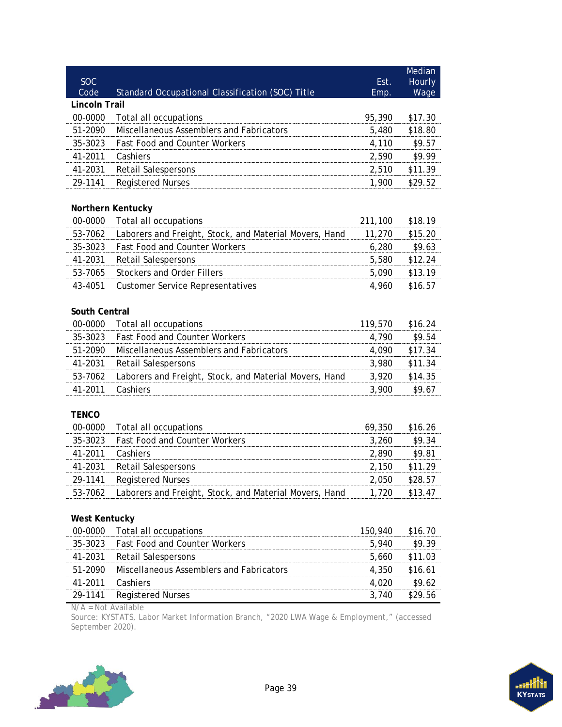| SOC Code | Standard Occupational Classification (SOC) Title | Est. Emp. | Median Hourly Wage |
|---|---|---|---|
| **Lincoln Trail** | | | |
| 00-0000 | Total all occupations | 95,390 | $17.30 |
| 51-2090 | Miscellaneous Assemblers and Fabricators | 5,480 | $18.80 |
| 35-3023 | Fast Food and Counter Workers | 4,110 | $9.57 |
| 41-2011 | Cashiers | 2,590 | $9.99 |
| 41-2031 | Retail Salespersons | 2,510 | $11.39 |
| 29-1141 | Registered Nurses | 1,900 | $29.52 |
| **Northern Kentucky** | | | |
| 00-0000 | Total all occupations | 211,100 | $18.19 |
| 53-7062 | Laborers and Freight, Stock, and Material Movers, Hand | 11,270 | $15.20 |
| 35-3023 | Fast Food and Counter Workers | 6,280 | $9.63 |
| 41-2031 | Retail Salespersons | 5,580 | $12.24 |
| 53-7065 | Stockers and Order Fillers | 5,090 | $13.19 |
| 43-4051 | Customer Service Representatives | 4,960 | $16.57 |
| **South Central** | | | |
| 00-0000 | Total all occupations | 119,570 | $16.24 |
| 35-3023 | Fast Food and Counter Workers | 4,790 | $9.54 |
| 51-2090 | Miscellaneous Assemblers and Fabricators | 4,090 | $17.34 |
| 41-2031 | Retail Salespersons | 3,980 | $11.34 |
| 53-7062 | Laborers and Freight, Stock, and Material Movers, Hand | 3,920 | $14.35 |
| 41-2011 | Cashiers | 3,900 | $9.67 |
| **TENCO** | | | |
| 00-0000 | Total all occupations | 69,350 | $16.26 |
| 35-3023 | Fast Food and Counter Workers | 3,260 | $9.34 |
| 41-2011 | Cashiers | 2,890 | $9.81 |
| 41-2031 | Retail Salespersons | 2,150 | $11.29 |
| 29-1141 | Registered Nurses | 2,050 | $28.57 |
| 53-7062 | Laborers and Freight, Stock, and Material Movers, Hand | 1,720 | $13.47 |
| **West Kentucky** | | | |
| 00-0000 | Total all occupations | 150,940 | $16.70 |
| 35-3023 | Fast Food and Counter Workers | 5,940 | $9.39 |
| 41-2031 | Retail Salespersons | 5,660 | $11.03 |
| 51-2090 | Miscellaneous Assemblers and Fabricators | 4,350 | $16.61 |
| 41-2011 | Cashiers | 4,020 | $9.62 |
| 29-1141 | Registered Nurses | 3,740 | $29.56 |

N/A = Not Available

Source: KYSTATS, Labor Market Information Branch, "2020 LWA Wage & Employment," (accessed September 2020).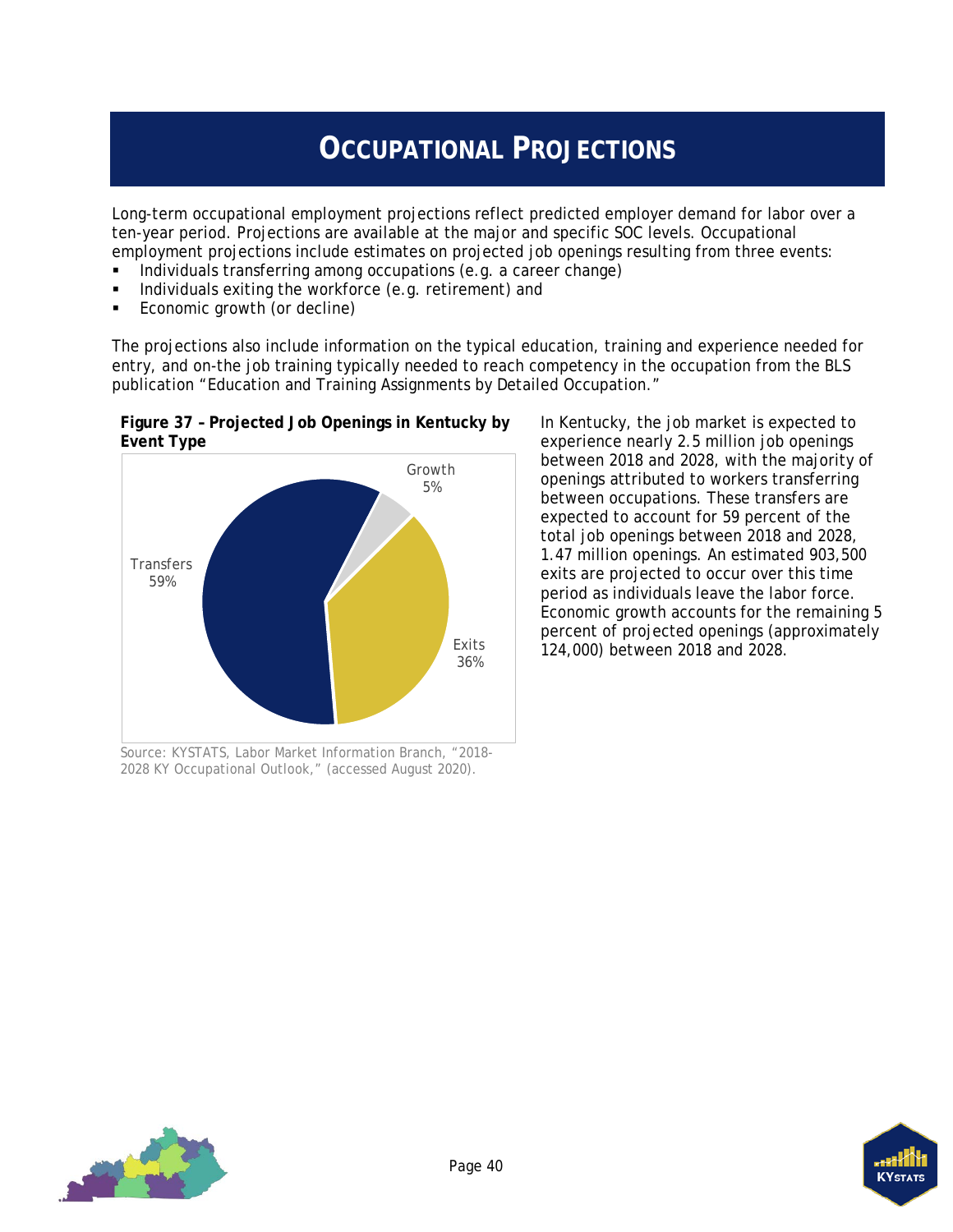# OCCUPATIONAL PROJECTIONS

Long-term occupational employment projections reflect predicted employer demand for labor over a ten-year period. Projections are available at the major and specific SOC levels. Occupational employment projections include estimates on projected job openings resulting from three events:

- Individuals transferring among occupations (e.g. a career change)
- Individuals exiting the workforce (e.g. retirement) and
- Economic growth (or decline)

The projections also include information on the typical education, training and experience needed for entry, and on-the job training typically needed to reach competency in the occupation from the BLS publication "Education and Training Assignments by Detailed Occupation."

**Figure 37 – Projected Job Openings in Kentucky by Event Type**

Growth 5%

Transfers 59%

Exits 36%

Source: KYSTATS, Labor Market Information Branch, "2018-2028 KY Occupational Outlook," (accessed August 2020).

In Kentucky, the job market is expected to experience nearly 2.5 million job openings between 2018 and 2028, with the majority of openings attributed to workers transferring between occupations. These transfers are expected to account for 59 percent of the total job openings between 2018 and 2028, 1.47 million openings. An estimated 903,500 exits are projected to occur over this time period as individuals leave the labor force. Economic growth accounts for the remaining 5 percent of projected openings (approximately 124,000) between 2018 and 2028.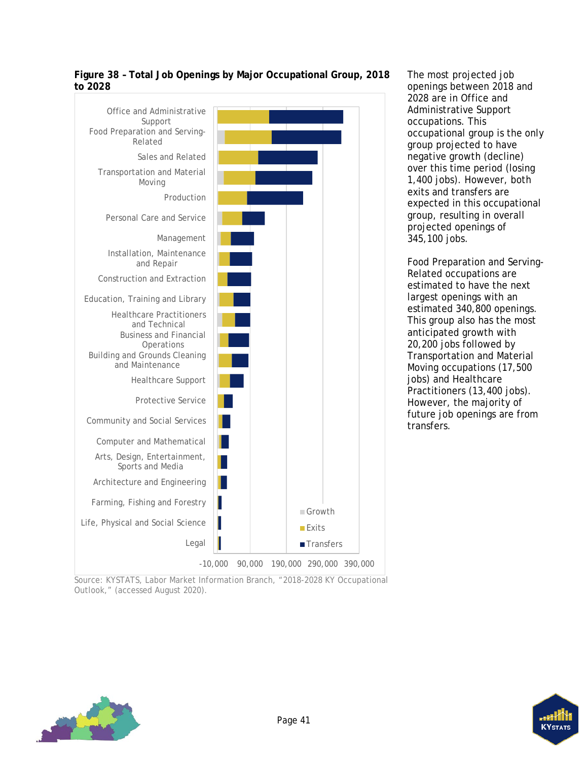**Figure 38 – Total Job Openings by Major Occupational Group, 2018 to 2028**

Source: KYSTATS, Labor Market Information Branch, "2018-2028 KY Occupational Outlook," (accessed August 2020).

The most projected job openings between 2018 and 2028 are in Office and Administrative Support occupations. This occupational group is the only group projected to have negative growth (decline) over this time period (losing 1,400 jobs). However, both exits and transfers are expected in this occupational group, resulting in overall projected openings of 345,100 jobs.

Food Preparation and Serving-Related occupations are estimated to have the next largest openings with an estimated 340,800 openings. This group also has the most anticipated growth with 20,200 jobs followed by Transportation and Material Moving occupations (17,500 jobs) and Healthcare Practitioners (13,400 jobs). However, the majority of future job openings are from transfers.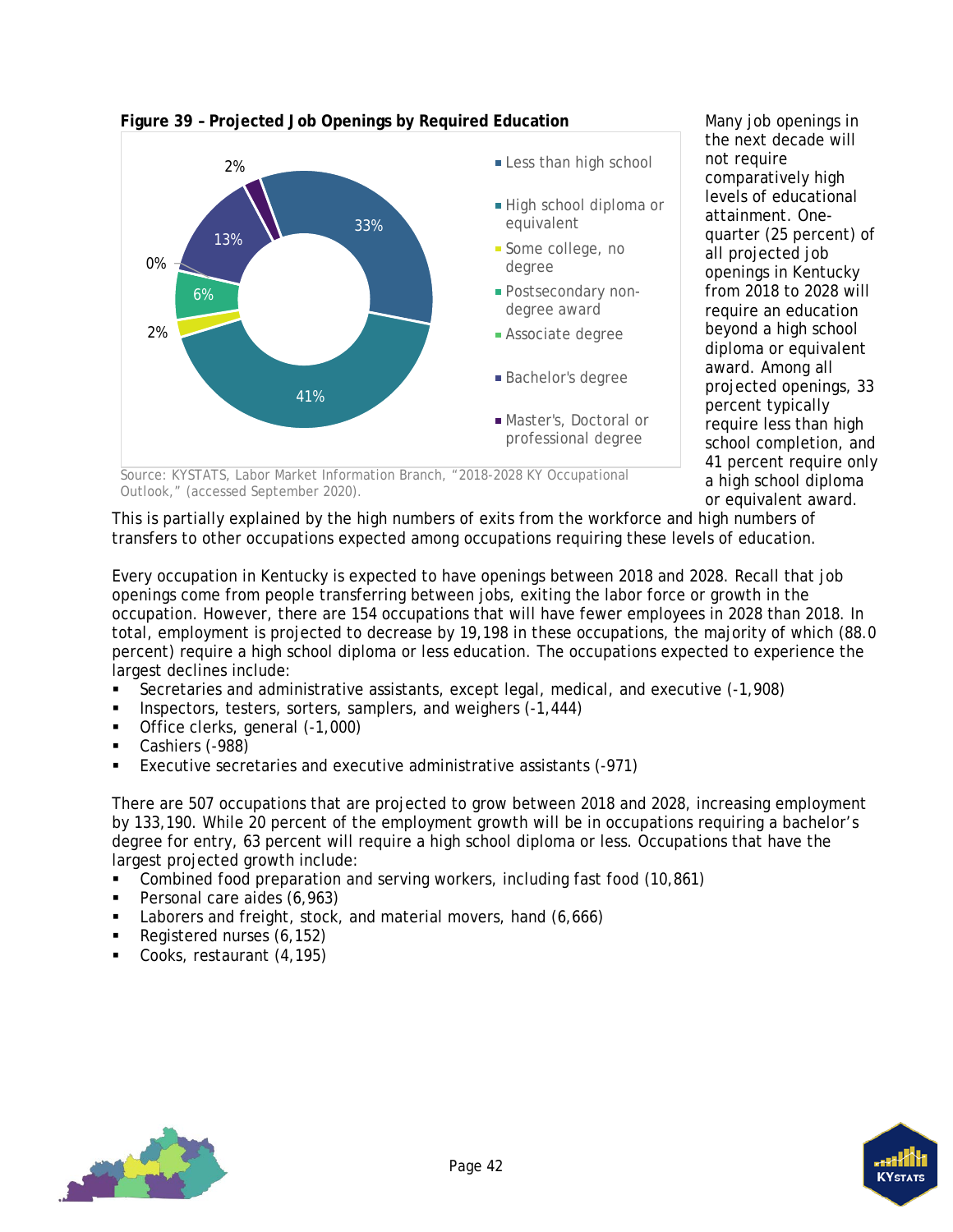**Figure 39 – Projected Job Openings by Required Education**

- Less than high school: 33%
- High school diploma or equivalent: 41%
- Some college, no degree: 2%
- Postsecondary non-degree award: 6%
- Associate degree: 0%
- Bachelor's degree: 13%
- Master's, Doctoral or professional degree: 2%

Source: KYSTATS, Labor Market Information Branch, "2018-2028 KY Occupational Outlook," (accessed September 2020).

Many job openings in the next decade will not require comparatively high levels of educational attainment. One-quarter (25 percent) of all projected job openings in Kentucky from 2018 to 2028 will require an education beyond a high school diploma or equivalent award. Among all projected openings, 33 percent typically require less than high school completion, and 41 percent require only a high school diploma or equivalent award. This is partially explained by the high numbers of exits from the workforce and high numbers of transfers to other occupations expected among occupations requiring these levels of education.

Every occupation in Kentucky is expected to have openings between 2018 and 2028. Recall that job openings come from people transferring between jobs, exiting the labor force or growth in the occupation. However, there are 154 occupations that will have fewer employees in 2028 than 2018. In total, employment is projected to decrease by 19,198 in these occupations, the majority of which (88.0 percent) require a high school diploma or less education. The occupations expected to experience the largest declines include:

- Secretaries and administrative assistants, except legal, medical, and executive (-1,908)
- Inspectors, testers, sorters, samplers, and weighers (-1,444)
- Office clerks, general (-1,000)
- Cashiers (-988)
- Executive secretaries and executive administrative assistants (-971)

There are 507 occupations that are projected to grow between 2018 and 2028, increasing employment by 133,190. While 20 percent of the employment growth will be in occupations requiring a bachelor's degree for entry, 63 percent will require a high school diploma or less. Occupations that have the largest projected growth include:

- Combined food preparation and serving workers, including fast food (10,861)
- Personal care aides (6,963)
- Laborers and freight, stock, and material movers, hand (6,666)
- Registered nurses (6,152)
- Cooks, restaurant (4,195)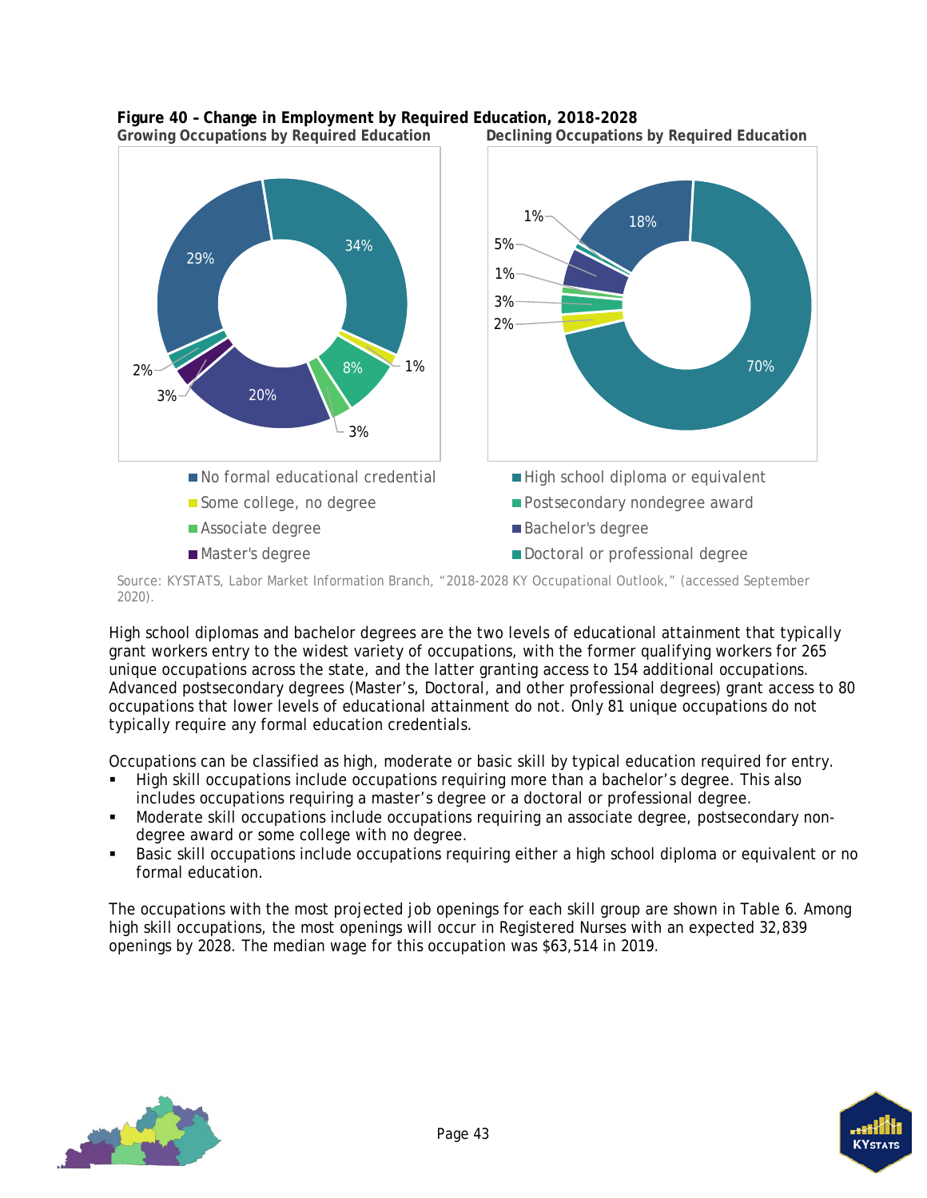**Figure 40 – Change in Employment by Required Education, 2018-2028**

**Growing Occupations by Required Education**

**Declining Occupations by Required Education**

Source: KYSTATS, Labor Market Information Branch, "2018-2028 KY Occupational Outlook," (accessed September 2020).

High school diplomas and bachelor degrees are the two levels of educational attainment that typically grant workers entry to the widest variety of occupations, with the former qualifying workers for 265 unique occupations across the state, and the latter granting access to 154 additional occupations. Advanced postsecondary degrees (Master's, Doctoral, and other professional degrees) grant access to 80 occupations that lower levels of educational attainment do not. Only 81 unique occupations do not typically require any formal education credentials.

Occupations can be classified as high, moderate or basic skill by typical education required for entry.

- High skill occupations include occupations requiring more than a bachelor's degree. This also includes occupations requiring a master's degree or a doctoral or professional degree.
- Moderate skill occupations include occupations requiring an associate degree, postsecondary non-degree award or some college with no degree.
- Basic skill occupations include occupations requiring either a high school diploma or equivalent or no formal education.

The occupations with the most projected job openings for each skill group are shown in Table 6. Among high skill occupations, the most openings will occur in Registered Nurses with an expected 32,839 openings by 2028. The median wage for this occupation was $63,514 in 2019.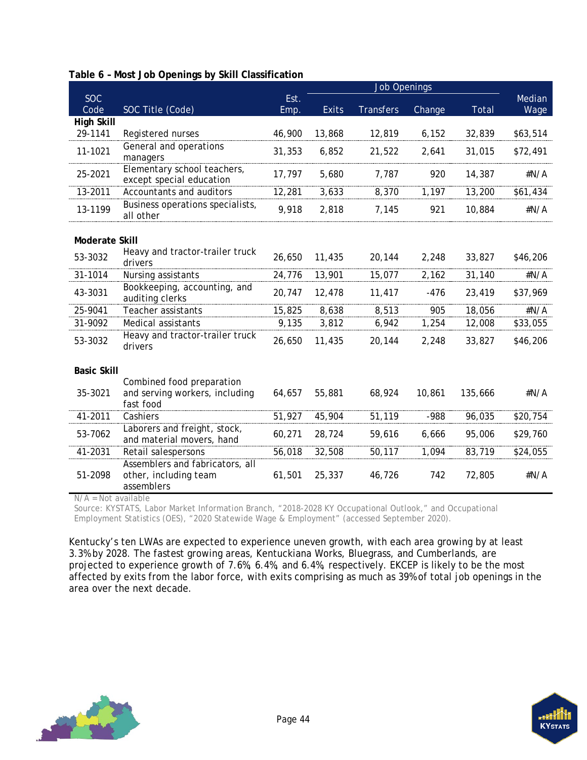**Table 6 – Most Job Openings by Skill Classification**

| SOC Code | SOC Title (Code) | Est. Emp. | Job Openings | | | | Median Wage |
|---|---|---|---|---|---|---|---|
| | | | Exits | Transfers | Change | Total | |
| **High Skill** | | | | | | | |
| 29-1141 | Registered nurses | 46,900 | 13,868 | 12,819 | 6,152 | 32,839 | $63,514 |
| 11-1021 | General and operations managers | 31,353 | 6,852 | 21,522 | 2,641 | 31,015 | $72,491 |
| 25-2021 | Elementary school teachers, except special education | 17,797 | 5,680 | 7,787 | 920 | 14,387 | #N/A |
| 13-2011 | Accountants and auditors | 12,281 | 3,633 | 8,370 | 1,197 | 13,200 | $61,434 |
| 13-1199 | Business operations specialists, all other | 9,918 | 2,818 | 7,145 | 921 | 10,884 | #N/A |
| **Moderate Skill** | | | | | | | |
| 53-3032 | Heavy and tractor-trailer truck drivers | 26,650 | 11,435 | 20,144 | 2,248 | 33,827 | $46,206 |
| 31-1014 | Nursing assistants | 24,776 | 13,901 | 15,077 | 2,162 | 31,140 | #N/A |
| 43-3031 | Bookkeeping, accounting, and auditing clerks | 20,747 | 12,478 | 11,417 | -476 | 23,419 | $37,969 |
| 25-9041 | Teacher assistants | 15,825 | 8,638 | 8,513 | 905 | 18,056 | #N/A |
| 31-9092 | Medical assistants | 9,135 | 3,812 | 6,942 | 1,254 | 12,008 | $33,055 |
| 53-3032 | Heavy and tractor-trailer truck drivers | 26,650 | 11,435 | 20,144 | 2,248 | 33,827 | $46,206 |
| **Basic Skill** | | | | | | | |
| 35-3021 | Combined food preparation and serving workers, including fast food | 64,657 | 55,881 | 68,924 | 10,861 | 135,666 | #N/A |
| 41-2011 | Cashiers | 51,927 | 45,904 | 51,119 | -988 | 96,035 | $20,754 |
| 53-7062 | Laborers and freight, stock, and material movers, hand | 60,271 | 28,724 | 59,616 | 6,666 | 95,006 | $29,760 |
| 41-2031 | Retail salespersons | 56,018 | 32,508 | 50,117 | 1,094 | 83,719 | $24,055 |
| 51-2098 | Assemblers and fabricators, all other, including team assemblers | 61,501 | 25,337 | 46,726 | 742 | 72,805 | #N/A |

N/A = Not available

Source: KYSTATS, Labor Market Information Branch, "2018-2028 KY Occupational Outlook," and Occupational Employment Statistics (OES), "2020 Statewide Wage & Employment" (accessed September 2020).

Kentucky's ten LWAs are expected to experience uneven growth, with each area growing by at least 3.3% by 2028. The fastest growing areas, Kentuckiana Works, Bluegrass, and Cumberlands, are projected to experience growth of 7.6%, 6.4%, and 6.4%, respectively. EKCEP is likely to be the most affected by exits from the labor force, with exits comprising as much as 39% of total job openings in the area over the next decade.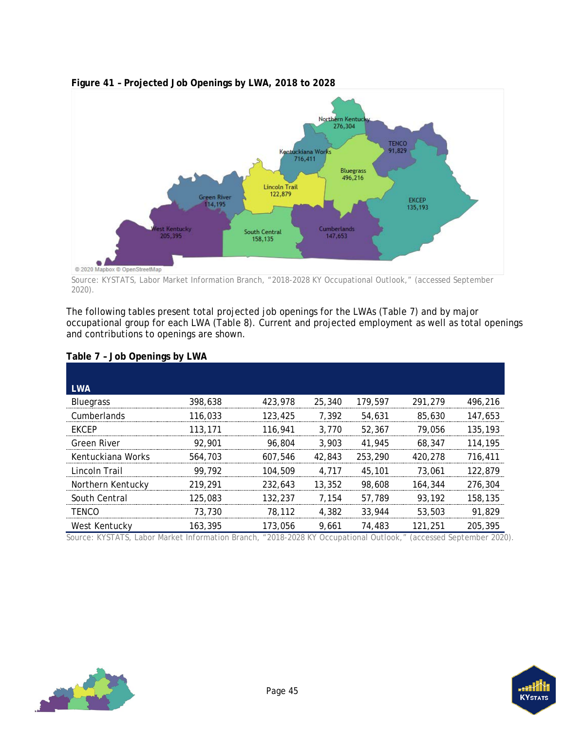**Figure 41 – Projected Job Openings by LWA, 2018 to 2028**

Source: KYSTATS, Labor Market Information Branch, "2018-2028 KY Occupational Outlook," (accessed September 2020).

The following tables present total projected job openings for the LWAs (Table 7) and by major occupational group for each LWA (Table 8). Current and projected employment as well as total openings and contributions to openings are shown.

**Table 7 – Job Openings by LWA**

| LWA | | | | | | |
|---|---|---|---|---|---|---|
| Bluegrass | 398,638 | 423,978 | 25,340 | 179,597 | 291,279 | 496,216 |
| Cumberlands | 116,033 | 123,425 | 7,392 | 54,631 | 85,630 | 147,653 |
| EKCEP | 113,171 | 116,941 | 3,770 | 52,367 | 79,056 | 135,193 |
| Green River | 92,901 | 96,804 | 3,903 | 41,945 | 68,347 | 114,195 |
| Kentuckiana Works | 564,703 | 607,546 | 42,843 | 253,290 | 420,278 | 716,411 |
| Lincoln Trail | 99,792 | 104,509 | 4,717 | 45,101 | 73,061 | 122,879 |
| Northern Kentucky | 219,291 | 232,643 | 13,352 | 98,608 | 164,344 | 276,304 |
| South Central | 125,083 | 132,237 | 7,154 | 57,789 | 93,192 | 158,135 |
| TENCO | 73,730 | 78,112 | 4,382 | 33,944 | 53,503 | 91,829 |
| West Kentucky | 163,395 | 173,056 | 9,661 | 74,483 | 121,251 | 205,395 |

Source: KYSTATS, Labor Market Information Branch, "2018-2028 KY Occupational Outlook," (accessed September 2020).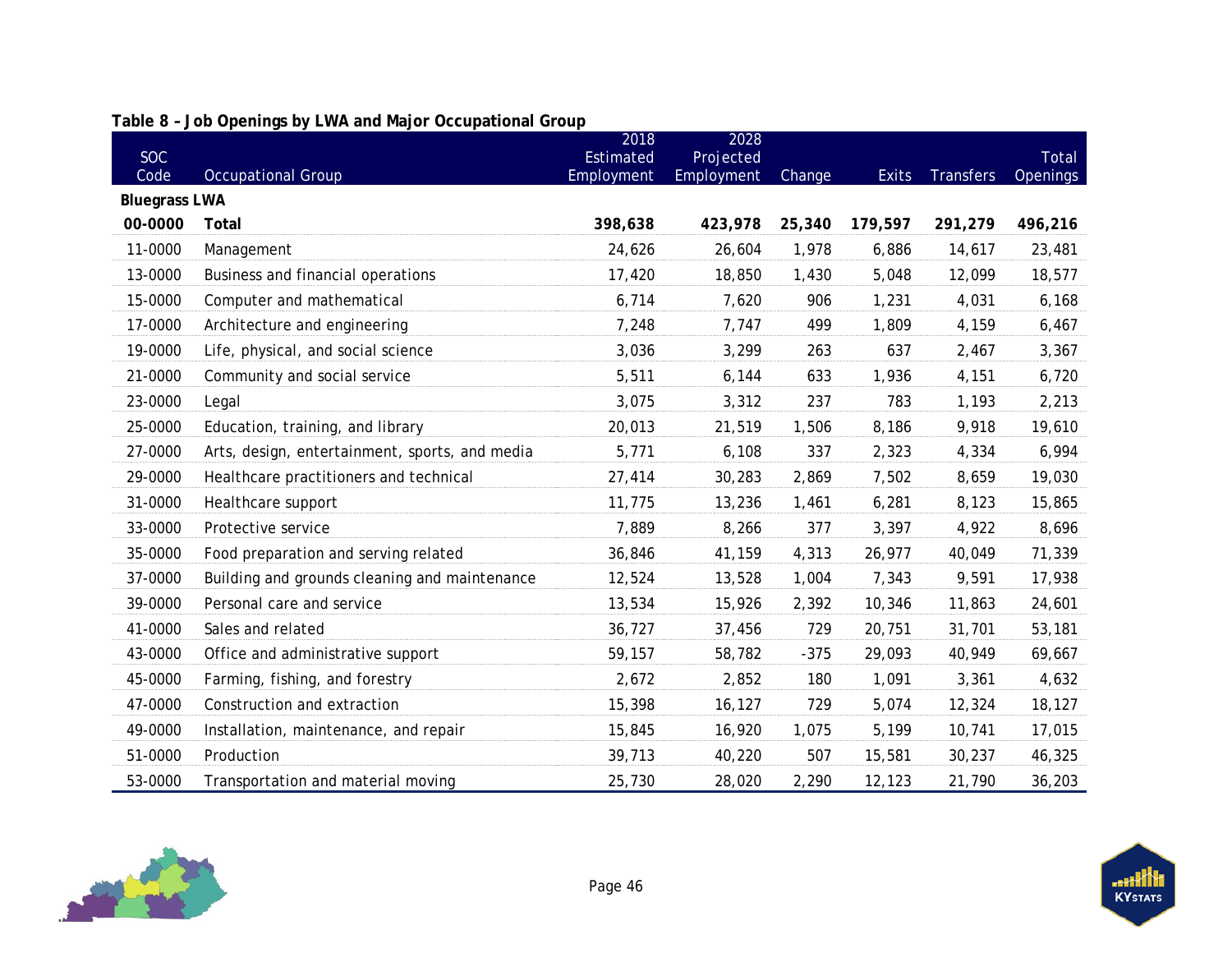**Table 8 – Job Openings by LWA and Major Occupational Group**

| SOC Code | Occupational Group | 2018 Estimated Employment | 2028 Projected Employment | Change | Exits | Transfers | Total Openings |
|---|---|---|---|---|---|---|---|
| **Bluegrass LWA** | | | | | | | |
| **00-0000** | **Total** | **398,638** | **423,978** | **25,340** | **179,597** | **291,279** | **496,216** |
| 11-0000 | Management | 24,626 | 26,604 | 1,978 | 6,886 | 14,617 | 23,481 |
| 13-0000 | Business and financial operations | 17,420 | 18,850 | 1,430 | 5,048 | 12,099 | 18,577 |
| 15-0000 | Computer and mathematical | 6,714 | 7,620 | 906 | 1,231 | 4,031 | 6,168 |
| 17-0000 | Architecture and engineering | 7,248 | 7,747 | 499 | 1,809 | 4,159 | 6,467 |
| 19-0000 | Life, physical, and social science | 3,036 | 3,299 | 263 | 637 | 2,467 | 3,367 |
| 21-0000 | Community and social service | 5,511 | 6,144 | 633 | 1,936 | 4,151 | 6,720 |
| 23-0000 | Legal | 3,075 | 3,312 | 237 | 783 | 1,193 | 2,213 |
| 25-0000 | Education, training, and library | 20,013 | 21,519 | 1,506 | 8,186 | 9,918 | 19,610 |
| 27-0000 | Arts, design, entertainment, sports, and media | 5,771 | 6,108 | 337 | 2,323 | 4,334 | 6,994 |
| 29-0000 | Healthcare practitioners and technical | 27,414 | 30,283 | 2,869 | 7,502 | 8,659 | 19,030 |
| 31-0000 | Healthcare support | 11,775 | 13,236 | 1,461 | 6,281 | 8,123 | 15,865 |
| 33-0000 | Protective service | 7,889 | 8,266 | 377 | 3,397 | 4,922 | 8,696 |
| 35-0000 | Food preparation and serving related | 36,846 | 41,159 | 4,313 | 26,977 | 40,049 | 71,339 |
| 37-0000 | Building and grounds cleaning and maintenance | 12,524 | 13,528 | 1,004 | 7,343 | 9,591 | 17,938 |
| 39-0000 | Personal care and service | 13,534 | 15,926 | 2,392 | 10,346 | 11,863 | 24,601 |
| 41-0000 | Sales and related | 36,727 | 37,456 | 729 | 20,751 | 31,701 | 53,181 |
| 43-0000 | Office and administrative support | 59,157 | 58,782 | -375 | 29,093 | 40,949 | 69,667 |
| 45-0000 | Farming, fishing, and forestry | 2,672 | 2,852 | 180 | 1,091 | 3,361 | 4,632 |
| 47-0000 | Construction and extraction | 15,398 | 16,127 | 729 | 5,074 | 12,324 | 18,127 |
| 49-0000 | Installation, maintenance, and repair | 15,845 | 16,920 | 1,075 | 5,199 | 10,741 | 17,015 |
| 51-0000 | Production | 39,713 | 40,220 | 507 | 15,581 | 30,237 | 46,325 |
| 53-0000 | Transportation and material moving | 25,730 | 28,020 | 2,290 | 12,123 | 21,790 | 36,203 |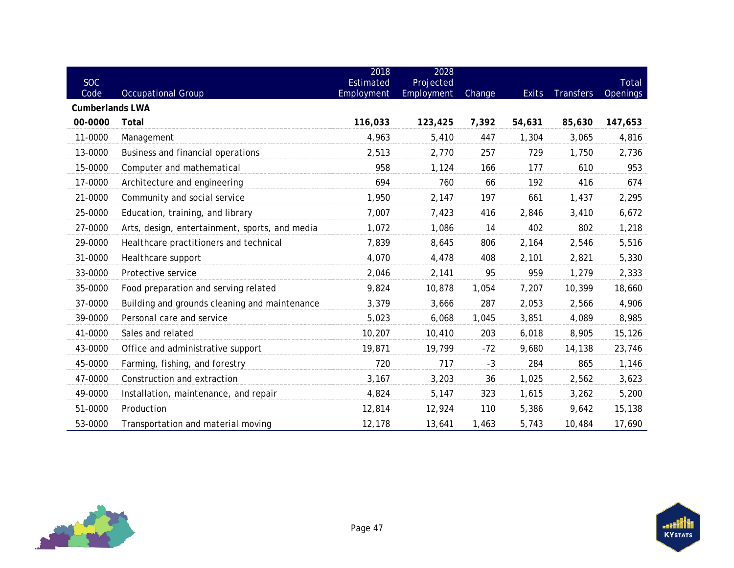| SOC Code | Occupational Group | 2018 Estimated Employment | 2028 Projected Employment | Change | Exits | Transfers | Total Openings |
|---|---|---|---|---|---|---|---|
| **Cumberlands LWA** | | | | | | | |
| **00-0000** | **Total** | **116,033** | **123,425** | **7,392** | **54,631** | **85,630** | **147,653** |
| 11-0000 | Management | 4,963 | 5,410 | 447 | 1,304 | 3,065 | 4,816 |
| 13-0000 | Business and financial operations | 2,513 | 2,770 | 257 | 729 | 1,750 | 2,736 |
| 15-0000 | Computer and mathematical | 958 | 1,124 | 166 | 177 | 610 | 953 |
| 17-0000 | Architecture and engineering | 694 | 760 | 66 | 192 | 416 | 674 |
| 21-0000 | Community and social service | 1,950 | 2,147 | 197 | 661 | 1,437 | 2,295 |
| 25-0000 | Education, training, and library | 7,007 | 7,423 | 416 | 2,846 | 3,410 | 6,672 |
| 27-0000 | Arts, design, entertainment, sports, and media | 1,072 | 1,086 | 14 | 402 | 802 | 1,218 |
| 29-0000 | Healthcare practitioners and technical | 7,839 | 8,645 | 806 | 2,164 | 2,546 | 5,516 |
| 31-0000 | Healthcare support | 4,070 | 4,478 | 408 | 2,101 | 2,821 | 5,330 |
| 33-0000 | Protective service | 2,046 | 2,141 | 95 | 959 | 1,279 | 2,333 |
| 35-0000 | Food preparation and serving related | 9,824 | 10,878 | 1,054 | 7,207 | 10,399 | 18,660 |
| 37-0000 | Building and grounds cleaning and maintenance | 3,379 | 3,666 | 287 | 2,053 | 2,566 | 4,906 |
| 39-0000 | Personal care and service | 5,023 | 6,068 | 1,045 | 3,851 | 4,089 | 8,985 |
| 41-0000 | Sales and related | 10,207 | 10,410 | 203 | 6,018 | 8,905 | 15,126 |
| 43-0000 | Office and administrative support | 19,871 | 19,799 | -72 | 9,680 | 14,138 | 23,746 |
| 45-0000 | Farming, fishing, and forestry | 720 | 717 | -3 | 284 | 865 | 1,146 |
| 47-0000 | Construction and extraction | 3,167 | 3,203 | 36 | 1,025 | 2,562 | 3,623 |
| 49-0000 | Installation, maintenance, and repair | 4,824 | 5,147 | 323 | 1,615 | 3,262 | 5,200 |
| 51-0000 | Production | 12,814 | 12,924 | 110 | 5,386 | 9,642 | 15,138 |
| 53-0000 | Transportation and material moving | 12,178 | 13,641 | 1,463 | 5,743 | 10,484 | 17,690 |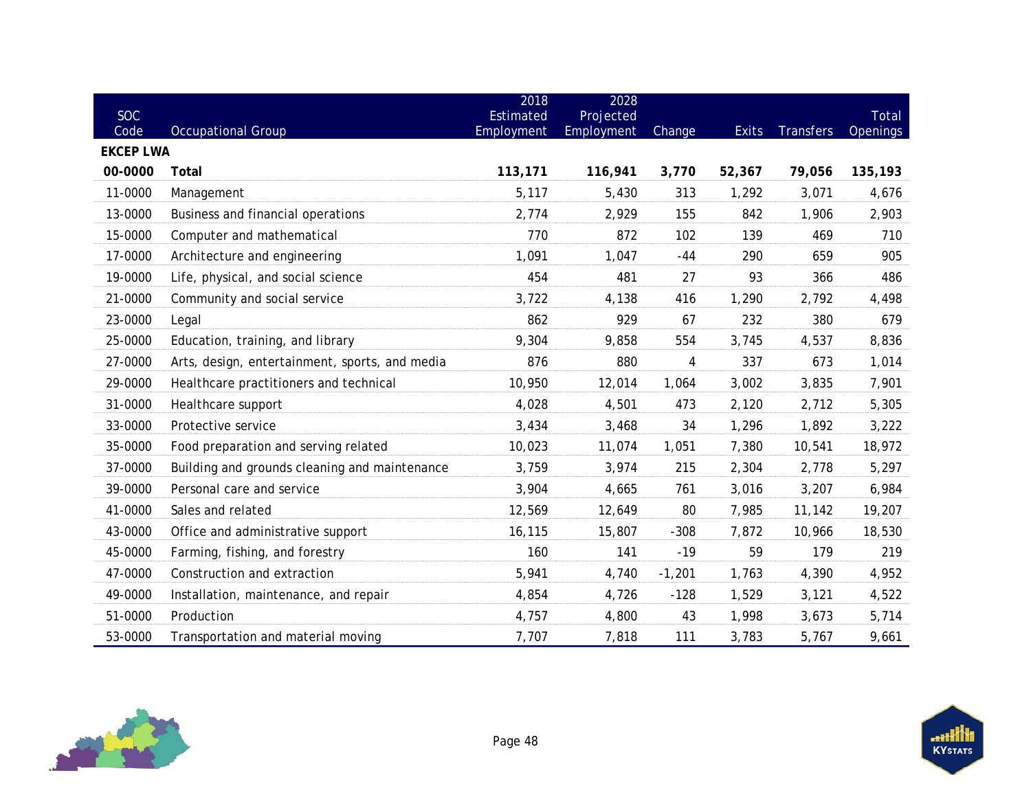| SOC Code | Occupational Group | 2018 Estimated Employment | 2028 Projected Employment | Change | Exits | Transfers | Total Openings |
|---|---|---|---|---|---|---|---|
| **EKCEP LWA** | | | | | | | |
| **00-0000** | **Total** | **113,171** | **116,941** | **3,770** | **52,367** | **79,056** | **135,193** |
| 11-0000 | Management | 5,117 | 5,430 | 313 | 1,292 | 3,071 | 4,676 |
| 13-0000 | Business and financial operations | 2,774 | 2,929 | 155 | 842 | 1,906 | 2,903 |
| 15-0000 | Computer and mathematical | 770 | 872 | 102 | 139 | 469 | 710 |
| 17-0000 | Architecture and engineering | 1,091 | 1,047 | -44 | 290 | 659 | 905 |
| 19-0000 | Life, physical, and social science | 454 | 481 | 27 | 93 | 366 | 486 |
| 21-0000 | Community and social service | 3,722 | 4,138 | 416 | 1,290 | 2,792 | 4,498 |
| 23-0000 | Legal | 862 | 929 | 67 | 232 | 380 | 679 |
| 25-0000 | Education, training, and library | 9,304 | 9,858 | 554 | 3,745 | 4,537 | 8,836 |
| 27-0000 | Arts, design, entertainment, sports, and media | 876 | 880 | 4 | 337 | 673 | 1,014 |
| 29-0000 | Healthcare practitioners and technical | 10,950 | 12,014 | 1,064 | 3,002 | 3,835 | 7,901 |
| 31-0000 | Healthcare support | 4,028 | 4,501 | 473 | 2,120 | 2,712 | 5,305 |
| 33-0000 | Protective service | 3,434 | 3,468 | 34 | 1,296 | 1,892 | 3,222 |
| 35-0000 | Food preparation and serving related | 10,023 | 11,074 | 1,051 | 7,380 | 10,541 | 18,972 |
| 37-0000 | Building and grounds cleaning and maintenance | 3,759 | 3,974 | 215 | 2,304 | 2,778 | 5,297 |
| 39-0000 | Personal care and service | 3,904 | 4,665 | 761 | 3,016 | 3,207 | 6,984 |
| 41-0000 | Sales and related | 12,569 | 12,649 | 80 | 7,985 | 11,142 | 19,207 |
| 43-0000 | Office and administrative support | 16,115 | 15,807 | -308 | 7,872 | 10,966 | 18,530 |
| 45-0000 | Farming, fishing, and forestry | 160 | 141 | -19 | 59 | 179 | 219 |
| 47-0000 | Construction and extraction | 5,941 | 4,740 | -1,201 | 1,763 | 4,390 | 4,952 |
| 49-0000 | Installation, maintenance, and repair | 4,854 | 4,726 | -128 | 1,529 | 3,121 | 4,522 |
| 51-0000 | Production | 4,757 | 4,800 | 43 | 1,998 | 3,673 | 5,714 |
| 53-0000 | Transportation and material moving | 7,707 | 7,818 | 111 | 3,783 | 5,767 | 9,661 |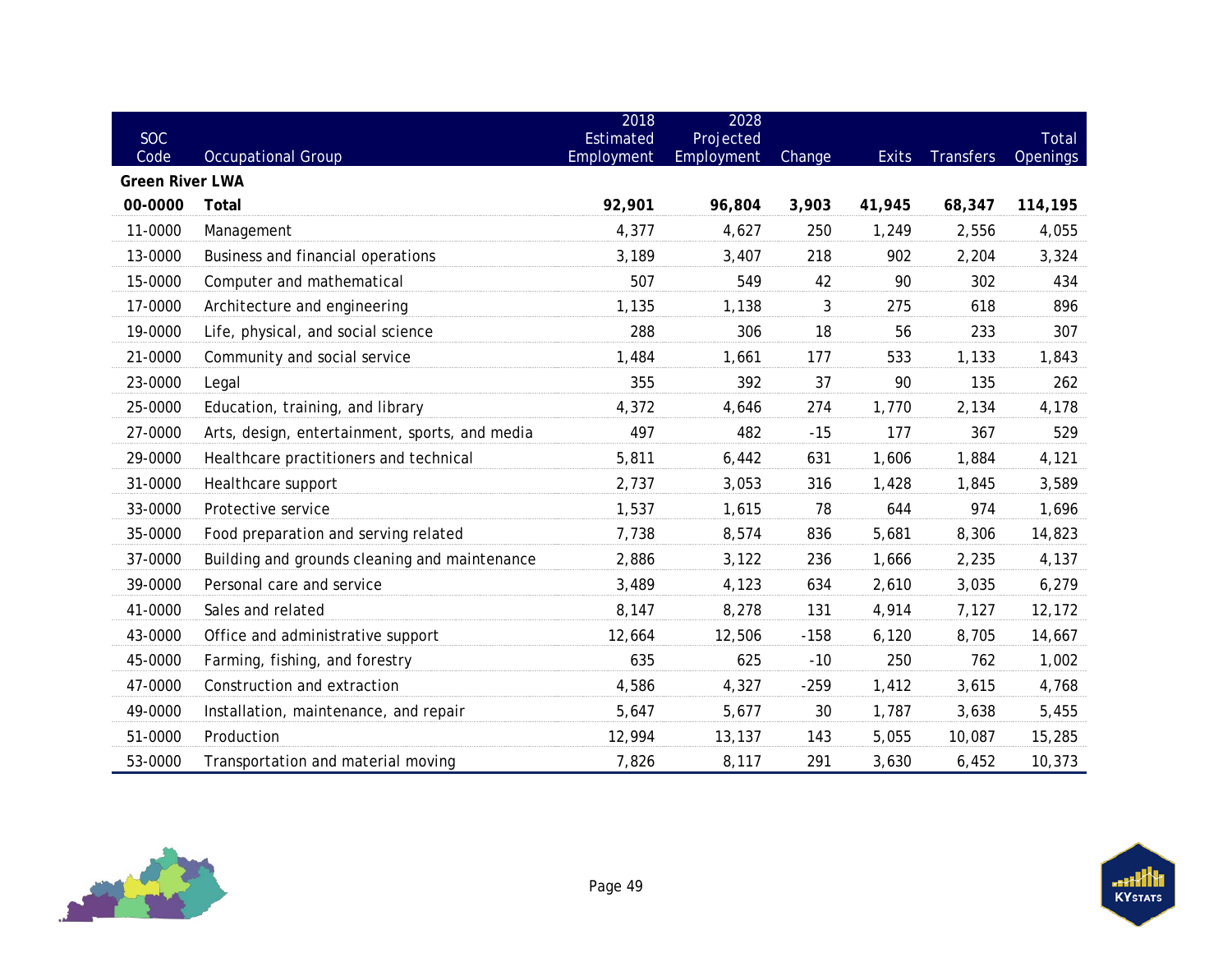| SOC Code | Occupational Group | 2018 Estimated Employment | 2028 Projected Employment | Change | Exits | Transfers | Total Openings |
|---|---|---|---|---|---|---|---|
| **Green River LWA** | | | | | | | |
| **00-0000** | **Total** | **92,901** | **96,804** | **3,903** | **41,945** | **68,347** | **114,195** |
| 11-0000 | Management | 4,377 | 4,627 | 250 | 1,249 | 2,556 | 4,055 |
| 13-0000 | Business and financial operations | 3,189 | 3,407 | 218 | 902 | 2,204 | 3,324 |
| 15-0000 | Computer and mathematical | 507 | 549 | 42 | 90 | 302 | 434 |
| 17-0000 | Architecture and engineering | 1,135 | 1,138 | 3 | 275 | 618 | 896 |
| 19-0000 | Life, physical, and social science | 288 | 306 | 18 | 56 | 233 | 307 |
| 21-0000 | Community and social service | 1,484 | 1,661 | 177 | 533 | 1,133 | 1,843 |
| 23-0000 | Legal | 355 | 392 | 37 | 90 | 135 | 262 |
| 25-0000 | Education, training, and library | 4,372 | 4,646 | 274 | 1,770 | 2,134 | 4,178 |
| 27-0000 | Arts, design, entertainment, sports, and media | 497 | 482 | -15 | 177 | 367 | 529 |
| 29-0000 | Healthcare practitioners and technical | 5,811 | 6,442 | 631 | 1,606 | 1,884 | 4,121 |
| 31-0000 | Healthcare support | 2,737 | 3,053 | 316 | 1,428 | 1,845 | 3,589 |
| 33-0000 | Protective service | 1,537 | 1,615 | 78 | 644 | 974 | 1,696 |
| 35-0000 | Food preparation and serving related | 7,738 | 8,574 | 836 | 5,681 | 8,306 | 14,823 |
| 37-0000 | Building and grounds cleaning and maintenance | 2,886 | 3,122 | 236 | 1,666 | 2,235 | 4,137 |
| 39-0000 | Personal care and service | 3,489 | 4,123 | 634 | 2,610 | 3,035 | 6,279 |
| 41-0000 | Sales and related | 8,147 | 8,278 | 131 | 4,914 | 7,127 | 12,172 |
| 43-0000 | Office and administrative support | 12,664 | 12,506 | -158 | 6,120 | 8,705 | 14,667 |
| 45-0000 | Farming, fishing, and forestry | 635 | 625 | -10 | 250 | 762 | 1,002 |
| 47-0000 | Construction and extraction | 4,586 | 4,327 | -259 | 1,412 | 3,615 | 4,768 |
| 49-0000 | Installation, maintenance, and repair | 5,647 | 5,677 | 30 | 1,787 | 3,638 | 5,455 |
| 51-0000 | Production | 12,994 | 13,137 | 143 | 5,055 | 10,087 | 15,285 |
| 53-0000 | Transportation and material moving | 7,826 | 8,117 | 291 | 3,630 | 6,452 | 10,373 |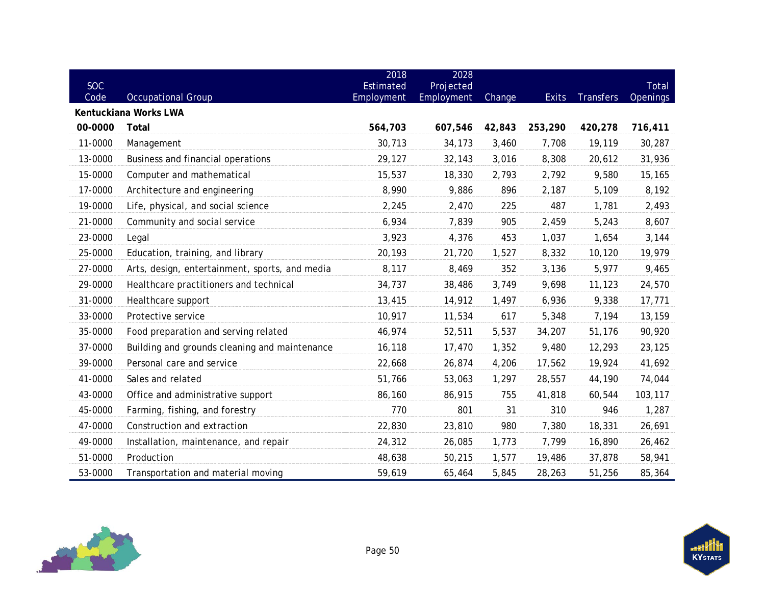| SOC Code | Occupational Group | 2018 Estimated Employment | 2028 Projected Employment | Change | Exits | Transfers | Total Openings |
|---|---|---|---|---|---|---|---|
| **Kentuckiana Works LWA** | | | | | | | |
| **00-0000** | **Total** | **564,703** | **607,546** | **42,843** | **253,290** | **420,278** | **716,411** |
| 11-0000 | Management | 30,713 | 34,173 | 3,460 | 7,708 | 19,119 | 30,287 |
| 13-0000 | Business and financial operations | 29,127 | 32,143 | 3,016 | 8,308 | 20,612 | 31,936 |
| 15-0000 | Computer and mathematical | 15,537 | 18,330 | 2,793 | 2,792 | 9,580 | 15,165 |
| 17-0000 | Architecture and engineering | 8,990 | 9,886 | 896 | 2,187 | 5,109 | 8,192 |
| 19-0000 | Life, physical, and social science | 2,245 | 2,470 | 225 | 487 | 1,781 | 2,493 |
| 21-0000 | Community and social service | 6,934 | 7,839 | 905 | 2,459 | 5,243 | 8,607 |
| 23-0000 | Legal | 3,923 | 4,376 | 453 | 1,037 | 1,654 | 3,144 |
| 25-0000 | Education, training, and library | 20,193 | 21,720 | 1,527 | 8,332 | 10,120 | 19,979 |
| 27-0000 | Arts, design, entertainment, sports, and media | 8,117 | 8,469 | 352 | 3,136 | 5,977 | 9,465 |
| 29-0000 | Healthcare practitioners and technical | 34,737 | 38,486 | 3,749 | 9,698 | 11,123 | 24,570 |
| 31-0000 | Healthcare support | 13,415 | 14,912 | 1,497 | 6,936 | 9,338 | 17,771 |
| 33-0000 | Protective service | 10,917 | 11,534 | 617 | 5,348 | 7,194 | 13,159 |
| 35-0000 | Food preparation and serving related | 46,974 | 52,511 | 5,537 | 34,207 | 51,176 | 90,920 |
| 37-0000 | Building and grounds cleaning and maintenance | 16,118 | 17,470 | 1,352 | 9,480 | 12,293 | 23,125 |
| 39-0000 | Personal care and service | 22,668 | 26,874 | 4,206 | 17,562 | 19,924 | 41,692 |
| 41-0000 | Sales and related | 51,766 | 53,063 | 1,297 | 28,557 | 44,190 | 74,044 |
| 43-0000 | Office and administrative support | 86,160 | 86,915 | 755 | 41,818 | 60,544 | 103,117 |
| 45-0000 | Farming, fishing, and forestry | 770 | 801 | 31 | 310 | 946 | 1,287 |
| 47-0000 | Construction and extraction | 22,830 | 23,810 | 980 | 7,380 | 18,331 | 26,691 |
| 49-0000 | Installation, maintenance, and repair | 24,312 | 26,085 | 1,773 | 7,799 | 16,890 | 26,462 |
| 51-0000 | Production | 48,638 | 50,215 | 1,577 | 19,486 | 37,878 | 58,941 |
| 53-0000 | Transportation and material moving | 59,619 | 65,464 | 5,845 | 28,263 | 51,256 | 85,364 |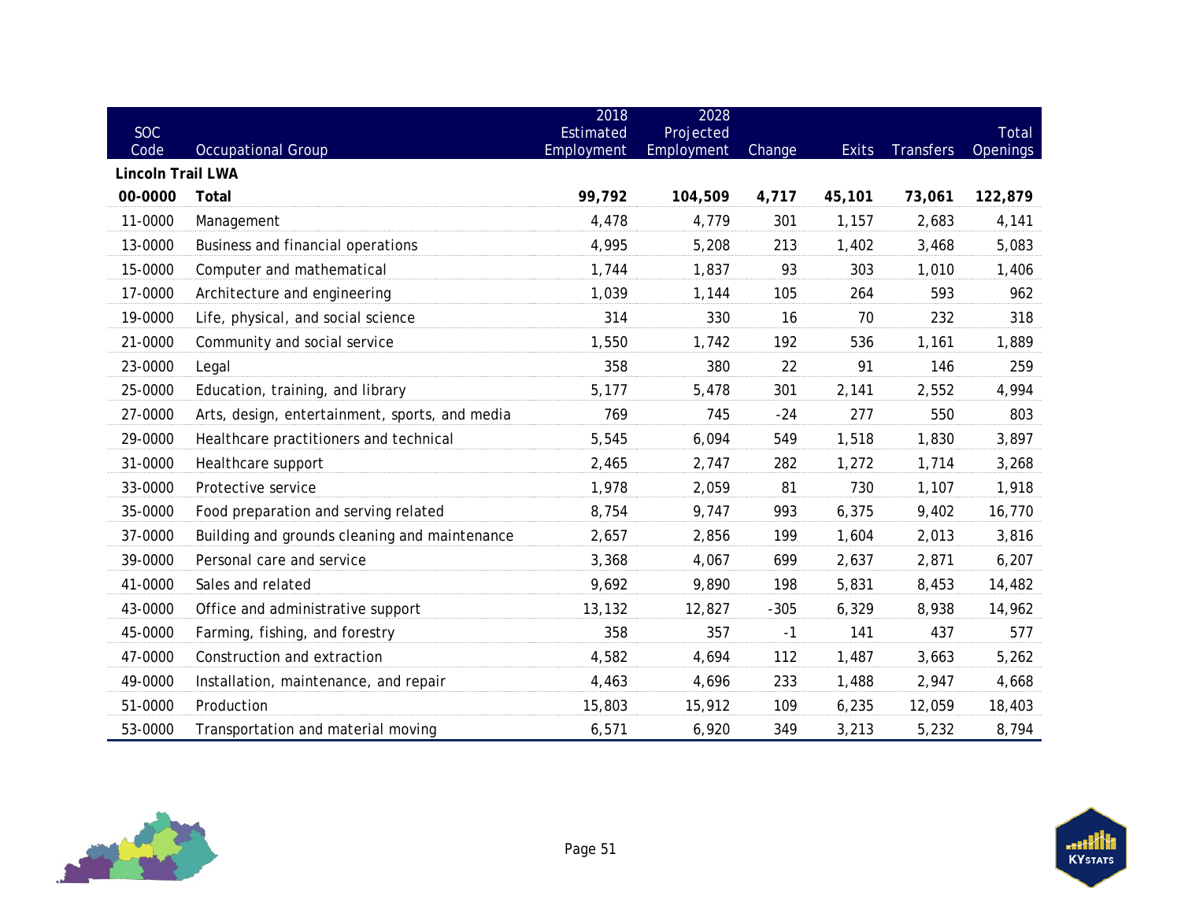| SOC Code | Occupational Group | 2018 Estimated Employment | 2028 Projected Employment | Change | Exits | Transfers | Total Openings |
|---|---|---|---|---|---|---|---|
| **Lincoln Trail LWA** | | | | | | | |
| **00-0000** | **Total** | **99,792** | **104,509** | **4,717** | **45,101** | **73,061** | **122,879** |
| 11-0000 | Management | 4,478 | 4,779 | 301 | 1,157 | 2,683 | 4,141 |
| 13-0000 | Business and financial operations | 4,995 | 5,208 | 213 | 1,402 | 3,468 | 5,083 |
| 15-0000 | Computer and mathematical | 1,744 | 1,837 | 93 | 303 | 1,010 | 1,406 |
| 17-0000 | Architecture and engineering | 1,039 | 1,144 | 105 | 264 | 593 | 962 |
| 19-0000 | Life, physical, and social science | 314 | 330 | 16 | 70 | 232 | 318 |
| 21-0000 | Community and social service | 1,550 | 1,742 | 192 | 536 | 1,161 | 1,889 |
| 23-0000 | Legal | 358 | 380 | 22 | 91 | 146 | 259 |
| 25-0000 | Education, training, and library | 5,177 | 5,478 | 301 | 2,141 | 2,552 | 4,994 |
| 27-0000 | Arts, design, entertainment, sports, and media | 769 | 745 | -24 | 277 | 550 | 803 |
| 29-0000 | Healthcare practitioners and technical | 5,545 | 6,094 | 549 | 1,518 | 1,830 | 3,897 |
| 31-0000 | Healthcare support | 2,465 | 2,747 | 282 | 1,272 | 1,714 | 3,268 |
| 33-0000 | Protective service | 1,978 | 2,059 | 81 | 730 | 1,107 | 1,918 |
| 35-0000 | Food preparation and serving related | 8,754 | 9,747 | 993 | 6,375 | 9,402 | 16,770 |
| 37-0000 | Building and grounds cleaning and maintenance | 2,657 | 2,856 | 199 | 1,604 | 2,013 | 3,816 |
| 39-0000 | Personal care and service | 3,368 | 4,067 | 699 | 2,637 | 2,871 | 6,207 |
| 41-0000 | Sales and related | 9,692 | 9,890 | 198 | 5,831 | 8,453 | 14,482 |
| 43-0000 | Office and administrative support | 13,132 | 12,827 | -305 | 6,329 | 8,938 | 14,962 |
| 45-0000 | Farming, fishing, and forestry | 358 | 357 | -1 | 141 | 437 | 577 |
| 47-0000 | Construction and extraction | 4,582 | 4,694 | 112 | 1,487 | 3,663 | 5,262 |
| 49-0000 | Installation, maintenance, and repair | 4,463 | 4,696 | 233 | 1,488 | 2,947 | 4,668 |
| 51-0000 | Production | 15,803 | 15,912 | 109 | 6,235 | 12,059 | 18,403 |
| 53-0000 | Transportation and material moving | 6,571 | 6,920 | 349 | 3,213 | 5,232 | 8,794 |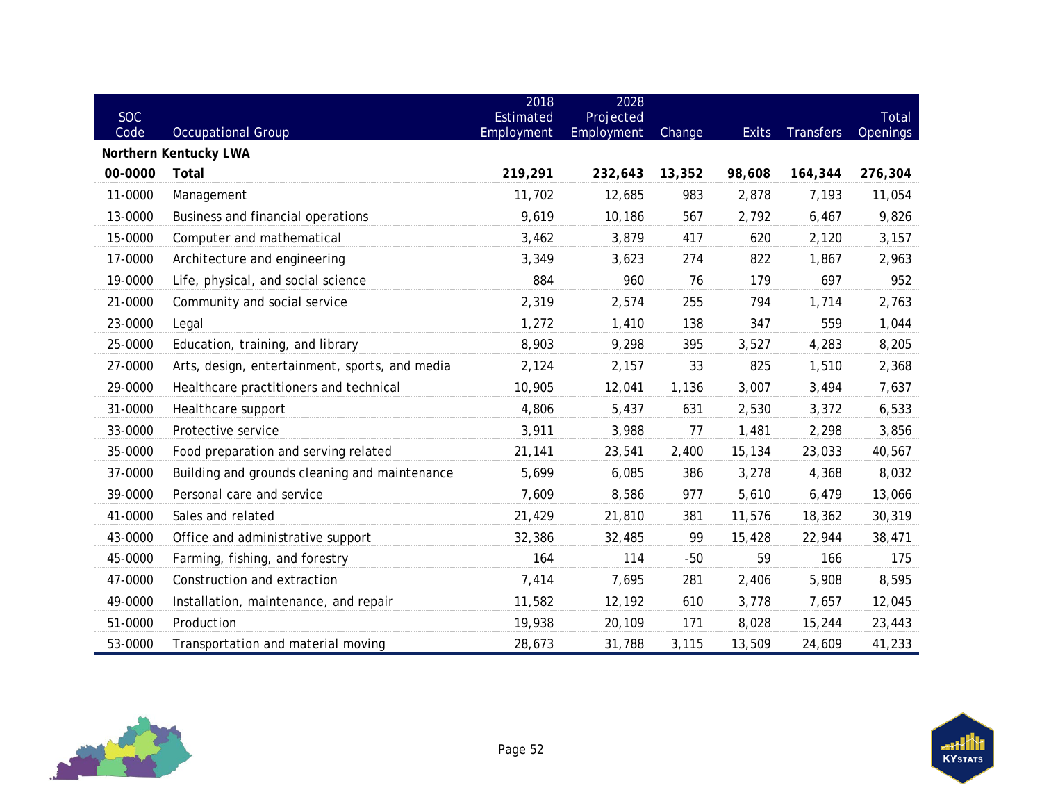| SOC Code | Occupational Group | 2018 Estimated Employment | 2028 Projected Employment | Change | Exits | Transfers | Total Openings |
|---|---|---|---|---|---|---|---|
| **Northern Kentucky LWA** | | | | | | | |
| **00-0000** | **Total** | **219,291** | **232,643** | **13,352** | **98,608** | **164,344** | **276,304** |
| 11-0000 | Management | 11,702 | 12,685 | 983 | 2,878 | 7,193 | 11,054 |
| 13-0000 | Business and financial operations | 9,619 | 10,186 | 567 | 2,792 | 6,467 | 9,826 |
| 15-0000 | Computer and mathematical | 3,462 | 3,879 | 417 | 620 | 2,120 | 3,157 |
| 17-0000 | Architecture and engineering | 3,349 | 3,623 | 274 | 822 | 1,867 | 2,963 |
| 19-0000 | Life, physical, and social science | 884 | 960 | 76 | 179 | 697 | 952 |
| 21-0000 | Community and social service | 2,319 | 2,574 | 255 | 794 | 1,714 | 2,763 |
| 23-0000 | Legal | 1,272 | 1,410 | 138 | 347 | 559 | 1,044 |
| 25-0000 | Education, training, and library | 8,903 | 9,298 | 395 | 3,527 | 4,283 | 8,205 |
| 27-0000 | Arts, design, entertainment, sports, and media | 2,124 | 2,157 | 33 | 825 | 1,510 | 2,368 |
| 29-0000 | Healthcare practitioners and technical | 10,905 | 12,041 | 1,136 | 3,007 | 3,494 | 7,637 |
| 31-0000 | Healthcare support | 4,806 | 5,437 | 631 | 2,530 | 3,372 | 6,533 |
| 33-0000 | Protective service | 3,911 | 3,988 | 77 | 1,481 | 2,298 | 3,856 |
| 35-0000 | Food preparation and serving related | 21,141 | 23,541 | 2,400 | 15,134 | 23,033 | 40,567 |
| 37-0000 | Building and grounds cleaning and maintenance | 5,699 | 6,085 | 386 | 3,278 | 4,368 | 8,032 |
| 39-0000 | Personal care and service | 7,609 | 8,586 | 977 | 5,610 | 6,479 | 13,066 |
| 41-0000 | Sales and related | 21,429 | 21,810 | 381 | 11,576 | 18,362 | 30,319 |
| 43-0000 | Office and administrative support | 32,386 | 32,485 | 99 | 15,428 | 22,944 | 38,471 |
| 45-0000 | Farming, fishing, and forestry | 164 | 114 | -50 | 59 | 166 | 175 |
| 47-0000 | Construction and extraction | 7,414 | 7,695 | 281 | 2,406 | 5,908 | 8,595 |
| 49-0000 | Installation, maintenance, and repair | 11,582 | 12,192 | 610 | 3,778 | 7,657 | 12,045 |
| 51-0000 | Production | 19,938 | 20,109 | 171 | 8,028 | 15,244 | 23,443 |
| 53-0000 | Transportation and material moving | 28,673 | 31,788 | 3,115 | 13,509 | 24,609 | 41,233 |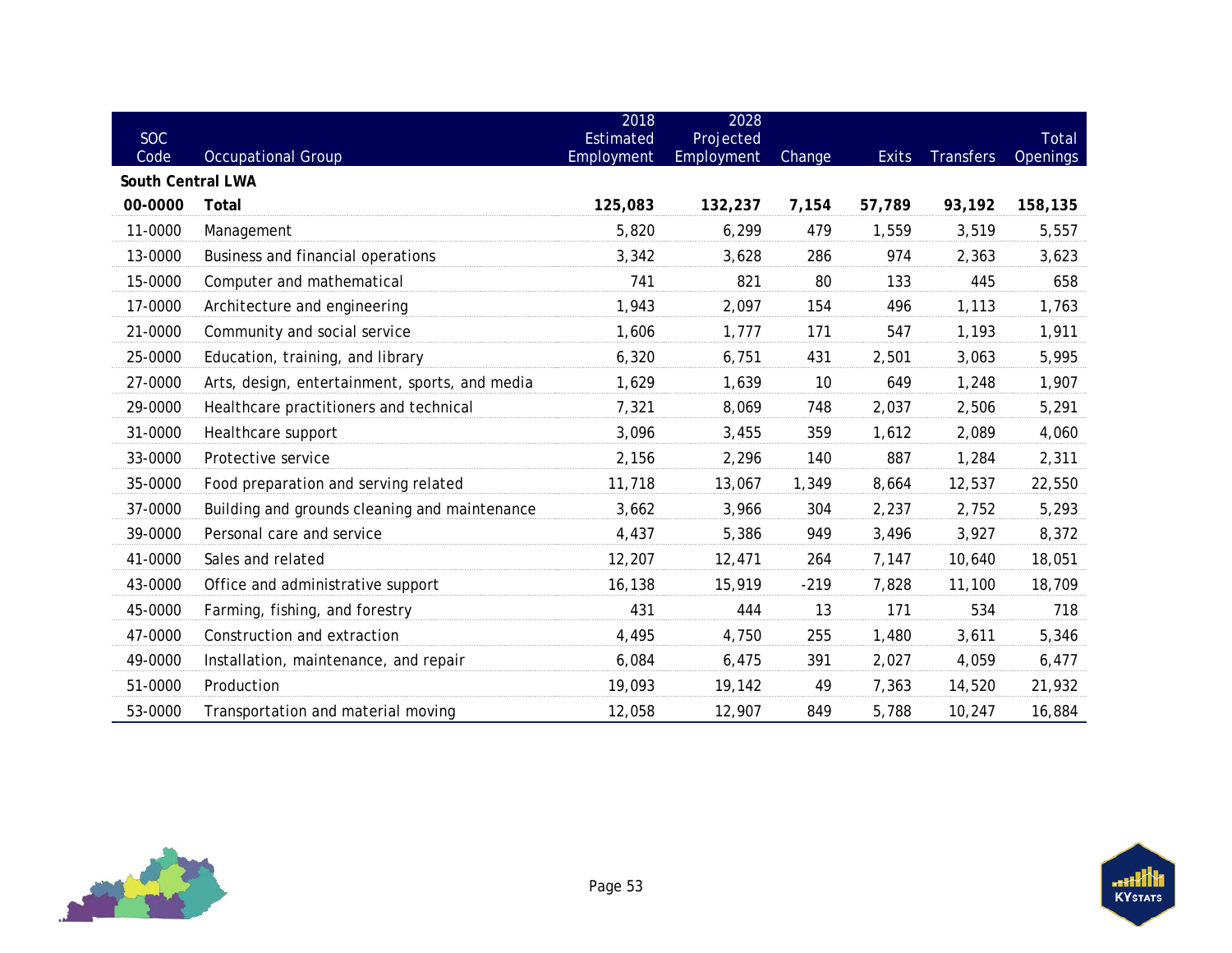| SOC Code | Occupational Group | 2018 Estimated Employment | 2028 Projected Employment | Change | Exits | Transfers | Total Openings |
|---|---|---|---|---|---|---|---|
| **South Central LWA** | | | | | | | |
| **00-0000** | **Total** | **125,083** | **132,237** | **7,154** | **57,789** | **93,192** | **158,135** |
| 11-0000 | Management | 5,820 | 6,299 | 479 | 1,559 | 3,519 | 5,557 |
| 13-0000 | Business and financial operations | 3,342 | 3,628 | 286 | 974 | 2,363 | 3,623 |
| 15-0000 | Computer and mathematical | 741 | 821 | 80 | 133 | 445 | 658 |
| 17-0000 | Architecture and engineering | 1,943 | 2,097 | 154 | 496 | 1,113 | 1,763 |
| 21-0000 | Community and social service | 1,606 | 1,777 | 171 | 547 | 1,193 | 1,911 |
| 25-0000 | Education, training, and library | 6,320 | 6,751 | 431 | 2,501 | 3,063 | 5,995 |
| 27-0000 | Arts, design, entertainment, sports, and media | 1,629 | 1,639 | 10 | 649 | 1,248 | 1,907 |
| 29-0000 | Healthcare practitioners and technical | 7,321 | 8,069 | 748 | 2,037 | 2,506 | 5,291 |
| 31-0000 | Healthcare support | 3,096 | 3,455 | 359 | 1,612 | 2,089 | 4,060 |
| 33-0000 | Protective service | 2,156 | 2,296 | 140 | 887 | 1,284 | 2,311 |
| 35-0000 | Food preparation and serving related | 11,718 | 13,067 | 1,349 | 8,664 | 12,537 | 22,550 |
| 37-0000 | Building and grounds cleaning and maintenance | 3,662 | 3,966 | 304 | 2,237 | 2,752 | 5,293 |
| 39-0000 | Personal care and service | 4,437 | 5,386 | 949 | 3,496 | 3,927 | 8,372 |
| 41-0000 | Sales and related | 12,207 | 12,471 | 264 | 7,147 | 10,640 | 18,051 |
| 43-0000 | Office and administrative support | 16,138 | 15,919 | -219 | 7,828 | 11,100 | 18,709 |
| 45-0000 | Farming, fishing, and forestry | 431 | 444 | 13 | 171 | 534 | 718 |
| 47-0000 | Construction and extraction | 4,495 | 4,750 | 255 | 1,480 | 3,611 | 5,346 |
| 49-0000 | Installation, maintenance, and repair | 6,084 | 6,475 | 391 | 2,027 | 4,059 | 6,477 |
| 51-0000 | Production | 19,093 | 19,142 | 49 | 7,363 | 14,520 | 21,932 |
| 53-0000 | Transportation and material moving | 12,058 | 12,907 | 849 | 5,788 | 10,247 | 16,884 |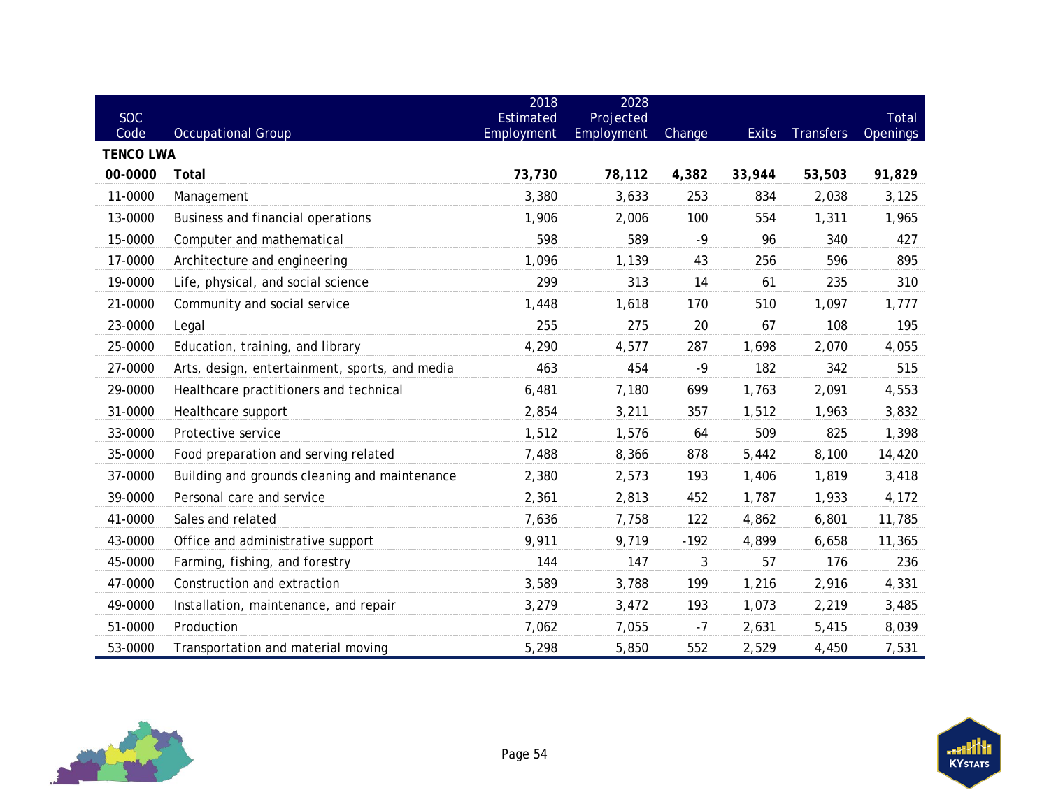| SOC Code | Occupational Group | 2018 Estimated Employment | 2028 Projected Employment | Change | Exits | Transfers | Total Openings |
|---|---|---|---|---|---|---|---|
| **TENCO LWA** | | | | | | | |
| **00-0000** | **Total** | **73,730** | **78,112** | **4,382** | **33,944** | **53,503** | **91,829** |
| 11-0000 | Management | 3,380 | 3,633 | 253 | 834 | 2,038 | 3,125 |
| 13-0000 | Business and financial operations | 1,906 | 2,006 | 100 | 554 | 1,311 | 1,965 |
| 15-0000 | Computer and mathematical | 598 | 589 | -9 | 96 | 340 | 427 |
| 17-0000 | Architecture and engineering | 1,096 | 1,139 | 43 | 256 | 596 | 895 |
| 19-0000 | Life, physical, and social science | 299 | 313 | 14 | 61 | 235 | 310 |
| 21-0000 | Community and social service | 1,448 | 1,618 | 170 | 510 | 1,097 | 1,777 |
| 23-0000 | Legal | 255 | 275 | 20 | 67 | 108 | 195 |
| 25-0000 | Education, training, and library | 4,290 | 4,577 | 287 | 1,698 | 2,070 | 4,055 |
| 27-0000 | Arts, design, entertainment, sports, and media | 463 | 454 | -9 | 182 | 342 | 515 |
| 29-0000 | Healthcare practitioners and technical | 6,481 | 7,180 | 699 | 1,763 | 2,091 | 4,553 |
| 31-0000 | Healthcare support | 2,854 | 3,211 | 357 | 1,512 | 1,963 | 3,832 |
| 33-0000 | Protective service | 1,512 | 1,576 | 64 | 509 | 825 | 1,398 |
| 35-0000 | Food preparation and serving related | 7,488 | 8,366 | 878 | 5,442 | 8,100 | 14,420 |
| 37-0000 | Building and grounds cleaning and maintenance | 2,380 | 2,573 | 193 | 1,406 | 1,819 | 3,418 |
| 39-0000 | Personal care and service | 2,361 | 2,813 | 452 | 1,787 | 1,933 | 4,172 |
| 41-0000 | Sales and related | 7,636 | 7,758 | 122 | 4,862 | 6,801 | 11,785 |
| 43-0000 | Office and administrative support | 9,911 | 9,719 | -192 | 4,899 | 6,658 | 11,365 |
| 45-0000 | Farming, fishing, and forestry | 144 | 147 | 3 | 57 | 176 | 236 |
| 47-0000 | Construction and extraction | 3,589 | 3,788 | 199 | 1,216 | 2,916 | 4,331 |
| 49-0000 | Installation, maintenance, and repair | 3,279 | 3,472 | 193 | 1,073 | 2,219 | 3,485 |
| 51-0000 | Production | 7,062 | 7,055 | -7 | 2,631 | 5,415 | 8,039 |
| 53-0000 | Transportation and material moving | 5,298 | 5,850 | 552 | 2,529 | 4,450 | 7,531 |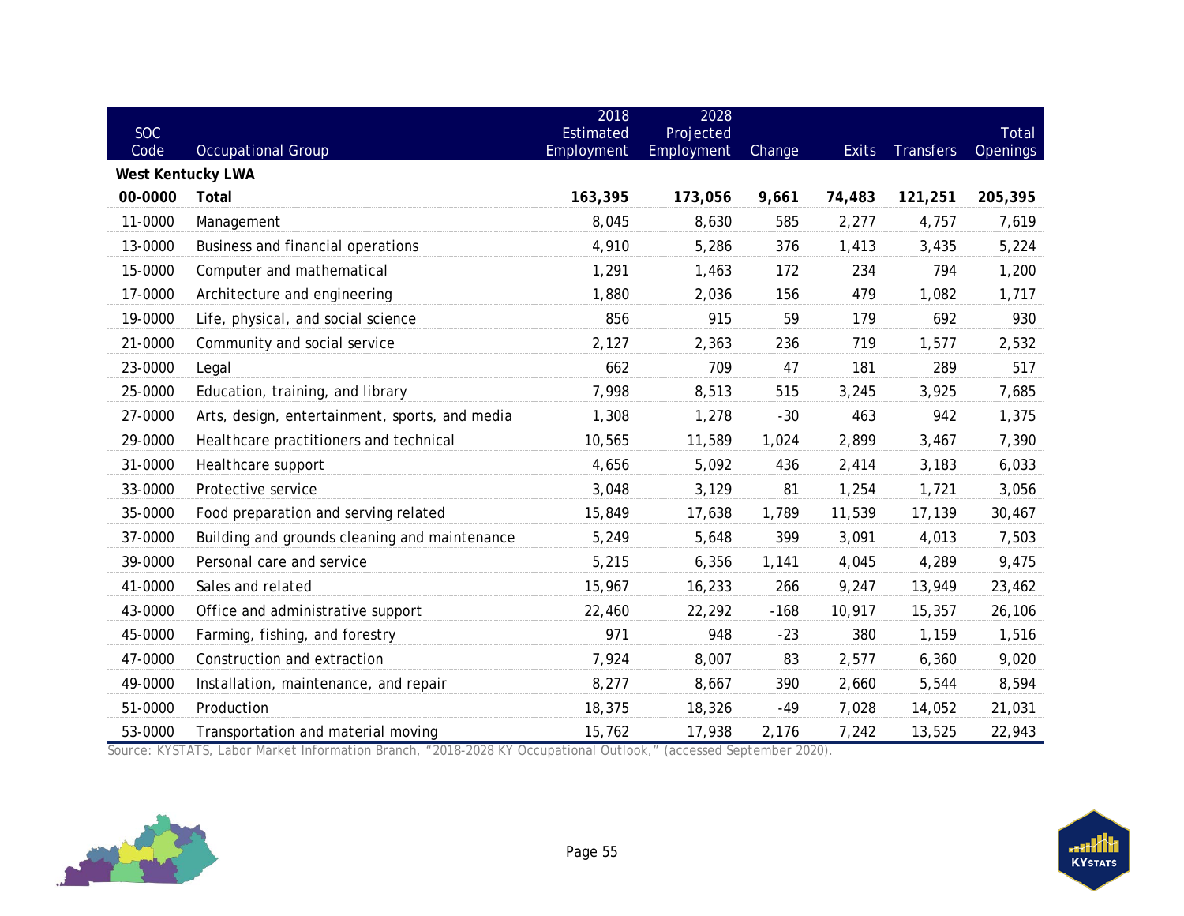| SOC Code | Occupational Group | 2018 Estimated Employment | 2028 Projected Employment | Change | Exits | Transfers | Total Openings |
|---|---|---|---|---|---|---|---|
| **West Kentucky LWA** | | | | | | | |
| **00-0000** | **Total** | **163,395** | **173,056** | **9,661** | **74,483** | **121,251** | **205,395** |
| 11-0000 | Management | 8,045 | 8,630 | 585 | 2,277 | 4,757 | 7,619 |
| 13-0000 | Business and financial operations | 4,910 | 5,286 | 376 | 1,413 | 3,435 | 5,224 |
| 15-0000 | Computer and mathematical | 1,291 | 1,463 | 172 | 234 | 794 | 1,200 |
| 17-0000 | Architecture and engineering | 1,880 | 2,036 | 156 | 479 | 1,082 | 1,717 |
| 19-0000 | Life, physical, and social science | 856 | 915 | 59 | 179 | 692 | 930 |
| 21-0000 | Community and social service | 2,127 | 2,363 | 236 | 719 | 1,577 | 2,532 |
| 23-0000 | Legal | 662 | 709 | 47 | 181 | 289 | 517 |
| 25-0000 | Education, training, and library | 7,998 | 8,513 | 515 | 3,245 | 3,925 | 7,685 |
| 27-0000 | Arts, design, entertainment, sports, and media | 1,308 | 1,278 | -30 | 463 | 942 | 1,375 |
| 29-0000 | Healthcare practitioners and technical | 10,565 | 11,589 | 1,024 | 2,899 | 3,467 | 7,390 |
| 31-0000 | Healthcare support | 4,656 | 5,092 | 436 | 2,414 | 3,183 | 6,033 |
| 33-0000 | Protective service | 3,048 | 3,129 | 81 | 1,254 | 1,721 | 3,056 |
| 35-0000 | Food preparation and serving related | 15,849 | 17,638 | 1,789 | 11,539 | 17,139 | 30,467 |
| 37-0000 | Building and grounds cleaning and maintenance | 5,249 | 5,648 | 399 | 3,091 | 4,013 | 7,503 |
| 39-0000 | Personal care and service | 5,215 | 6,356 | 1,141 | 4,045 | 4,289 | 9,475 |
| 41-0000 | Sales and related | 15,967 | 16,233 | 266 | 9,247 | 13,949 | 23,462 |
| 43-0000 | Office and administrative support | 22,460 | 22,292 | -168 | 10,917 | 15,357 | 26,106 |
| 45-0000 | Farming, fishing, and forestry | 971 | 948 | -23 | 380 | 1,159 | 1,516 |
| 47-0000 | Construction and extraction | 7,924 | 8,007 | 83 | 2,577 | 6,360 | 9,020 |
| 49-0000 | Installation, maintenance, and repair | 8,277 | 8,667 | 390 | 2,660 | 5,544 | 8,594 |
| 51-0000 | Production | 18,375 | 18,326 | -49 | 7,028 | 14,052 | 21,031 |
| 53-0000 | Transportation and material moving | 15,762 | 17,938 | 2,176 | 7,242 | 13,525 | 22,943 |

Source: KYSTATS, Labor Market Information Branch, "2018-2028 KY Occupational Outlook," (accessed September 2020).